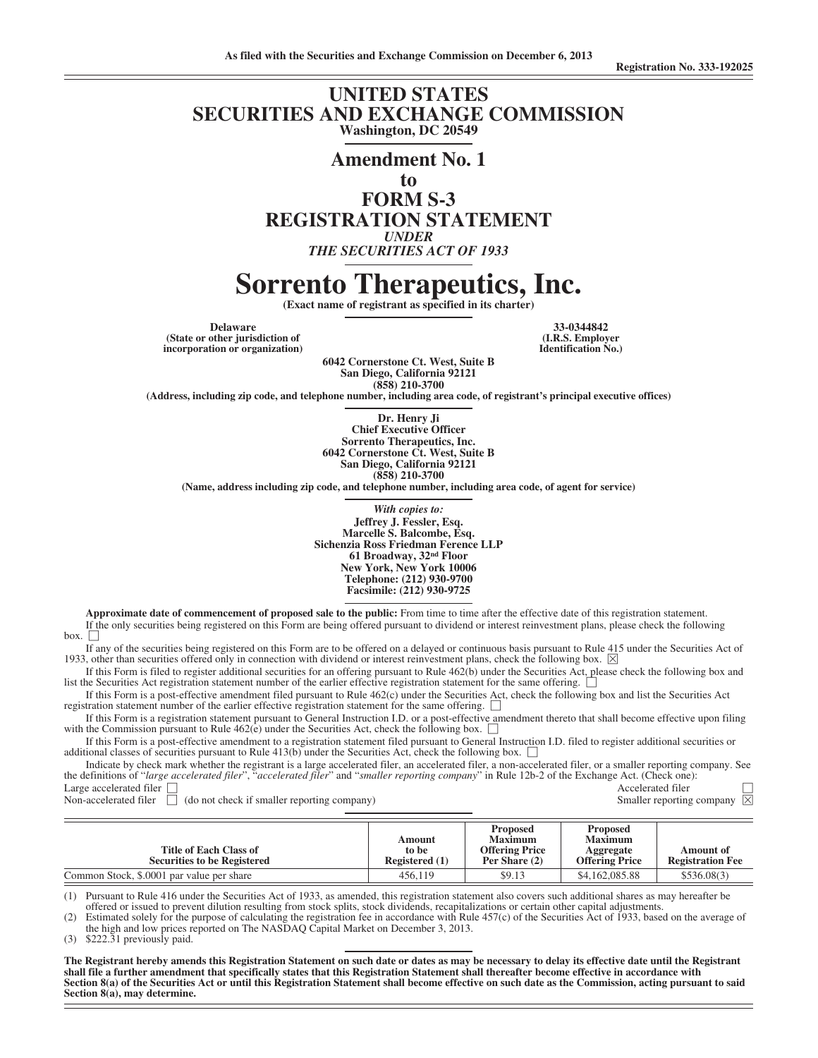As filed with the Securities and Exchange Commission on December 6, 2013

Registration No. 333-192025

# UNITED STATES SECURITIES AND EXCHANGE COMMISSION

**Washington, DC 20549**

## Amendment No. 1 to FORM S-3 REGISTRATION STATEMENT

*UNDER*

*THE SECURITIES ACT OF 1933*

# Sorrento Therapeutics, Inc.

**(Exact name of registrant as specified in its charter)**

| **Delaware** | **33-0344842** |
|---|---|
| **(State or other jurisdiction of incorporation or organization)** | **(I.R.S. Employer Identification No.)** |

**6042 Cornerstone Ct. West, Suite B**
**San Diego, California 92121**
**(858) 210-3700**
**(Address, including zip code, and telephone number, including area code, of registrant's principal executive offices)**

**Dr. Henry Ji**
**Chief Executive Officer**
**Sorrento Therapeutics, Inc.**
**6042 Cornerstone Ct. West, Suite B**
**San Diego, California 92121**
**(858) 210-3700**
**(Name, address including zip code, and telephone number, including area code, of agent for service)**

*With copies to:*
**Jeffrey J. Fessler, Esq.**
**Marcelle S. Balcombe, Esq.**
**Sichenzia Ross Friedman Ference LLP**
**61 Broadway, 32nd Floor**
**New York, New York 10006**
**Telephone: (212) 930-9700**
**Facsimile: (212) 930-9725**

**Approximate date of commencement of proposed sale to the public:** From time to time after the effective date of this registration statement.

If the only securities being registered on this Form are being offered pursuant to dividend or interest reinvestment plans, please check the following box. ☐

If any of the securities being registered on this Form are to be offered on a delayed or continuous basis pursuant to Rule 415 under the Securities Act of 1933, other than securities offered only in connection with dividend or interest reinvestment plans, check the following box. ☒

If this Form is filed to register additional securities for an offering pursuant to Rule 462(b) under the Securities Act, please check the following box and list the Securities Act registration statement number of the earlier effective registration statement for the same offering. ☐

If this Form is a post-effective amendment filed pursuant to Rule 462(c) under the Securities Act, check the following box and list the Securities Act registration statement number of the earlier effective registration statement for the same offering. ☐

If this Form is a registration statement pursuant to General Instruction I.D. or a post-effective amendment thereto that shall become effective upon filing with the Commission pursuant to Rule 462(e) under the Securities Act, check the following box. ☐

If this Form is a post-effective amendment to a registration statement filed pursuant to General Instruction I.D. filed to register additional securities or additional classes of securities pursuant to Rule 413(b) under the Securities Act, check the following box. ☐

Indicate by check mark whether the registrant is a large accelerated filer, an accelerated filer, a non-accelerated filer, or a smaller reporting company. See the definitions of "*large accelerated filer*", "*accelerated filer*" and "*smaller reporting company*" in Rule 12b-2 of the Exchange Act. (Check one):

Large accelerated filer ☐ Accelerated filer ☐
Non-accelerated filer ☐ (do not check if smaller reporting company) Smaller reporting company ☒

| Title of Each Class of Securities to be Registered | Amount to be Registered (1) | Proposed Maximum Offering Price Per Share (2) | Proposed Maximum Aggregate Offering Price | Amount of Registration Fee |
|---|---|---|---|---|
| Common Stock, $.0001 par value per share | 456,119 | $9.13 | $4,162,085.88 | $536.08(3) |

(1) Pursuant to Rule 416 under the Securities Act of 1933, as amended, this registration statement also covers such additional shares as may hereafter be offered or issued to prevent dilution resulting from stock splits, stock dividends, recapitalizations or certain other capital adjustments.

(2) Estimated solely for the purpose of calculating the registration fee in accordance with Rule 457(c) of the Securities Act of 1933, based on the average of the high and low prices reported on The NASDAQ Capital Market on December 3, 2013.

(3) $222.31 previously paid.

**The Registrant hereby amends this Registration Statement on such date or dates as may be necessary to delay its effective date until the Registrant shall file a further amendment that specifically states that this Registration Statement shall thereafter become effective in accordance with Section 8(a) of the Securities Act or until this Registration Statement shall become effective on such date as the Commission, acting pursuant to said Section 8(a), may determine.**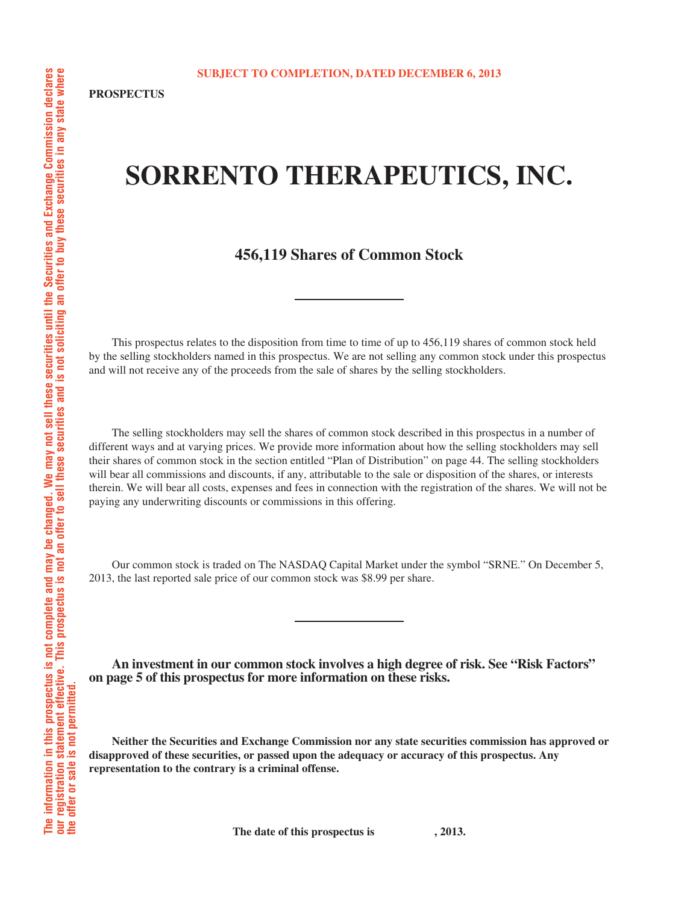The information in this prospectus is not complete and may be changed. We may not sell these securities until the Securities and Exchange Commission declares our registration statement effective. This prospectus is not an offer to sell these securities and is not soliciting an offer to buy these securities in any state where the offer or sale is not permitted.

SUBJECT TO COMPLETION, DATED DECEMBER 6, 2013

**PROSPECTUS**

# SORRENTO THERAPEUTICS, INC.

## 456,119 Shares of Common Stock

---

This prospectus relates to the disposition from time to time of up to 456,119 shares of common stock held by the selling stockholders named in this prospectus. We are not selling any common stock under this prospectus and will not receive any of the proceeds from the sale of shares by the selling stockholders.

The selling stockholders may sell the shares of common stock described in this prospectus in a number of different ways and at varying prices. We provide more information about how the selling stockholders may sell their shares of common stock in the section entitled "Plan of Distribution" on page 44. The selling stockholders will bear all commissions and discounts, if any, attributable to the sale or disposition of the shares, or interests therein. We will bear all costs, expenses and fees in connection with the registration of the shares. We will not be paying any underwriting discounts or commissions in this offering.

Our common stock is traded on The NASDAQ Capital Market under the symbol "SRNE." On December 5, 2013, the last reported sale price of our common stock was $8.99 per share.

---

**An investment in our common stock involves a high degree of risk. See "Risk Factors" on page 5 of this prospectus for more information on these risks.**

**Neither the Securities and Exchange Commission nor any state securities commission has approved or disapproved of these securities, or passed upon the adequacy or accuracy of this prospectus. Any representation to the contrary is a criminal offense.**

**The date of this prospectus is , 2013.**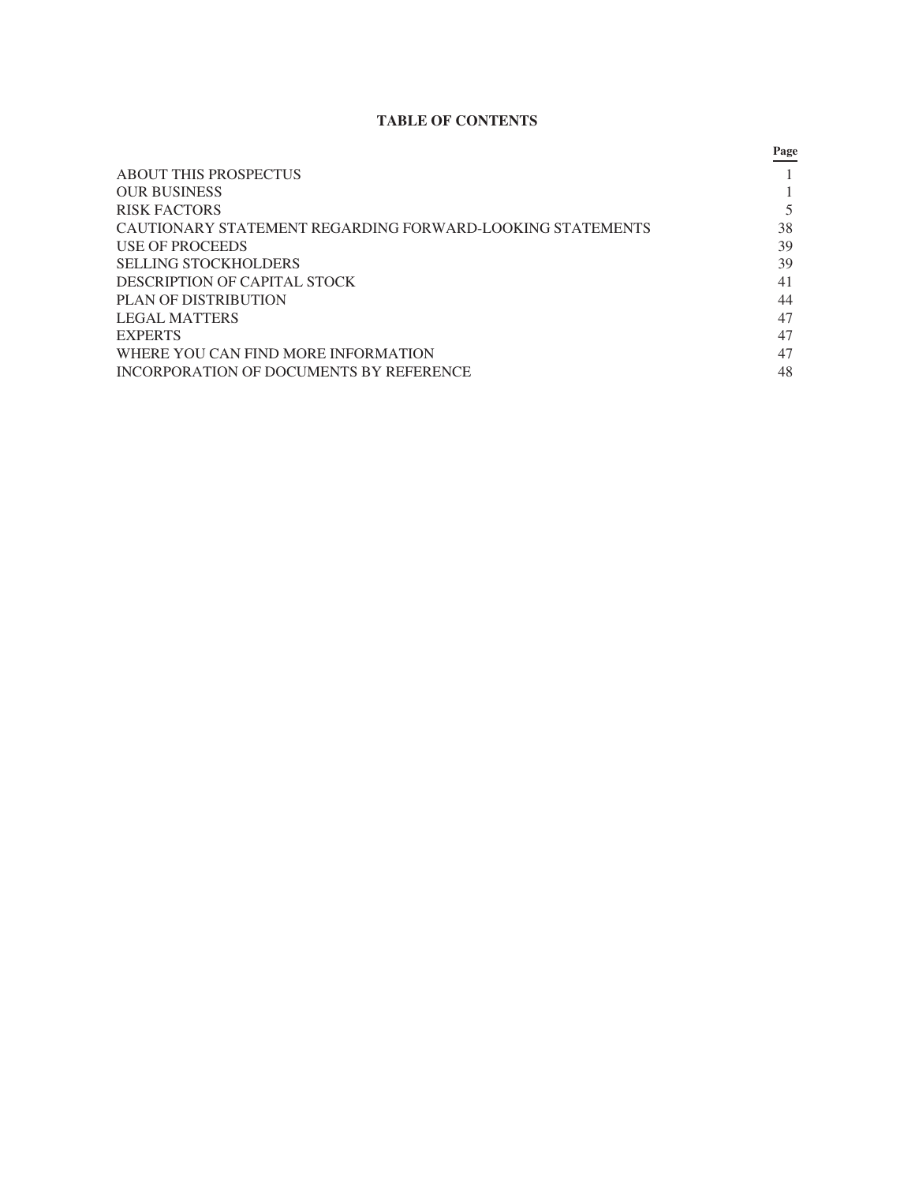# TABLE OF CONTENTS

| | Page |
|---|---|
| ABOUT THIS PROSPECTUS | 1 |
| OUR BUSINESS | 1 |
| RISK FACTORS | 5 |
| CAUTIONARY STATEMENT REGARDING FORWARD-LOOKING STATEMENTS | 38 |
| USE OF PROCEEDS | 39 |
| SELLING STOCKHOLDERS | 39 |
| DESCRIPTION OF CAPITAL STOCK | 41 |
| PLAN OF DISTRIBUTION | 44 |
| LEGAL MATTERS | 47 |
| EXPERTS | 47 |
| WHERE YOU CAN FIND MORE INFORMATION | 47 |
| INCORPORATION OF DOCUMENTS BY REFERENCE | 48 |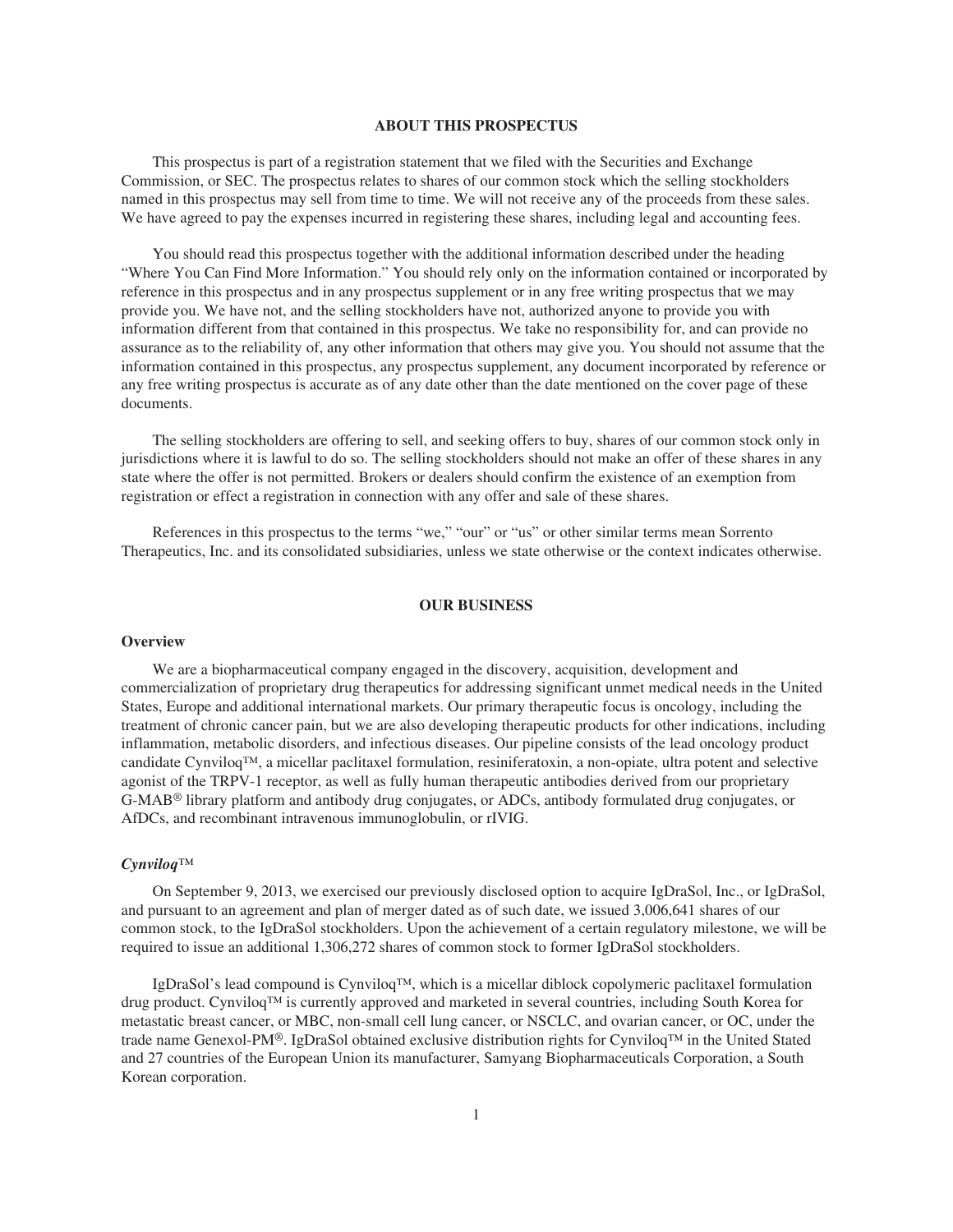## ABOUT THIS PROSPECTUS

This prospectus is part of a registration statement that we filed with the Securities and Exchange Commission, or SEC. The prospectus relates to shares of our common stock which the selling stockholders named in this prospectus may sell from time to time. We will not receive any of the proceeds from these sales. We have agreed to pay the expenses incurred in registering these shares, including legal and accounting fees.

You should read this prospectus together with the additional information described under the heading "Where You Can Find More Information." You should rely only on the information contained or incorporated by reference in this prospectus and in any prospectus supplement or in any free writing prospectus that we may provide you. We have not, and the selling stockholders have not, authorized anyone to provide you with information different from that contained in this prospectus. We take no responsibility for, and can provide no assurance as to the reliability of, any other information that others may give you. You should not assume that the information contained in this prospectus, any prospectus supplement, any document incorporated by reference or any free writing prospectus is accurate as of any date other than the date mentioned on the cover page of these documents.

The selling stockholders are offering to sell, and seeking offers to buy, shares of our common stock only in jurisdictions where it is lawful to do so. The selling stockholders should not make an offer of these shares in any state where the offer is not permitted. Brokers or dealers should confirm the existence of an exemption from registration or effect a registration in connection with any offer and sale of these shares.

References in this prospectus to the terms "we," "our" or "us" or other similar terms mean Sorrento Therapeutics, Inc. and its consolidated subsidiaries, unless we state otherwise or the context indicates otherwise.

## OUR BUSINESS

### Overview

We are a biopharmaceutical company engaged in the discovery, acquisition, development and commercialization of proprietary drug therapeutics for addressing significant unmet medical needs in the United States, Europe and additional international markets. Our primary therapeutic focus is oncology, including the treatment of chronic cancer pain, but we are also developing therapeutic products for other indications, including inflammation, metabolic disorders, and infectious diseases. Our pipeline consists of the lead oncology product candidate Cynviloq™, a micellar paclitaxel formulation, resiniferatoxin, a non-opiate, ultra potent and selective agonist of the TRPV-1 receptor, as well as fully human therapeutic antibodies derived from our proprietary G-MAB® library platform and antibody drug conjugates, or ADCs, antibody formulated drug conjugates, or AfDCs, and recombinant intravenous immunoglobulin, or rIVIG.

### *Cynviloq™*

On September 9, 2013, we exercised our previously disclosed option to acquire IgDraSol, Inc., or IgDraSol, and pursuant to an agreement and plan of merger dated as of such date, we issued 3,006,641 shares of our common stock, to the IgDraSol stockholders. Upon the achievement of a certain regulatory milestone, we will be required to issue an additional 1,306,272 shares of common stock to former IgDraSol stockholders.

IgDraSol's lead compound is Cynviloq™, which is a micellar diblock copolymeric paclitaxel formulation drug product. Cynviloq™ is currently approved and marketed in several countries, including South Korea for metastatic breast cancer, or MBC, non-small cell lung cancer, or NSCLC, and ovarian cancer, or OC, under the trade name Genexol-PM®. IgDraSol obtained exclusive distribution rights for Cynviloq™ in the United Stated and 27 countries of the European Union its manufacturer, Samyang Biopharmaceuticals Corporation, a South Korean corporation.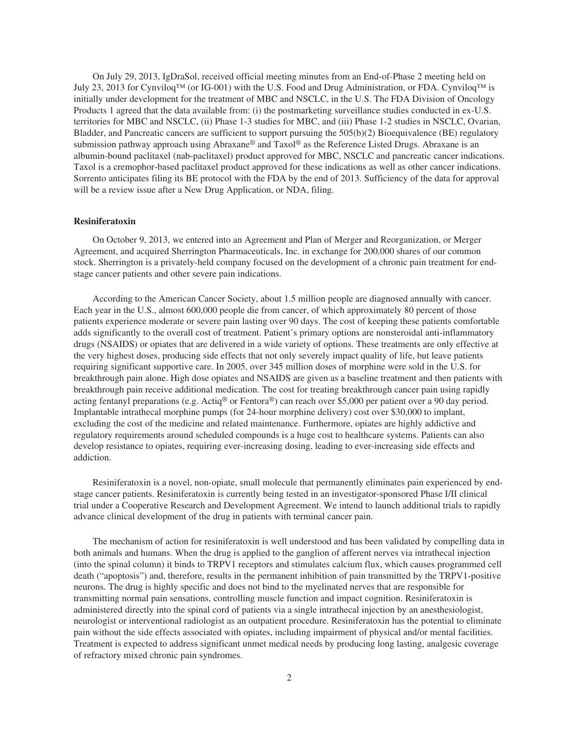On July 29, 2013, IgDraSol, received official meeting minutes from an End-of-Phase 2 meeting held on July 23, 2013 for Cynviloq™ (or IG-001) with the U.S. Food and Drug Administration, or FDA. Cynviloq™ is initially under development for the treatment of MBC and NSCLC, in the U.S. The FDA Division of Oncology Products 1 agreed that the data available from: (i) the postmarketing surveillance studies conducted in ex-U.S. territories for MBC and NSCLC, (ii) Phase 1-3 studies for MBC, and (iii) Phase 1-2 studies in NSCLC, Ovarian, Bladder, and Pancreatic cancers are sufficient to support pursuing the 505(b)(2) Bioequivalence (BE) regulatory submission pathway approach using Abraxane® and Taxol® as the Reference Listed Drugs. Abraxane is an albumin-bound paclitaxel (nab-paclitaxel) product approved for MBC, NSCLC and pancreatic cancer indications. Taxol is a cremophor-based paclitaxel product approved for these indications as well as other cancer indications. Sorrento anticipates filing its BE protocol with the FDA by the end of 2013. Sufficiency of the data for approval will be a review issue after a New Drug Application, or NDA, filing.

**Resiniferatoxin**

On October 9, 2013, we entered into an Agreement and Plan of Merger and Reorganization, or Merger Agreement, and acquired Sherrington Pharmaceuticals, Inc. in exchange for 200,000 shares of our common stock. Sherrington is a privately-held company focused on the development of a chronic pain treatment for end-stage cancer patients and other severe pain indications.

According to the American Cancer Society, about 1.5 million people are diagnosed annually with cancer. Each year in the U.S., almost 600,000 people die from cancer, of which approximately 80 percent of those patients experience moderate or severe pain lasting over 90 days. The cost of keeping these patients comfortable adds significantly to the overall cost of treatment. Patient's primary options are nonsteroidal anti-inflammatory drugs (NSAIDS) or opiates that are delivered in a wide variety of options. These treatments are only effective at the very highest doses, producing side effects that not only severely impact quality of life, but leave patients requiring significant supportive care. In 2005, over 345 million doses of morphine were sold in the U.S. for breakthrough pain alone. High dose opiates and NSAIDS are given as a baseline treatment and then patients with breakthrough pain receive additional medication. The cost for treating breakthrough cancer pain using rapidly acting fentanyl preparations (e.g. Actiq® or Fentora®) can reach over $5,000 per patient over a 90 day period. Implantable intrathecal morphine pumps (for 24-hour morphine delivery) cost over $30,000 to implant, excluding the cost of the medicine and related maintenance. Furthermore, opiates are highly addictive and regulatory requirements around scheduled compounds is a huge cost to healthcare systems. Patients can also develop resistance to opiates, requiring ever-increasing dosing, leading to ever-increasing side effects and addiction.

Resiniferatoxin is a novel, non-opiate, small molecule that permanently eliminates pain experienced by end-stage cancer patients. Resiniferatoxin is currently being tested in an investigator-sponsored Phase I/II clinical trial under a Cooperative Research and Development Agreement. We intend to launch additional trials to rapidly advance clinical development of the drug in patients with terminal cancer pain.

The mechanism of action for resiniferatoxin is well understood and has been validated by compelling data in both animals and humans. When the drug is applied to the ganglion of afferent nerves via intrathecal injection (into the spinal column) it binds to TRPV1 receptors and stimulates calcium flux, which causes programmed cell death ("apoptosis") and, therefore, results in the permanent inhibition of pain transmitted by the TRPV1-positive neurons. The drug is highly specific and does not bind to the myelinated nerves that are responsible for transmitting normal pain sensations, controlling muscle function and impact cognition. Resiniferatoxin is administered directly into the spinal cord of patients via a single intrathecal injection by an anesthesiologist, neurologist or interventional radiologist as an outpatient procedure. Resiniferatoxin has the potential to eliminate pain without the side effects associated with opiates, including impairment of physical and/or mental facilities. Treatment is expected to address significant unmet medical needs by producing long lasting, analgesic coverage of refractory mixed chronic pain syndromes.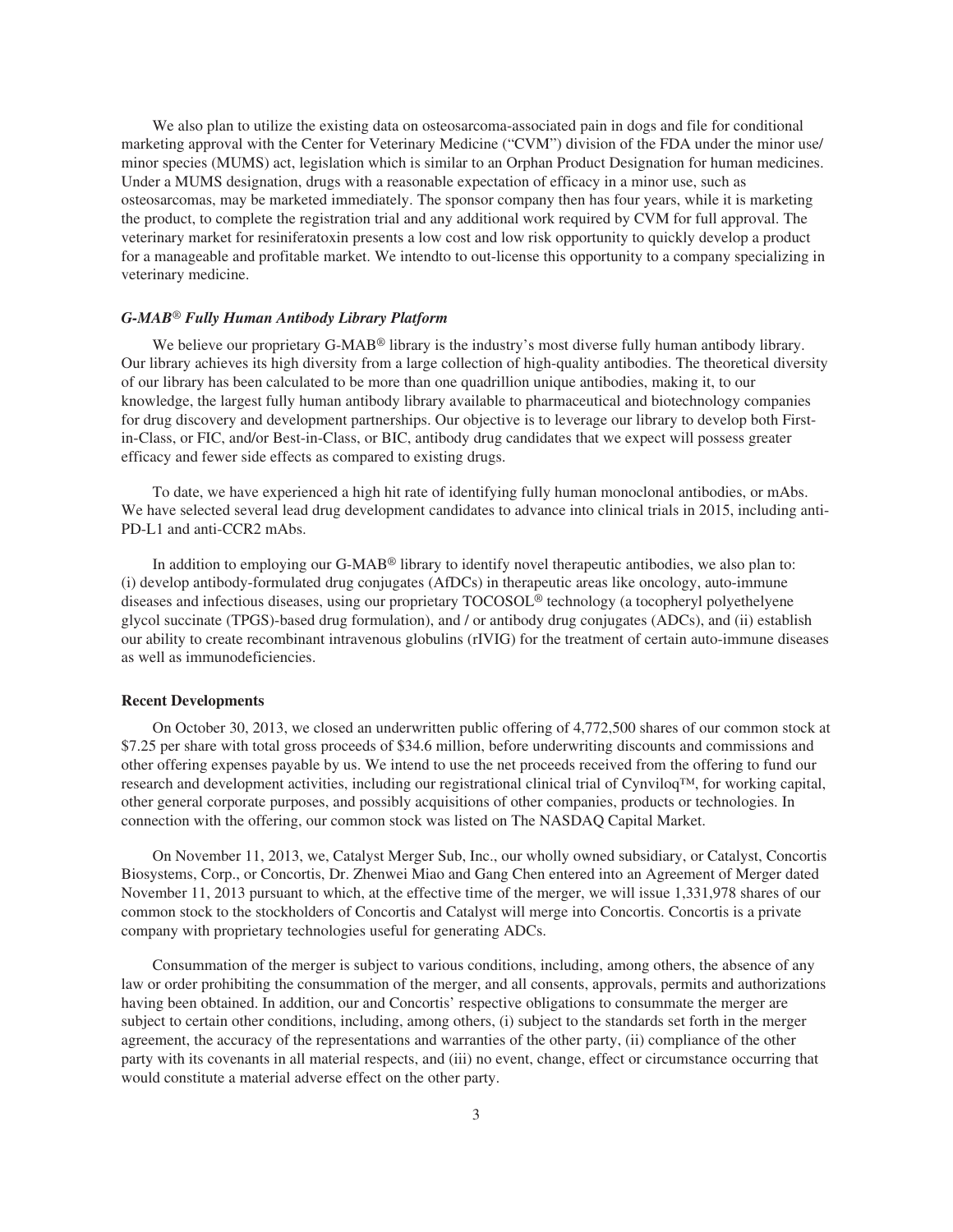We also plan to utilize the existing data on osteosarcoma-associated pain in dogs and file for conditional marketing approval with the Center for Veterinary Medicine ("CVM") division of the FDA under the minor use/ minor species (MUMS) act, legislation which is similar to an Orphan Product Designation for human medicines. Under a MUMS designation, drugs with a reasonable expectation of efficacy in a minor use, such as osteosarcomas, may be marketed immediately. The sponsor company then has four years, while it is marketing the product, to complete the registration trial and any additional work required by CVM for full approval. The veterinary market for resiniferatoxin presents a low cost and low risk opportunity to quickly develop a product for a manageable and profitable market. We intendto to out-license this opportunity to a company specializing in veterinary medicine.

***G-MAB® Fully Human Antibody Library Platform***

We believe our proprietary G-MAB® library is the industry's most diverse fully human antibody library. Our library achieves its high diversity from a large collection of high-quality antibodies. The theoretical diversity of our library has been calculated to be more than one quadrillion unique antibodies, making it, to our knowledge, the largest fully human antibody library available to pharmaceutical and biotechnology companies for drug discovery and development partnerships. Our objective is to leverage our library to develop both First-in-Class, or FIC, and/or Best-in-Class, or BIC, antibody drug candidates that we expect will possess greater efficacy and fewer side effects as compared to existing drugs.

To date, we have experienced a high hit rate of identifying fully human monoclonal antibodies, or mAbs. We have selected several lead drug development candidates to advance into clinical trials in 2015, including anti-PD-L1 and anti-CCR2 mAbs.

In addition to employing our G-MAB® library to identify novel therapeutic antibodies, we also plan to: (i) develop antibody-formulated drug conjugates (AfDCs) in therapeutic areas like oncology, auto-immune diseases and infectious diseases, using our proprietary TOCOSOL® technology (a tocopheryl polyethelyene glycol succinate (TPGS)-based drug formulation), and / or antibody drug conjugates (ADCs), and (ii) establish our ability to create recombinant intravenous globulins (rIVIG) for the treatment of certain auto-immune diseases as well as immunodeficiencies.

**Recent Developments**

On October 30, 2013, we closed an underwritten public offering of 4,772,500 shares of our common stock at $7.25 per share with total gross proceeds of $34.6 million, before underwriting discounts and commissions and other offering expenses payable by us. We intend to use the net proceeds received from the offering to fund our research and development activities, including our registrational clinical trial of Cynviloq™, for working capital, other general corporate purposes, and possibly acquisitions of other companies, products or technologies. In connection with the offering, our common stock was listed on The NASDAQ Capital Market.

On November 11, 2013, we, Catalyst Merger Sub, Inc., our wholly owned subsidiary, or Catalyst, Concortis Biosystems, Corp., or Concortis, Dr. Zhenwei Miao and Gang Chen entered into an Agreement of Merger dated November 11, 2013 pursuant to which, at the effective time of the merger, we will issue 1,331,978 shares of our common stock to the stockholders of Concortis and Catalyst will merge into Concortis. Concortis is a private company with proprietary technologies useful for generating ADCs.

Consummation of the merger is subject to various conditions, including, among others, the absence of any law or order prohibiting the consummation of the merger, and all consents, approvals, permits and authorizations having been obtained. In addition, our and Concortis' respective obligations to consummate the merger are subject to certain other conditions, including, among others, (i) subject to the standards set forth in the merger agreement, the accuracy of the representations and warranties of the other party, (ii) compliance of the other party with its covenants in all material respects, and (iii) no event, change, effect or circumstance occurring that would constitute a material adverse effect on the other party.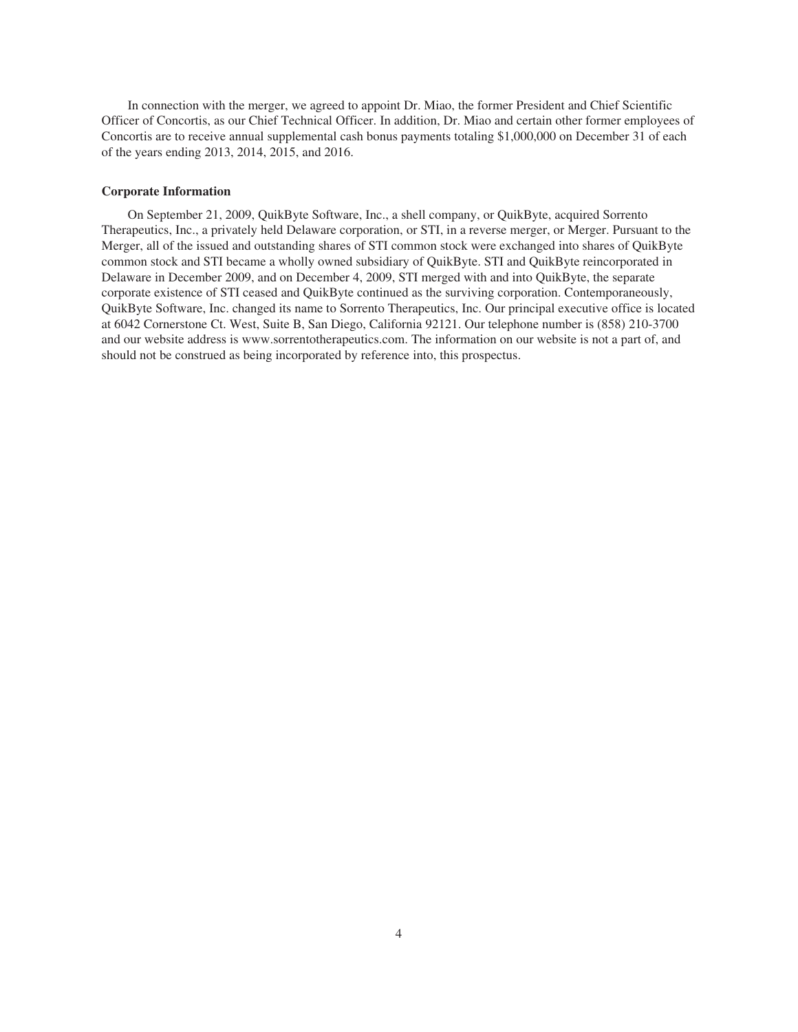In connection with the merger, we agreed to appoint Dr. Miao, the former President and Chief Scientific Officer of Concortis, as our Chief Technical Officer. In addition, Dr. Miao and certain other former employees of Concortis are to receive annual supplemental cash bonus payments totaling $1,000,000 on December 31 of each of the years ending 2013, 2014, 2015, and 2016.

**Corporate Information**

On September 21, 2009, QuikByte Software, Inc., a shell company, or QuikByte, acquired Sorrento Therapeutics, Inc., a privately held Delaware corporation, or STI, in a reverse merger, or Merger. Pursuant to the Merger, all of the issued and outstanding shares of STI common stock were exchanged into shares of QuikByte common stock and STI became a wholly owned subsidiary of QuikByte. STI and QuikByte reincorporated in Delaware in December 2009, and on December 4, 2009, STI merged with and into QuikByte, the separate corporate existence of STI ceased and QuikByte continued as the surviving corporation. Contemporaneously, QuikByte Software, Inc. changed its name to Sorrento Therapeutics, Inc. Our principal executive office is located at 6042 Cornerstone Ct. West, Suite B, San Diego, California 92121. Our telephone number is (858) 210-3700 and our website address is www.sorrentotherapeutics.com. The information on our website is not a part of, and should not be construed as being incorporated by reference into, this prospectus.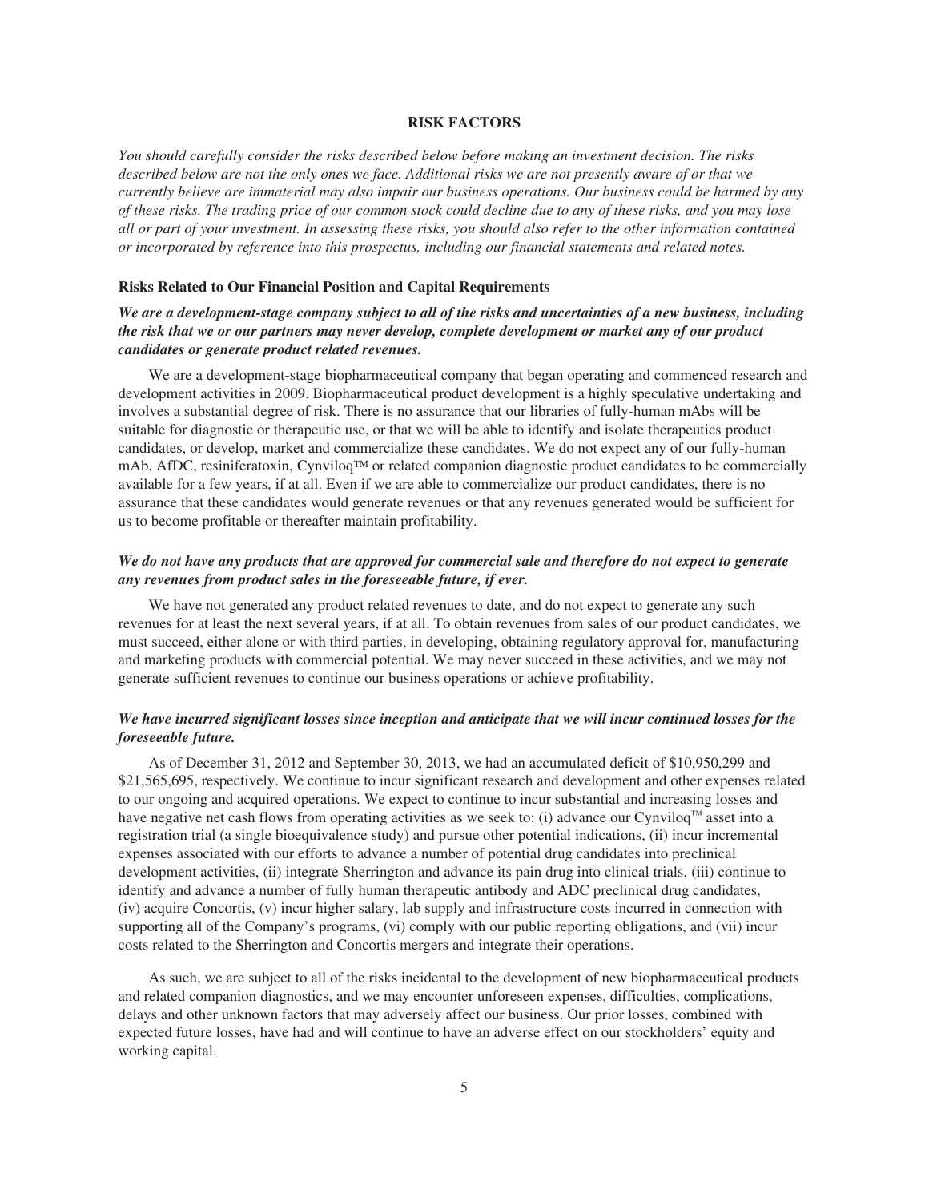## RISK FACTORS

*You should carefully consider the risks described below before making an investment decision. The risks described below are not the only ones we face. Additional risks we are not presently aware of or that we currently believe are immaterial may also impair our business operations. Our business could be harmed by any of these risks. The trading price of our common stock could decline due to any of these risks, and you may lose all or part of your investment. In assessing these risks, you should also refer to the other information contained or incorporated by reference into this prospectus, including our financial statements and related notes.*

### Risks Related to Our Financial Position and Capital Requirements

***We are a development-stage company subject to all of the risks and uncertainties of a new business, including the risk that we or our partners may never develop, complete development or market any of our product candidates or generate product related revenues.***

We are a development-stage biopharmaceutical company that began operating and commenced research and development activities in 2009. Biopharmaceutical product development is a highly speculative undertaking and involves a substantial degree of risk. There is no assurance that our libraries of fully-human mAbs will be suitable for diagnostic or therapeutic use, or that we will be able to identify and isolate therapeutics product candidates, or develop, market and commercialize these candidates. We do not expect any of our fully-human mAb, AfDC, resiniferatoxin, Cynviloq™ or related companion diagnostic product candidates to be commercially available for a few years, if at all. Even if we are able to commercialize our product candidates, there is no assurance that these candidates would generate revenues or that any revenues generated would be sufficient for us to become profitable or thereafter maintain profitability.

***We do not have any products that are approved for commercial sale and therefore do not expect to generate any revenues from product sales in the foreseeable future, if ever.***

We have not generated any product related revenues to date, and do not expect to generate any such revenues for at least the next several years, if at all. To obtain revenues from sales of our product candidates, we must succeed, either alone or with third parties, in developing, obtaining regulatory approval for, manufacturing and marketing products with commercial potential. We may never succeed in these activities, and we may not generate sufficient revenues to continue our business operations or achieve profitability.

***We have incurred significant losses since inception and anticipate that we will incur continued losses for the foreseeable future.***

As of December 31, 2012 and September 30, 2013, we had an accumulated deficit of $10,950,299 and $21,565,695, respectively. We continue to incur significant research and development and other expenses related to our ongoing and acquired operations. We expect to continue to incur substantial and increasing losses and have negative net cash flows from operating activities as we seek to: (i) advance our Cynviloq™ asset into a registration trial (a single bioequivalence study) and pursue other potential indications, (ii) incur incremental expenses associated with our efforts to advance a number of potential drug candidates into preclinical development activities, (ii) integrate Sherrington and advance its pain drug into clinical trials, (iii) continue to identify and advance a number of fully human therapeutic antibody and ADC preclinical drug candidates, (iv) acquire Concortis, (v) incur higher salary, lab supply and infrastructure costs incurred in connection with supporting all of the Company's programs, (vi) comply with our public reporting obligations, and (vii) incur costs related to the Sherrington and Concortis mergers and integrate their operations.

As such, we are subject to all of the risks incidental to the development of new biopharmaceutical products and related companion diagnostics, and we may encounter unforeseen expenses, difficulties, complications, delays and other unknown factors that may adversely affect our business. Our prior losses, combined with expected future losses, have had and will continue to have an adverse effect on our stockholders' equity and working capital.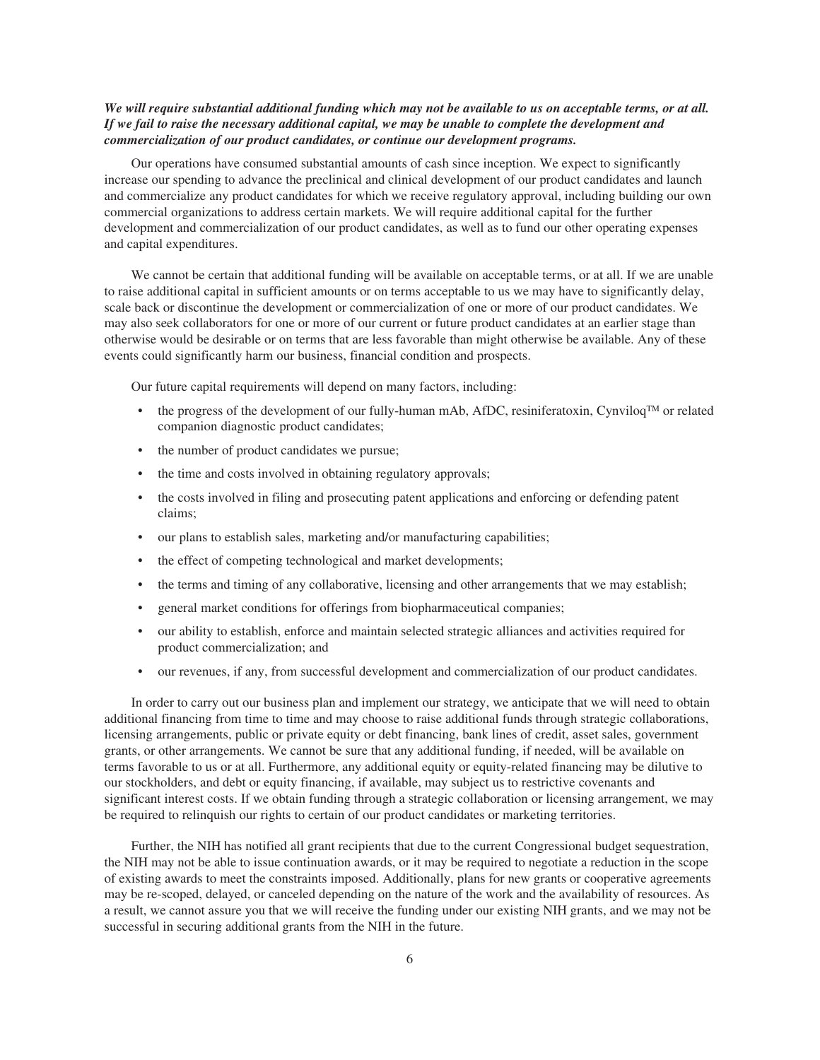***We will require substantial additional funding which may not be available to us on acceptable terms, or at all. If we fail to raise the necessary additional capital, we may be unable to complete the development and commercialization of our product candidates, or continue our development programs.***

Our operations have consumed substantial amounts of cash since inception. We expect to significantly increase our spending to advance the preclinical and clinical development of our product candidates and launch and commercialize any product candidates for which we receive regulatory approval, including building our own commercial organizations to address certain markets. We will require additional capital for the further development and commercialization of our product candidates, as well as to fund our other operating expenses and capital expenditures.

We cannot be certain that additional funding will be available on acceptable terms, or at all. If we are unable to raise additional capital in sufficient amounts or on terms acceptable to us we may have to significantly delay, scale back or discontinue the development or commercialization of one or more of our product candidates. We may also seek collaborators for one or more of our current or future product candidates at an earlier stage than otherwise would be desirable or on terms that are less favorable than might otherwise be available. Any of these events could significantly harm our business, financial condition and prospects.

Our future capital requirements will depend on many factors, including:

- the progress of the development of our fully-human mAb, AfDC, resiniferatoxin, Cynviloq™ or related companion diagnostic product candidates;
- the number of product candidates we pursue;
- the time and costs involved in obtaining regulatory approvals;
- the costs involved in filing and prosecuting patent applications and enforcing or defending patent claims;
- our plans to establish sales, marketing and/or manufacturing capabilities;
- the effect of competing technological and market developments;
- the terms and timing of any collaborative, licensing and other arrangements that we may establish;
- general market conditions for offerings from biopharmaceutical companies;
- our ability to establish, enforce and maintain selected strategic alliances and activities required for product commercialization; and
- our revenues, if any, from successful development and commercialization of our product candidates.

In order to carry out our business plan and implement our strategy, we anticipate that we will need to obtain additional financing from time to time and may choose to raise additional funds through strategic collaborations, licensing arrangements, public or private equity or debt financing, bank lines of credit, asset sales, government grants, or other arrangements. We cannot be sure that any additional funding, if needed, will be available on terms favorable to us or at all. Furthermore, any additional equity or equity-related financing may be dilutive to our stockholders, and debt or equity financing, if available, may subject us to restrictive covenants and significant interest costs. If we obtain funding through a strategic collaboration or licensing arrangement, we may be required to relinquish our rights to certain of our product candidates or marketing territories.

Further, the NIH has notified all grant recipients that due to the current Congressional budget sequestration, the NIH may not be able to issue continuation awards, or it may be required to negotiate a reduction in the scope of existing awards to meet the constraints imposed. Additionally, plans for new grants or cooperative agreements may be re-scoped, delayed, or canceled depending on the nature of the work and the availability of resources. As a result, we cannot assure you that we will receive the funding under our existing NIH grants, and we may not be successful in securing additional grants from the NIH in the future.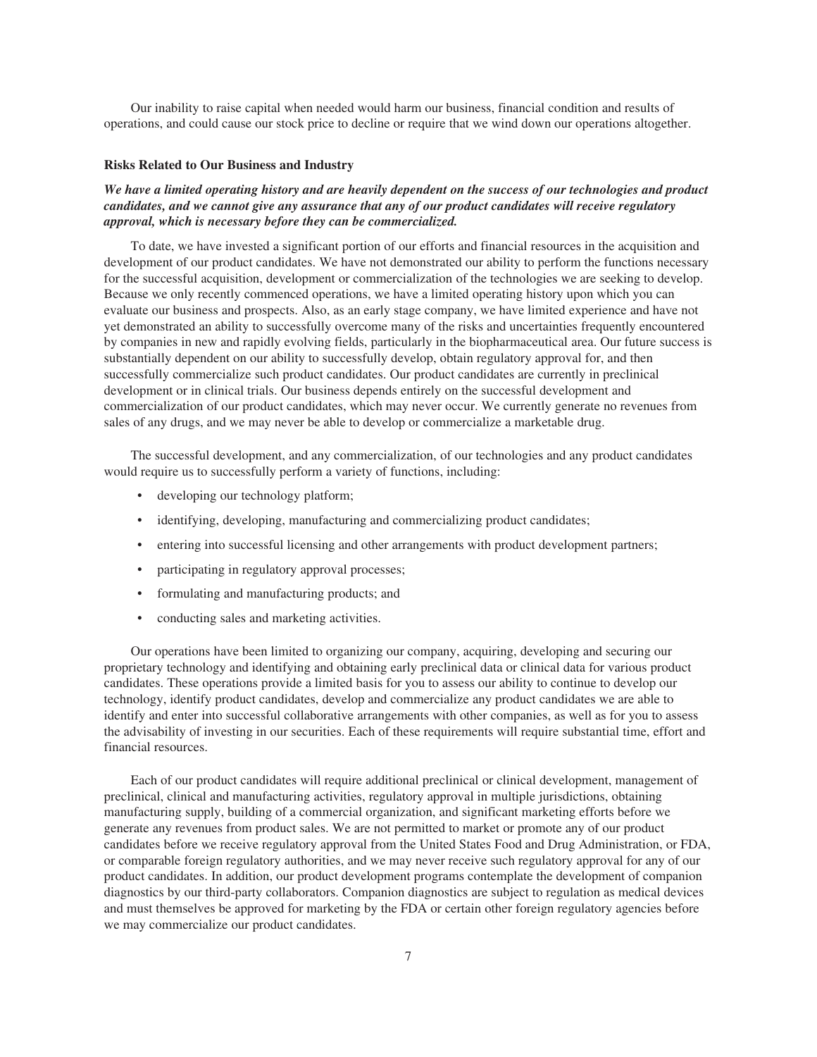Our inability to raise capital when needed would harm our business, financial condition and results of operations, and could cause our stock price to decline or require that we wind down our operations altogether.

### Risks Related to Our Business and Industry

***We have a limited operating history and are heavily dependent on the success of our technologies and product candidates, and we cannot give any assurance that any of our product candidates will receive regulatory approval, which is necessary before they can be commercialized.***

To date, we have invested a significant portion of our efforts and financial resources in the acquisition and development of our product candidates. We have not demonstrated our ability to perform the functions necessary for the successful acquisition, development or commercialization of the technologies we are seeking to develop. Because we only recently commenced operations, we have a limited operating history upon which you can evaluate our business and prospects. Also, as an early stage company, we have limited experience and have not yet demonstrated an ability to successfully overcome many of the risks and uncertainties frequently encountered by companies in new and rapidly evolving fields, particularly in the biopharmaceutical area. Our future success is substantially dependent on our ability to successfully develop, obtain regulatory approval for, and then successfully commercialize such product candidates. Our product candidates are currently in preclinical development or in clinical trials. Our business depends entirely on the successful development and commercialization of our product candidates, which may never occur. We currently generate no revenues from sales of any drugs, and we may never be able to develop or commercialize a marketable drug.

The successful development, and any commercialization, of our technologies and any product candidates would require us to successfully perform a variety of functions, including:

- developing our technology platform;
- identifying, developing, manufacturing and commercializing product candidates;
- entering into successful licensing and other arrangements with product development partners;
- participating in regulatory approval processes;
- formulating and manufacturing products; and
- conducting sales and marketing activities.

Our operations have been limited to organizing our company, acquiring, developing and securing our proprietary technology and identifying and obtaining early preclinical data or clinical data for various product candidates. These operations provide a limited basis for you to assess our ability to continue to develop our technology, identify product candidates, develop and commercialize any product candidates we are able to identify and enter into successful collaborative arrangements with other companies, as well as for you to assess the advisability of investing in our securities. Each of these requirements will require substantial time, effort and financial resources.

Each of our product candidates will require additional preclinical or clinical development, management of preclinical, clinical and manufacturing activities, regulatory approval in multiple jurisdictions, obtaining manufacturing supply, building of a commercial organization, and significant marketing efforts before we generate any revenues from product sales. We are not permitted to market or promote any of our product candidates before we receive regulatory approval from the United States Food and Drug Administration, or FDA, or comparable foreign regulatory authorities, and we may never receive such regulatory approval for any of our product candidates. In addition, our product development programs contemplate the development of companion diagnostics by our third-party collaborators. Companion diagnostics are subject to regulation as medical devices and must themselves be approved for marketing by the FDA or certain other foreign regulatory agencies before we may commercialize our product candidates.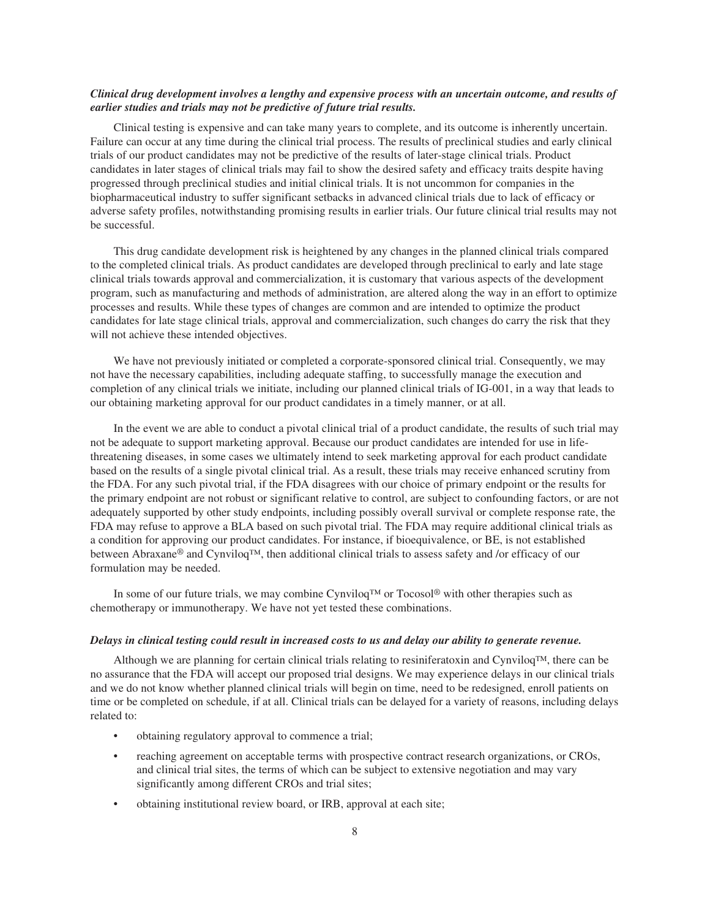***Clinical drug development involves a lengthy and expensive process with an uncertain outcome, and results of earlier studies and trials may not be predictive of future trial results.***

Clinical testing is expensive and can take many years to complete, and its outcome is inherently uncertain. Failure can occur at any time during the clinical trial process. The results of preclinical studies and early clinical trials of our product candidates may not be predictive of the results of later-stage clinical trials. Product candidates in later stages of clinical trials may fail to show the desired safety and efficacy traits despite having progressed through preclinical studies and initial clinical trials. It is not uncommon for companies in the biopharmaceutical industry to suffer significant setbacks in advanced clinical trials due to lack of efficacy or adverse safety profiles, notwithstanding promising results in earlier trials. Our future clinical trial results may not be successful.

This drug candidate development risk is heightened by any changes in the planned clinical trials compared to the completed clinical trials. As product candidates are developed through preclinical to early and late stage clinical trials towards approval and commercialization, it is customary that various aspects of the development program, such as manufacturing and methods of administration, are altered along the way in an effort to optimize processes and results. While these types of changes are common and are intended to optimize the product candidates for late stage clinical trials, approval and commercialization, such changes do carry the risk that they will not achieve these intended objectives.

We have not previously initiated or completed a corporate-sponsored clinical trial. Consequently, we may not have the necessary capabilities, including adequate staffing, to successfully manage the execution and completion of any clinical trials we initiate, including our planned clinical trials of IG-001, in a way that leads to our obtaining marketing approval for our product candidates in a timely manner, or at all.

In the event we are able to conduct a pivotal clinical trial of a product candidate, the results of such trial may not be adequate to support marketing approval. Because our product candidates are intended for use in life-threatening diseases, in some cases we ultimately intend to seek marketing approval for each product candidate based on the results of a single pivotal clinical trial. As a result, these trials may receive enhanced scrutiny from the FDA. For any such pivotal trial, if the FDA disagrees with our choice of primary endpoint or the results for the primary endpoint are not robust or significant relative to control, are subject to confounding factors, or are not adequately supported by other study endpoints, including possibly overall survival or complete response rate, the FDA may refuse to approve a BLA based on such pivotal trial. The FDA may require additional clinical trials as a condition for approving our product candidates. For instance, if bioequivalence, or BE, is not established between Abraxane® and Cynviloq™, then additional clinical trials to assess safety and /or efficacy of our formulation may be needed.

In some of our future trials, we may combine Cynviloq™ or Tocosol® with other therapies such as chemotherapy or immunotherapy. We have not yet tested these combinations.

***Delays in clinical testing could result in increased costs to us and delay our ability to generate revenue.***

Although we are planning for certain clinical trials relating to resiniferatoxin and Cynviloq™, there can be no assurance that the FDA will accept our proposed trial designs. We may experience delays in our clinical trials and we do not know whether planned clinical trials will begin on time, need to be redesigned, enroll patients on time or be completed on schedule, if at all. Clinical trials can be delayed for a variety of reasons, including delays related to:

- obtaining regulatory approval to commence a trial;
- reaching agreement on acceptable terms with prospective contract research organizations, or CROs, and clinical trial sites, the terms of which can be subject to extensive negotiation and may vary significantly among different CROs and trial sites;
- obtaining institutional review board, or IRB, approval at each site;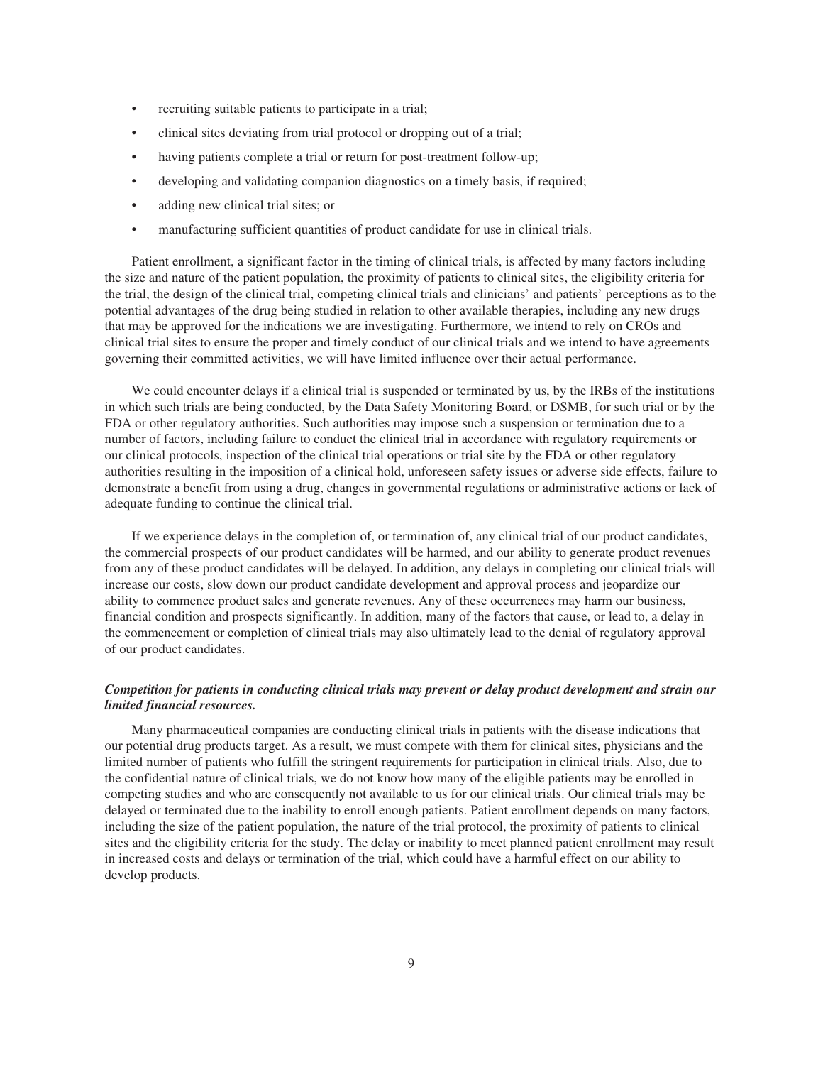- recruiting suitable patients to participate in a trial;
- clinical sites deviating from trial protocol or dropping out of a trial;
- having patients complete a trial or return for post-treatment follow-up;
- developing and validating companion diagnostics on a timely basis, if required;
- adding new clinical trial sites; or
- manufacturing sufficient quantities of product candidate for use in clinical trials.

Patient enrollment, a significant factor in the timing of clinical trials, is affected by many factors including the size and nature of the patient population, the proximity of patients to clinical sites, the eligibility criteria for the trial, the design of the clinical trial, competing clinical trials and clinicians' and patients' perceptions as to the potential advantages of the drug being studied in relation to other available therapies, including any new drugs that may be approved for the indications we are investigating. Furthermore, we intend to rely on CROs and clinical trial sites to ensure the proper and timely conduct of our clinical trials and we intend to have agreements governing their committed activities, we will have limited influence over their actual performance.

We could encounter delays if a clinical trial is suspended or terminated by us, by the IRBs of the institutions in which such trials are being conducted, by the Data Safety Monitoring Board, or DSMB, for such trial or by the FDA or other regulatory authorities. Such authorities may impose such a suspension or termination due to a number of factors, including failure to conduct the clinical trial in accordance with regulatory requirements or our clinical protocols, inspection of the clinical trial operations or trial site by the FDA or other regulatory authorities resulting in the imposition of a clinical hold, unforeseen safety issues or adverse side effects, failure to demonstrate a benefit from using a drug, changes in governmental regulations or administrative actions or lack of adequate funding to continue the clinical trial.

If we experience delays in the completion of, or termination of, any clinical trial of our product candidates, the commercial prospects of our product candidates will be harmed, and our ability to generate product revenues from any of these product candidates will be delayed. In addition, any delays in completing our clinical trials will increase our costs, slow down our product candidate development and approval process and jeopardize our ability to commence product sales and generate revenues. Any of these occurrences may harm our business, financial condition and prospects significantly. In addition, many of the factors that cause, or lead to, a delay in the commencement or completion of clinical trials may also ultimately lead to the denial of regulatory approval of our product candidates.

***Competition for patients in conducting clinical trials may prevent or delay product development and strain our limited financial resources.***

Many pharmaceutical companies are conducting clinical trials in patients with the disease indications that our potential drug products target. As a result, we must compete with them for clinical sites, physicians and the limited number of patients who fulfill the stringent requirements for participation in clinical trials. Also, due to the confidential nature of clinical trials, we do not know how many of the eligible patients may be enrolled in competing studies and who are consequently not available to us for our clinical trials. Our clinical trials may be delayed or terminated due to the inability to enroll enough patients. Patient enrollment depends on many factors, including the size of the patient population, the nature of the trial protocol, the proximity of patients to clinical sites and the eligibility criteria for the study. The delay or inability to meet planned patient enrollment may result in increased costs and delays or termination of the trial, which could have a harmful effect on our ability to develop products.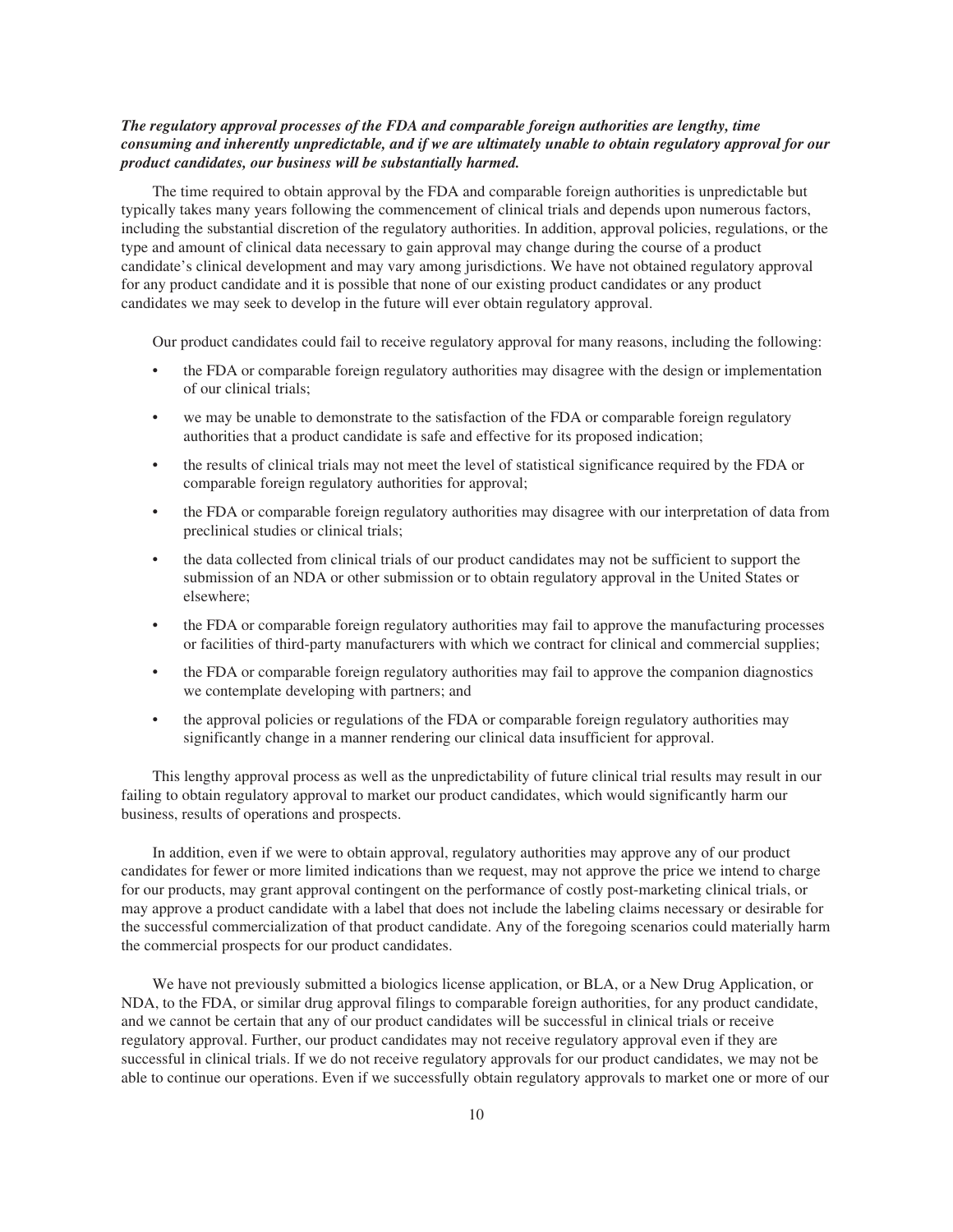***The regulatory approval processes of the FDA and comparable foreign authorities are lengthy, time consuming and inherently unpredictable, and if we are ultimately unable to obtain regulatory approval for our product candidates, our business will be substantially harmed.***

The time required to obtain approval by the FDA and comparable foreign authorities is unpredictable but typically takes many years following the commencement of clinical trials and depends upon numerous factors, including the substantial discretion of the regulatory authorities. In addition, approval policies, regulations, or the type and amount of clinical data necessary to gain approval may change during the course of a product candidate's clinical development and may vary among jurisdictions. We have not obtained regulatory approval for any product candidate and it is possible that none of our existing product candidates or any product candidates we may seek to develop in the future will ever obtain regulatory approval.

Our product candidates could fail to receive regulatory approval for many reasons, including the following:

- the FDA or comparable foreign regulatory authorities may disagree with the design or implementation of our clinical trials;
- we may be unable to demonstrate to the satisfaction of the FDA or comparable foreign regulatory authorities that a product candidate is safe and effective for its proposed indication;
- the results of clinical trials may not meet the level of statistical significance required by the FDA or comparable foreign regulatory authorities for approval;
- the FDA or comparable foreign regulatory authorities may disagree with our interpretation of data from preclinical studies or clinical trials;
- the data collected from clinical trials of our product candidates may not be sufficient to support the submission of an NDA or other submission or to obtain regulatory approval in the United States or elsewhere;
- the FDA or comparable foreign regulatory authorities may fail to approve the manufacturing processes or facilities of third-party manufacturers with which we contract for clinical and commercial supplies;
- the FDA or comparable foreign regulatory authorities may fail to approve the companion diagnostics we contemplate developing with partners; and
- the approval policies or regulations of the FDA or comparable foreign regulatory authorities may significantly change in a manner rendering our clinical data insufficient for approval.

This lengthy approval process as well as the unpredictability of future clinical trial results may result in our failing to obtain regulatory approval to market our product candidates, which would significantly harm our business, results of operations and prospects.

In addition, even if we were to obtain approval, regulatory authorities may approve any of our product candidates for fewer or more limited indications than we request, may not approve the price we intend to charge for our products, may grant approval contingent on the performance of costly post-marketing clinical trials, or may approve a product candidate with a label that does not include the labeling claims necessary or desirable for the successful commercialization of that product candidate. Any of the foregoing scenarios could materially harm the commercial prospects for our product candidates.

We have not previously submitted a biologics license application, or BLA, or a New Drug Application, or NDA, to the FDA, or similar drug approval filings to comparable foreign authorities, for any product candidate, and we cannot be certain that any of our product candidates will be successful in clinical trials or receive regulatory approval. Further, our product candidates may not receive regulatory approval even if they are successful in clinical trials. If we do not receive regulatory approvals for our product candidates, we may not be able to continue our operations. Even if we successfully obtain regulatory approvals to market one or more of our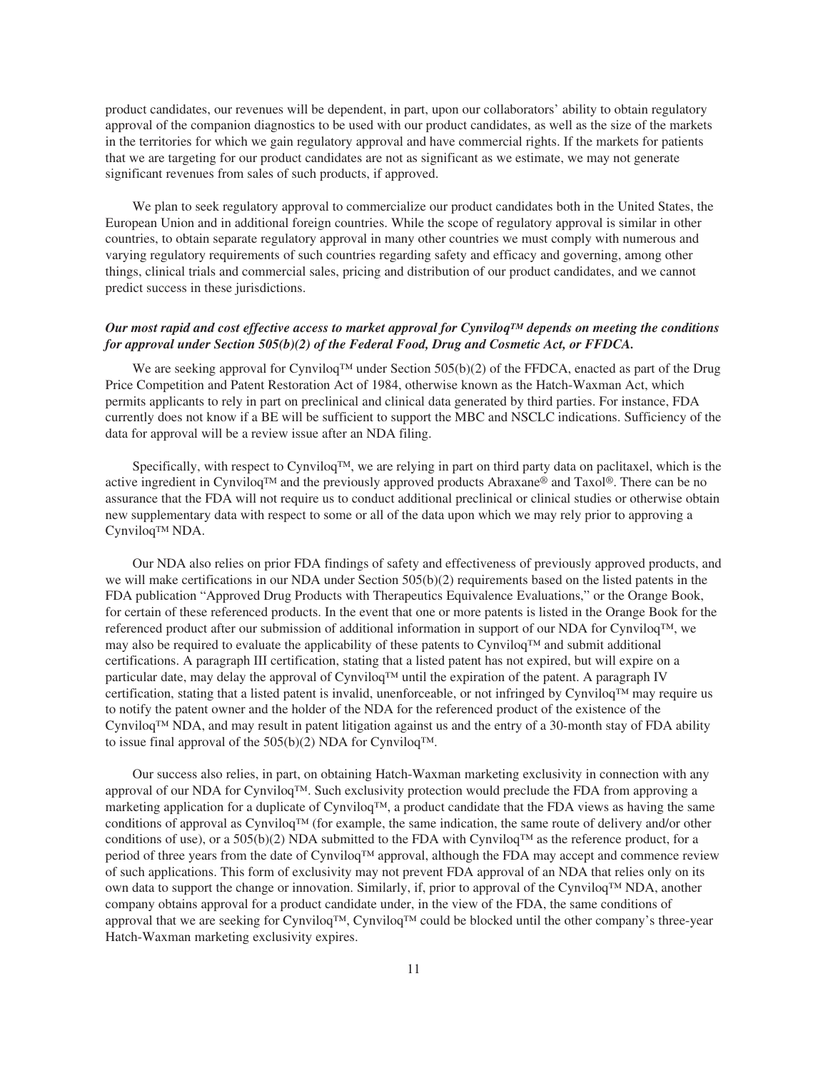product candidates, our revenues will be dependent, in part, upon our collaborators' ability to obtain regulatory approval of the companion diagnostics to be used with our product candidates, as well as the size of the markets in the territories for which we gain regulatory approval and have commercial rights. If the markets for patients that we are targeting for our product candidates are not as significant as we estimate, we may not generate significant revenues from sales of such products, if approved.

We plan to seek regulatory approval to commercialize our product candidates both in the United States, the European Union and in additional foreign countries. While the scope of regulatory approval is similar in other countries, to obtain separate regulatory approval in many other countries we must comply with numerous and varying regulatory requirements of such countries regarding safety and efficacy and governing, among other things, clinical trials and commercial sales, pricing and distribution of our product candidates, and we cannot predict success in these jurisdictions.

***Our most rapid and cost effective access to market approval for Cynviloq™ depends on meeting the conditions for approval under Section 505(b)(2) of the Federal Food, Drug and Cosmetic Act, or FFDCA.***

We are seeking approval for Cynviloq™ under Section 505(b)(2) of the FFDCA, enacted as part of the Drug Price Competition and Patent Restoration Act of 1984, otherwise known as the Hatch-Waxman Act, which permits applicants to rely in part on preclinical and clinical data generated by third parties. For instance, FDA currently does not know if a BE will be sufficient to support the MBC and NSCLC indications. Sufficiency of the data for approval will be a review issue after an NDA filing.

Specifically, with respect to Cynviloq™, we are relying in part on third party data on paclitaxel, which is the active ingredient in Cynviloq™ and the previously approved products Abraxane® and Taxol®. There can be no assurance that the FDA will not require us to conduct additional preclinical or clinical studies or otherwise obtain new supplementary data with respect to some or all of the data upon which we may rely prior to approving a Cynviloq™ NDA.

Our NDA also relies on prior FDA findings of safety and effectiveness of previously approved products, and we will make certifications in our NDA under Section 505(b)(2) requirements based on the listed patents in the FDA publication "Approved Drug Products with Therapeutics Equivalence Evaluations," or the Orange Book, for certain of these referenced products. In the event that one or more patents is listed in the Orange Book for the referenced product after our submission of additional information in support of our NDA for Cynviloq™, we may also be required to evaluate the applicability of these patents to Cynviloq™ and submit additional certifications. A paragraph III certification, stating that a listed patent has not expired, but will expire on a particular date, may delay the approval of Cynviloq™ until the expiration of the patent. A paragraph IV certification, stating that a listed patent is invalid, unenforceable, or not infringed by Cynviloq™ may require us to notify the patent owner and the holder of the NDA for the referenced product of the existence of the Cynviloq™ NDA, and may result in patent litigation against us and the entry of a 30-month stay of FDA ability to issue final approval of the 505(b)(2) NDA for Cynviloq™.

Our success also relies, in part, on obtaining Hatch-Waxman marketing exclusivity in connection with any approval of our NDA for Cynviloq™. Such exclusivity protection would preclude the FDA from approving a marketing application for a duplicate of Cynviloq™, a product candidate that the FDA views as having the same conditions of approval as Cynviloq™ (for example, the same indication, the same route of delivery and/or other conditions of use), or a 505(b)(2) NDA submitted to the FDA with Cynviloq™ as the reference product, for a period of three years from the date of Cynviloq™ approval, although the FDA may accept and commence review of such applications. This form of exclusivity may not prevent FDA approval of an NDA that relies only on its own data to support the change or innovation. Similarly, if, prior to approval of the Cynviloq™ NDA, another company obtains approval for a product candidate under, in the view of the FDA, the same conditions of approval that we are seeking for Cynviloq™, Cynviloq™ could be blocked until the other company's three-year Hatch-Waxman marketing exclusivity expires.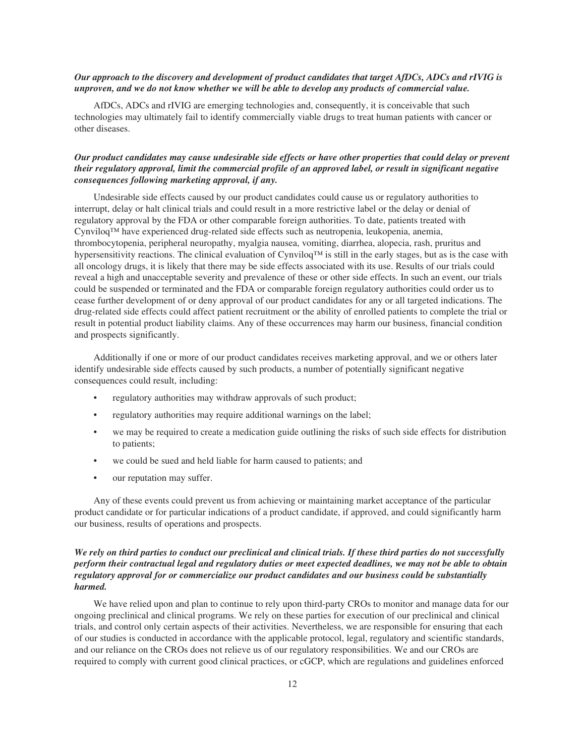***Our approach to the discovery and development of product candidates that target AfDCs, ADCs and rIVIG is unproven, and we do not know whether we will be able to develop any products of commercial value.***

AfDCs, ADCs and rIVIG are emerging technologies and, consequently, it is conceivable that such technologies may ultimately fail to identify commercially viable drugs to treat human patients with cancer or other diseases.

***Our product candidates may cause undesirable side effects or have other properties that could delay or prevent their regulatory approval, limit the commercial profile of an approved label, or result in significant negative consequences following marketing approval, if any.***

Undesirable side effects caused by our product candidates could cause us or regulatory authorities to interrupt, delay or halt clinical trials and could result in a more restrictive label or the delay or denial of regulatory approval by the FDA or other comparable foreign authorities. To date, patients treated with Cynviloq™ have experienced drug-related side effects such as neutropenia, leukopenia, anemia, thrombocytopenia, peripheral neuropathy, myalgia nausea, vomiting, diarrhea, alopecia, rash, pruritus and hypersensitivity reactions. The clinical evaluation of Cynviloq™ is still in the early stages, but as is the case with all oncology drugs, it is likely that there may be side effects associated with its use. Results of our trials could reveal a high and unacceptable severity and prevalence of these or other side effects. In such an event, our trials could be suspended or terminated and the FDA or comparable foreign regulatory authorities could order us to cease further development of or deny approval of our product candidates for any or all targeted indications. The drug-related side effects could affect patient recruitment or the ability of enrolled patients to complete the trial or result in potential product liability claims. Any of these occurrences may harm our business, financial condition and prospects significantly.

Additionally if one or more of our product candidates receives marketing approval, and we or others later identify undesirable side effects caused by such products, a number of potentially significant negative consequences could result, including:

- regulatory authorities may withdraw approvals of such product;
- regulatory authorities may require additional warnings on the label;
- we may be required to create a medication guide outlining the risks of such side effects for distribution to patients;
- we could be sued and held liable for harm caused to patients; and
- our reputation may suffer.

Any of these events could prevent us from achieving or maintaining market acceptance of the particular product candidate or for particular indications of a product candidate, if approved, and could significantly harm our business, results of operations and prospects.

***We rely on third parties to conduct our preclinical and clinical trials. If these third parties do not successfully perform their contractual legal and regulatory duties or meet expected deadlines, we may not be able to obtain regulatory approval for or commercialize our product candidates and our business could be substantially harmed.***

We have relied upon and plan to continue to rely upon third-party CROs to monitor and manage data for our ongoing preclinical and clinical programs. We rely on these parties for execution of our preclinical and clinical trials, and control only certain aspects of their activities. Nevertheless, we are responsible for ensuring that each of our studies is conducted in accordance with the applicable protocol, legal, regulatory and scientific standards, and our reliance on the CROs does not relieve us of our regulatory responsibilities. We and our CROs are required to comply with current good clinical practices, or cGCP, which are regulations and guidelines enforced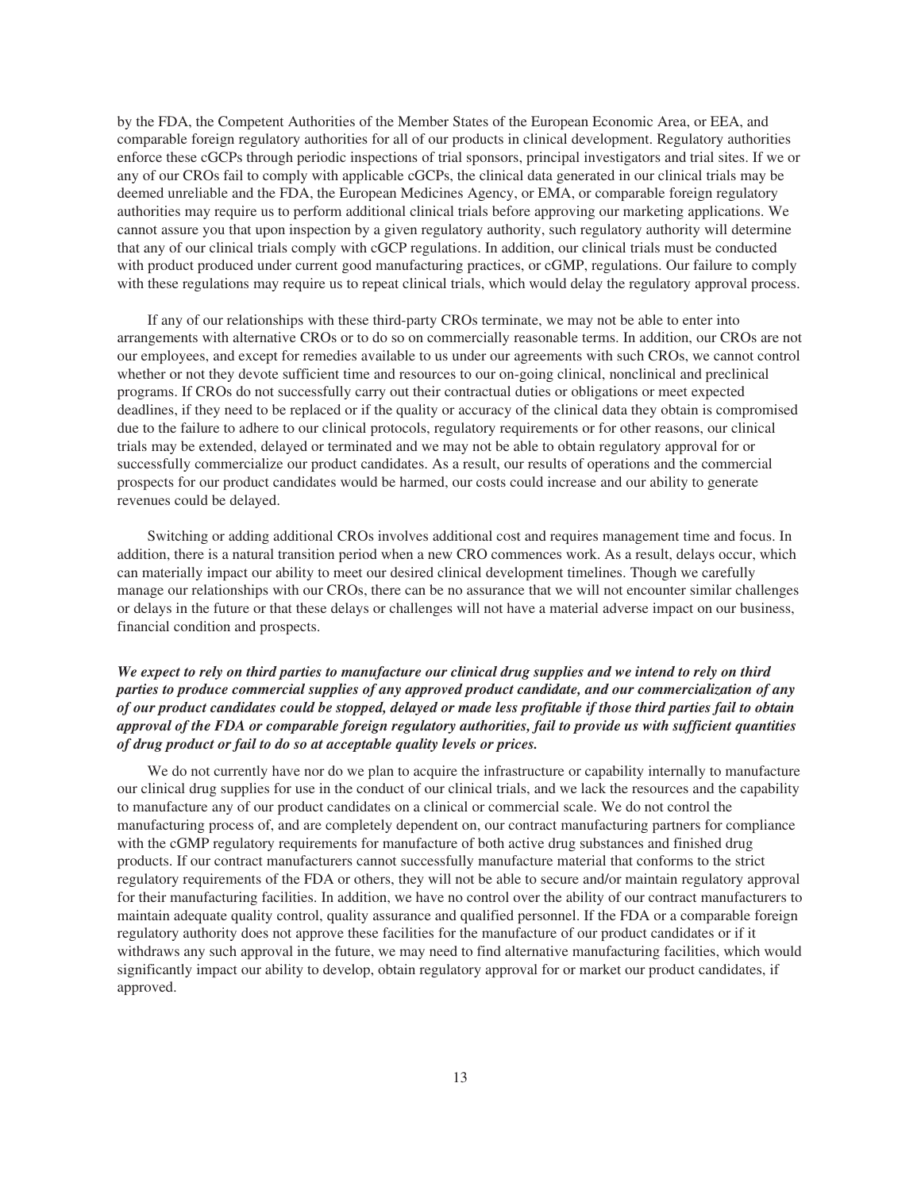by the FDA, the Competent Authorities of the Member States of the European Economic Area, or EEA, and comparable foreign regulatory authorities for all of our products in clinical development. Regulatory authorities enforce these cGCPs through periodic inspections of trial sponsors, principal investigators and trial sites. If we or any of our CROs fail to comply with applicable cGCPs, the clinical data generated in our clinical trials may be deemed unreliable and the FDA, the European Medicines Agency, or EMA, or comparable foreign regulatory authorities may require us to perform additional clinical trials before approving our marketing applications. We cannot assure you that upon inspection by a given regulatory authority, such regulatory authority will determine that any of our clinical trials comply with cGCP regulations. In addition, our clinical trials must be conducted with product produced under current good manufacturing practices, or cGMP, regulations. Our failure to comply with these regulations may require us to repeat clinical trials, which would delay the regulatory approval process.

If any of our relationships with these third-party CROs terminate, we may not be able to enter into arrangements with alternative CROs or to do so on commercially reasonable terms. In addition, our CROs are not our employees, and except for remedies available to us under our agreements with such CROs, we cannot control whether or not they devote sufficient time and resources to our on-going clinical, nonclinical and preclinical programs. If CROs do not successfully carry out their contractual duties or obligations or meet expected deadlines, if they need to be replaced or if the quality or accuracy of the clinical data they obtain is compromised due to the failure to adhere to our clinical protocols, regulatory requirements or for other reasons, our clinical trials may be extended, delayed or terminated and we may not be able to obtain regulatory approval for or successfully commercialize our product candidates. As a result, our results of operations and the commercial prospects for our product candidates would be harmed, our costs could increase and our ability to generate revenues could be delayed.

Switching or adding additional CROs involves additional cost and requires management time and focus. In addition, there is a natural transition period when a new CRO commences work. As a result, delays occur, which can materially impact our ability to meet our desired clinical development timelines. Though we carefully manage our relationships with our CROs, there can be no assurance that we will not encounter similar challenges or delays in the future or that these delays or challenges will not have a material adverse impact on our business, financial condition and prospects.

***We expect to rely on third parties to manufacture our clinical drug supplies and we intend to rely on third parties to produce commercial supplies of any approved product candidate, and our commercialization of any of our product candidates could be stopped, delayed or made less profitable if those third parties fail to obtain approval of the FDA or comparable foreign regulatory authorities, fail to provide us with sufficient quantities of drug product or fail to do so at acceptable quality levels or prices.***

We do not currently have nor do we plan to acquire the infrastructure or capability internally to manufacture our clinical drug supplies for use in the conduct of our clinical trials, and we lack the resources and the capability to manufacture any of our product candidates on a clinical or commercial scale. We do not control the manufacturing process of, and are completely dependent on, our contract manufacturing partners for compliance with the cGMP regulatory requirements for manufacture of both active drug substances and finished drug products. If our contract manufacturers cannot successfully manufacture material that conforms to the strict regulatory requirements of the FDA or others, they will not be able to secure and/or maintain regulatory approval for their manufacturing facilities. In addition, we have no control over the ability of our contract manufacturers to maintain adequate quality control, quality assurance and qualified personnel. If the FDA or a comparable foreign regulatory authority does not approve these facilities for the manufacture of our product candidates or if it withdraws any such approval in the future, we may need to find alternative manufacturing facilities, which would significantly impact our ability to develop, obtain regulatory approval for or market our product candidates, if approved.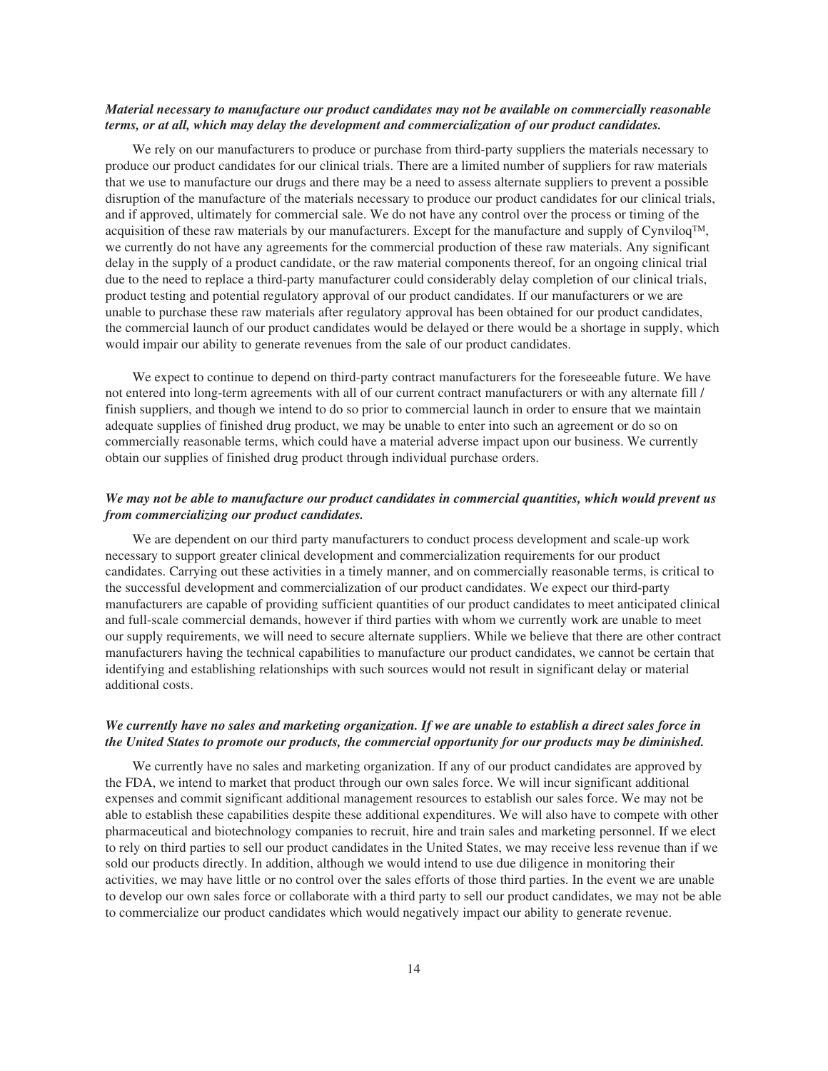***Material necessary to manufacture our product candidates may not be available on commercially reasonable terms, or at all, which may delay the development and commercialization of our product candidates.***

We rely on our manufacturers to produce or purchase from third-party suppliers the materials necessary to produce our product candidates for our clinical trials. There are a limited number of suppliers for raw materials that we use to manufacture our drugs and there may be a need to assess alternate suppliers to prevent a possible disruption of the manufacture of the materials necessary to produce our product candidates for our clinical trials, and if approved, ultimately for commercial sale. We do not have any control over the process or timing of the acquisition of these raw materials by our manufacturers. Except for the manufacture and supply of Cynviloq™, we currently do not have any agreements for the commercial production of these raw materials. Any significant delay in the supply of a product candidate, or the raw material components thereof, for an ongoing clinical trial due to the need to replace a third-party manufacturer could considerably delay completion of our clinical trials, product testing and potential regulatory approval of our product candidates. If our manufacturers or we are unable to purchase these raw materials after regulatory approval has been obtained for our product candidates, the commercial launch of our product candidates would be delayed or there would be a shortage in supply, which would impair our ability to generate revenues from the sale of our product candidates.

We expect to continue to depend on third-party contract manufacturers for the foreseeable future. We have not entered into long-term agreements with all of our current contract manufacturers or with any alternate fill / finish suppliers, and though we intend to do so prior to commercial launch in order to ensure that we maintain adequate supplies of finished drug product, we may be unable to enter into such an agreement or do so on commercially reasonable terms, which could have a material adverse impact upon our business. We currently obtain our supplies of finished drug product through individual purchase orders.

***We may not be able to manufacture our product candidates in commercial quantities, which would prevent us from commercializing our product candidates.***

We are dependent on our third party manufacturers to conduct process development and scale-up work necessary to support greater clinical development and commercialization requirements for our product candidates. Carrying out these activities in a timely manner, and on commercially reasonable terms, is critical to the successful development and commercialization of our product candidates. We expect our third-party manufacturers are capable of providing sufficient quantities of our product candidates to meet anticipated clinical and full-scale commercial demands, however if third parties with whom we currently work are unable to meet our supply requirements, we will need to secure alternate suppliers. While we believe that there are other contract manufacturers having the technical capabilities to manufacture our product candidates, we cannot be certain that identifying and establishing relationships with such sources would not result in significant delay or material additional costs.

***We currently have no sales and marketing organization. If we are unable to establish a direct sales force in the United States to promote our products, the commercial opportunity for our products may be diminished.***

We currently have no sales and marketing organization. If any of our product candidates are approved by the FDA, we intend to market that product through our own sales force. We will incur significant additional expenses and commit significant additional management resources to establish our sales force. We may not be able to establish these capabilities despite these additional expenditures. We will also have to compete with other pharmaceutical and biotechnology companies to recruit, hire and train sales and marketing personnel. If we elect to rely on third parties to sell our product candidates in the United States, we may receive less revenue than if we sold our products directly. In addition, although we would intend to use due diligence in monitoring their activities, we may have little or no control over the sales efforts of those third parties. In the event we are unable to develop our own sales force or collaborate with a third party to sell our product candidates, we may not be able to commercialize our product candidates which would negatively impact our ability to generate revenue.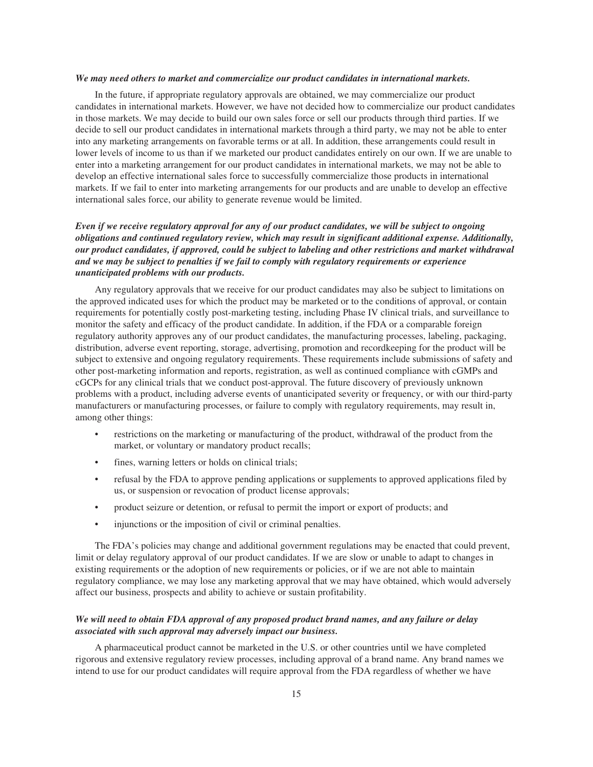***We may need others to market and commercialize our product candidates in international markets.***

In the future, if appropriate regulatory approvals are obtained, we may commercialize our product candidates in international markets. However, we have not decided how to commercialize our product candidates in those markets. We may decide to build our own sales force or sell our products through third parties. If we decide to sell our product candidates in international markets through a third party, we may not be able to enter into any marketing arrangements on favorable terms or at all. In addition, these arrangements could result in lower levels of income to us than if we marketed our product candidates entirely on our own. If we are unable to enter into a marketing arrangement for our product candidates in international markets, we may not be able to develop an effective international sales force to successfully commercialize those products in international markets. If we fail to enter into marketing arrangements for our products and are unable to develop an effective international sales force, our ability to generate revenue would be limited.

***Even if we receive regulatory approval for any of our product candidates, we will be subject to ongoing obligations and continued regulatory review, which may result in significant additional expense. Additionally, our product candidates, if approved, could be subject to labeling and other restrictions and market withdrawal and we may be subject to penalties if we fail to comply with regulatory requirements or experience unanticipated problems with our products.***

Any regulatory approvals that we receive for our product candidates may also be subject to limitations on the approved indicated uses for which the product may be marketed or to the conditions of approval, or contain requirements for potentially costly post-marketing testing, including Phase IV clinical trials, and surveillance to monitor the safety and efficacy of the product candidate. In addition, if the FDA or a comparable foreign regulatory authority approves any of our product candidates, the manufacturing processes, labeling, packaging, distribution, adverse event reporting, storage, advertising, promotion and recordkeeping for the product will be subject to extensive and ongoing regulatory requirements. These requirements include submissions of safety and other post-marketing information and reports, registration, as well as continued compliance with cGMPs and cGCPs for any clinical trials that we conduct post-approval. The future discovery of previously unknown problems with a product, including adverse events of unanticipated severity or frequency, or with our third-party manufacturers or manufacturing processes, or failure to comply with regulatory requirements, may result in, among other things:

- restrictions on the marketing or manufacturing of the product, withdrawal of the product from the market, or voluntary or mandatory product recalls;
- fines, warning letters or holds on clinical trials;
- refusal by the FDA to approve pending applications or supplements to approved applications filed by us, or suspension or revocation of product license approvals;
- product seizure or detention, or refusal to permit the import or export of products; and
- injunctions or the imposition of civil or criminal penalties.

The FDA's policies may change and additional government regulations may be enacted that could prevent, limit or delay regulatory approval of our product candidates. If we are slow or unable to adapt to changes in existing requirements or the adoption of new requirements or policies, or if we are not able to maintain regulatory compliance, we may lose any marketing approval that we may have obtained, which would adversely affect our business, prospects and ability to achieve or sustain profitability.

***We will need to obtain FDA approval of any proposed product brand names, and any failure or delay associated with such approval may adversely impact our business.***

A pharmaceutical product cannot be marketed in the U.S. or other countries until we have completed rigorous and extensive regulatory review processes, including approval of a brand name. Any brand names we intend to use for our product candidates will require approval from the FDA regardless of whether we have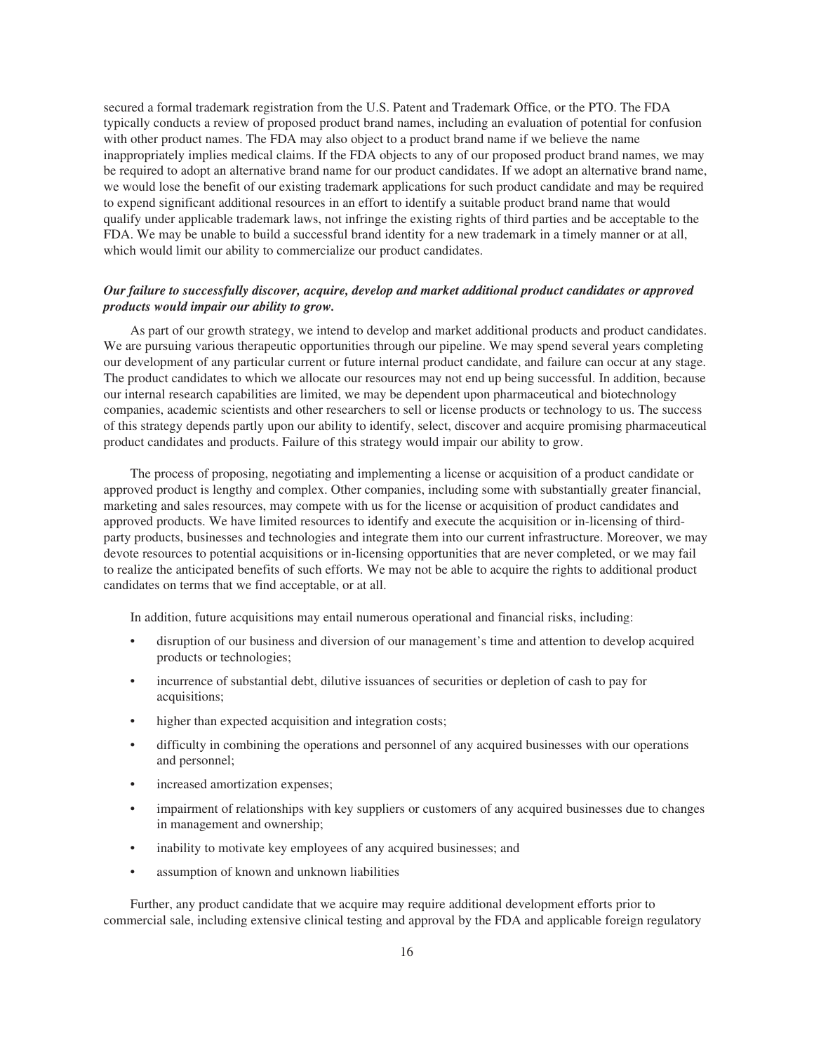secured a formal trademark registration from the U.S. Patent and Trademark Office, or the PTO. The FDA typically conducts a review of proposed product brand names, including an evaluation of potential for confusion with other product names. The FDA may also object to a product brand name if we believe the name inappropriately implies medical claims. If the FDA objects to any of our proposed product brand names, we may be required to adopt an alternative brand name for our product candidates. If we adopt an alternative brand name, we would lose the benefit of our existing trademark applications for such product candidate and may be required to expend significant additional resources in an effort to identify a suitable product brand name that would qualify under applicable trademark laws, not infringe the existing rights of third parties and be acceptable to the FDA. We may be unable to build a successful brand identity for a new trademark in a timely manner or at all, which would limit our ability to commercialize our product candidates.

***Our failure to successfully discover, acquire, develop and market additional product candidates or approved products would impair our ability to grow.***

As part of our growth strategy, we intend to develop and market additional products and product candidates. We are pursuing various therapeutic opportunities through our pipeline. We may spend several years completing our development of any particular current or future internal product candidate, and failure can occur at any stage. The product candidates to which we allocate our resources may not end up being successful. In addition, because our internal research capabilities are limited, we may be dependent upon pharmaceutical and biotechnology companies, academic scientists and other researchers to sell or license products or technology to us. The success of this strategy depends partly upon our ability to identify, select, discover and acquire promising pharmaceutical product candidates and products. Failure of this strategy would impair our ability to grow.

The process of proposing, negotiating and implementing a license or acquisition of a product candidate or approved product is lengthy and complex. Other companies, including some with substantially greater financial, marketing and sales resources, may compete with us for the license or acquisition of product candidates and approved products. We have limited resources to identify and execute the acquisition or in-licensing of third-party products, businesses and technologies and integrate them into our current infrastructure. Moreover, we may devote resources to potential acquisitions or in-licensing opportunities that are never completed, or we may fail to realize the anticipated benefits of such efforts. We may not be able to acquire the rights to additional product candidates on terms that we find acceptable, or at all.

In addition, future acquisitions may entail numerous operational and financial risks, including:

- disruption of our business and diversion of our management's time and attention to develop acquired products or technologies;
- incurrence of substantial debt, dilutive issuances of securities or depletion of cash to pay for acquisitions;
- higher than expected acquisition and integration costs;
- difficulty in combining the operations and personnel of any acquired businesses with our operations and personnel;
- increased amortization expenses;
- impairment of relationships with key suppliers or customers of any acquired businesses due to changes in management and ownership;
- inability to motivate key employees of any acquired businesses; and
- assumption of known and unknown liabilities

Further, any product candidate that we acquire may require additional development efforts prior to commercial sale, including extensive clinical testing and approval by the FDA and applicable foreign regulatory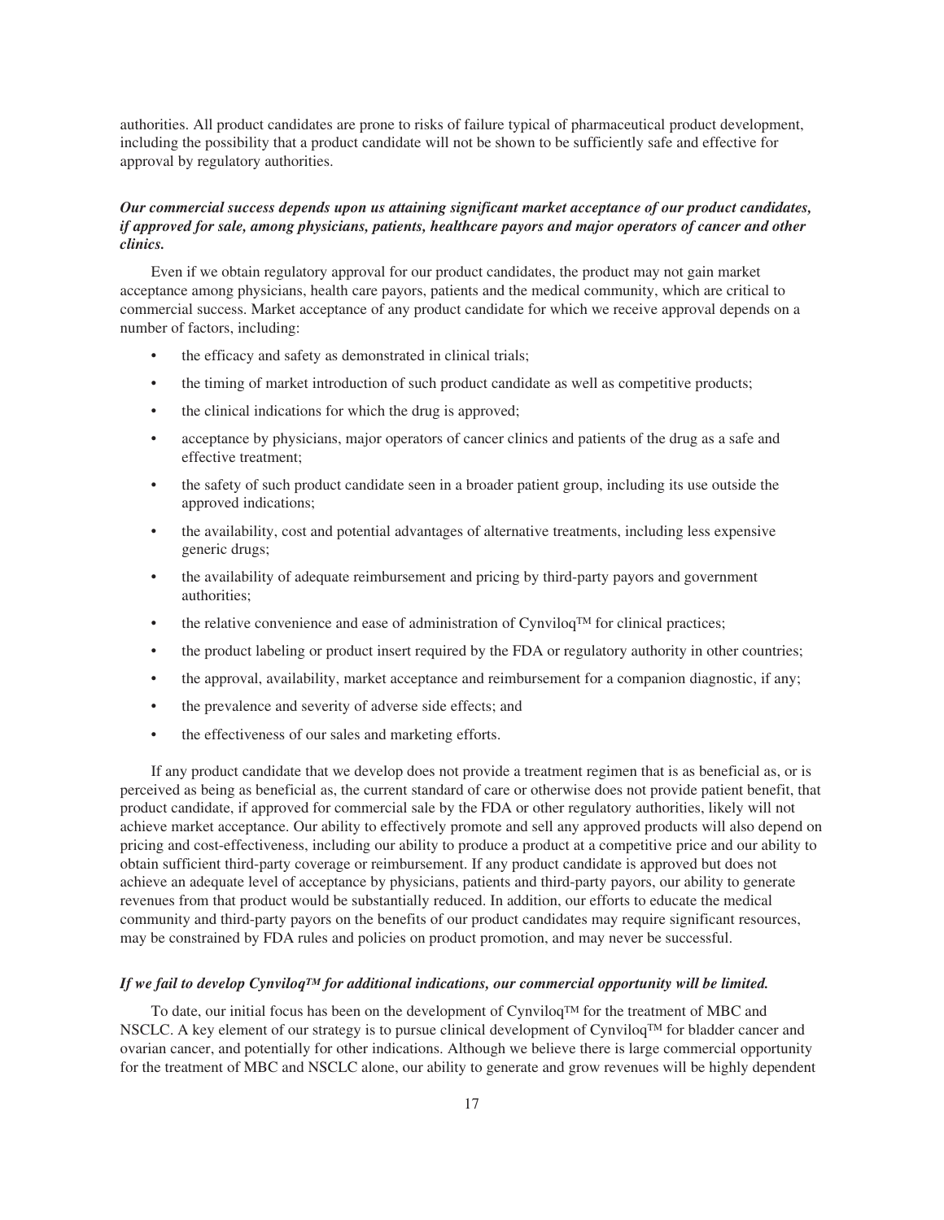authorities. All product candidates are prone to risks of failure typical of pharmaceutical product development, including the possibility that a product candidate will not be shown to be sufficiently safe and effective for approval by regulatory authorities.

***Our commercial success depends upon us attaining significant market acceptance of our product candidates, if approved for sale, among physicians, patients, healthcare payors and major operators of cancer and other clinics.***

Even if we obtain regulatory approval for our product candidates, the product may not gain market acceptance among physicians, health care payors, patients and the medical community, which are critical to commercial success. Market acceptance of any product candidate for which we receive approval depends on a number of factors, including:

- the efficacy and safety as demonstrated in clinical trials;
- the timing of market introduction of such product candidate as well as competitive products;
- the clinical indications for which the drug is approved;
- acceptance by physicians, major operators of cancer clinics and patients of the drug as a safe and effective treatment;
- the safety of such product candidate seen in a broader patient group, including its use outside the approved indications;
- the availability, cost and potential advantages of alternative treatments, including less expensive generic drugs;
- the availability of adequate reimbursement and pricing by third-party payors and government authorities;
- the relative convenience and ease of administration of Cynviloq™ for clinical practices;
- the product labeling or product insert required by the FDA or regulatory authority in other countries;
- the approval, availability, market acceptance and reimbursement for a companion diagnostic, if any;
- the prevalence and severity of adverse side effects; and
- the effectiveness of our sales and marketing efforts.

If any product candidate that we develop does not provide a treatment regimen that is as beneficial as, or is perceived as being as beneficial as, the current standard of care or otherwise does not provide patient benefit, that product candidate, if approved for commercial sale by the FDA or other regulatory authorities, likely will not achieve market acceptance. Our ability to effectively promote and sell any approved products will also depend on pricing and cost-effectiveness, including our ability to produce a product at a competitive price and our ability to obtain sufficient third-party coverage or reimbursement. If any product candidate is approved but does not achieve an adequate level of acceptance by physicians, patients and third-party payors, our ability to generate revenues from that product would be substantially reduced. In addition, our efforts to educate the medical community and third-party payors on the benefits of our product candidates may require significant resources, may be constrained by FDA rules and policies on product promotion, and may never be successful.

***If we fail to develop Cynviloq™ for additional indications, our commercial opportunity will be limited.***

To date, our initial focus has been on the development of Cynviloq™ for the treatment of MBC and NSCLC. A key element of our strategy is to pursue clinical development of Cynviloq™ for bladder cancer and ovarian cancer, and potentially for other indications. Although we believe there is large commercial opportunity for the treatment of MBC and NSCLC alone, our ability to generate and grow revenues will be highly dependent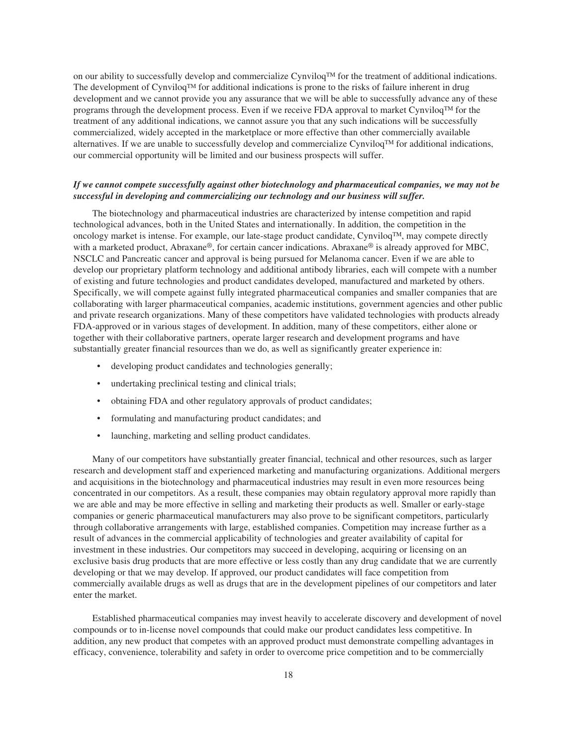on our ability to successfully develop and commercialize Cynviloq™ for the treatment of additional indications. The development of Cynviloq™ for additional indications is prone to the risks of failure inherent in drug development and we cannot provide you any assurance that we will be able to successfully advance any of these programs through the development process. Even if we receive FDA approval to market Cynviloq™ for the treatment of any additional indications, we cannot assure you that any such indications will be successfully commercialized, widely accepted in the marketplace or more effective than other commercially available alternatives. If we are unable to successfully develop and commercialize Cynviloq™ for additional indications, our commercial opportunity will be limited and our business prospects will suffer.

***If we cannot compete successfully against other biotechnology and pharmaceutical companies, we may not be successful in developing and commercializing our technology and our business will suffer.***

The biotechnology and pharmaceutical industries are characterized by intense competition and rapid technological advances, both in the United States and internationally. In addition, the competition in the oncology market is intense. For example, our late-stage product candidate, Cynviloq™, may compete directly with a marketed product, Abraxane®, for certain cancer indications. Abraxane® is already approved for MBC, NSCLC and Pancreatic cancer and approval is being pursued for Melanoma cancer. Even if we are able to develop our proprietary platform technology and additional antibody libraries, each will compete with a number of existing and future technologies and product candidates developed, manufactured and marketed by others. Specifically, we will compete against fully integrated pharmaceutical companies and smaller companies that are collaborating with larger pharmaceutical companies, academic institutions, government agencies and other public and private research organizations. Many of these competitors have validated technologies with products already FDA-approved or in various stages of development. In addition, many of these competitors, either alone or together with their collaborative partners, operate larger research and development programs and have substantially greater financial resources than we do, as well as significantly greater experience in:

- developing product candidates and technologies generally;
- undertaking preclinical testing and clinical trials;
- obtaining FDA and other regulatory approvals of product candidates;
- formulating and manufacturing product candidates; and
- launching, marketing and selling product candidates.

Many of our competitors have substantially greater financial, technical and other resources, such as larger research and development staff and experienced marketing and manufacturing organizations. Additional mergers and acquisitions in the biotechnology and pharmaceutical industries may result in even more resources being concentrated in our competitors. As a result, these companies may obtain regulatory approval more rapidly than we are able and may be more effective in selling and marketing their products as well. Smaller or early-stage companies or generic pharmaceutical manufacturers may also prove to be significant competitors, particularly through collaborative arrangements with large, established companies. Competition may increase further as a result of advances in the commercial applicability of technologies and greater availability of capital for investment in these industries. Our competitors may succeed in developing, acquiring or licensing on an exclusive basis drug products that are more effective or less costly than any drug candidate that we are currently developing or that we may develop. If approved, our product candidates will face competition from commercially available drugs as well as drugs that are in the development pipelines of our competitors and later enter the market.

Established pharmaceutical companies may invest heavily to accelerate discovery and development of novel compounds or to in-license novel compounds that could make our product candidates less competitive. In addition, any new product that competes with an approved product must demonstrate compelling advantages in efficacy, convenience, tolerability and safety in order to overcome price competition and to be commercially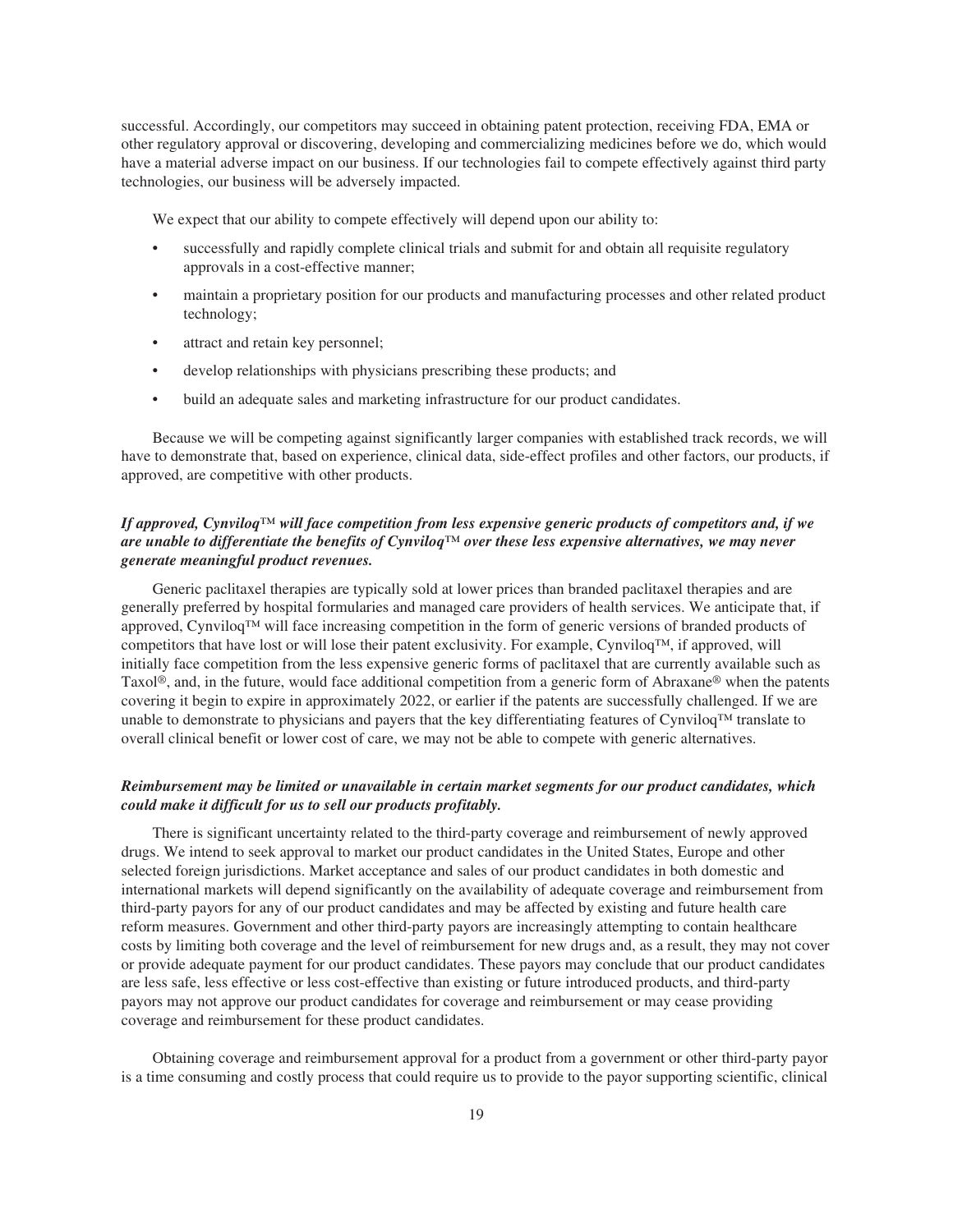successful. Accordingly, our competitors may succeed in obtaining patent protection, receiving FDA, EMA or other regulatory approval or discovering, developing and commercializing medicines before we do, which would have a material adverse impact on our business. If our technologies fail to compete effectively against third party technologies, our business will be adversely impacted.

We expect that our ability to compete effectively will depend upon our ability to:

- successfully and rapidly complete clinical trials and submit for and obtain all requisite regulatory approvals in a cost-effective manner;
- maintain a proprietary position for our products and manufacturing processes and other related product technology;
- attract and retain key personnel;
- develop relationships with physicians prescribing these products; and
- build an adequate sales and marketing infrastructure for our product candidates.

Because we will be competing against significantly larger companies with established track records, we will have to demonstrate that, based on experience, clinical data, side-effect profiles and other factors, our products, if approved, are competitive with other products.

***If approved, Cynviloq™ will face competition from less expensive generic products of competitors and, if we are unable to differentiate the benefits of Cynviloq™ over these less expensive alternatives, we may never generate meaningful product revenues.***

Generic paclitaxel therapies are typically sold at lower prices than branded paclitaxel therapies and are generally preferred by hospital formularies and managed care providers of health services. We anticipate that, if approved, Cynviloq™ will face increasing competition in the form of generic versions of branded products of competitors that have lost or will lose their patent exclusivity. For example, Cynviloq™, if approved, will initially face competition from the less expensive generic forms of paclitaxel that are currently available such as Taxol®, and, in the future, would face additional competition from a generic form of Abraxane® when the patents covering it begin to expire in approximately 2022, or earlier if the patents are successfully challenged. If we are unable to demonstrate to physicians and payers that the key differentiating features of Cynviloq™ translate to overall clinical benefit or lower cost of care, we may not be able to compete with generic alternatives.

***Reimbursement may be limited or unavailable in certain market segments for our product candidates, which could make it difficult for us to sell our products profitably.***

There is significant uncertainty related to the third-party coverage and reimbursement of newly approved drugs. We intend to seek approval to market our product candidates in the United States, Europe and other selected foreign jurisdictions. Market acceptance and sales of our product candidates in both domestic and international markets will depend significantly on the availability of adequate coverage and reimbursement from third-party payors for any of our product candidates and may be affected by existing and future health care reform measures. Government and other third-party payors are increasingly attempting to contain healthcare costs by limiting both coverage and the level of reimbursement for new drugs and, as a result, they may not cover or provide adequate payment for our product candidates. These payors may conclude that our product candidates are less safe, less effective or less cost-effective than existing or future introduced products, and third-party payors may not approve our product candidates for coverage and reimbursement or may cease providing coverage and reimbursement for these product candidates.

Obtaining coverage and reimbursement approval for a product from a government or other third-party payor is a time consuming and costly process that could require us to provide to the payor supporting scientific, clinical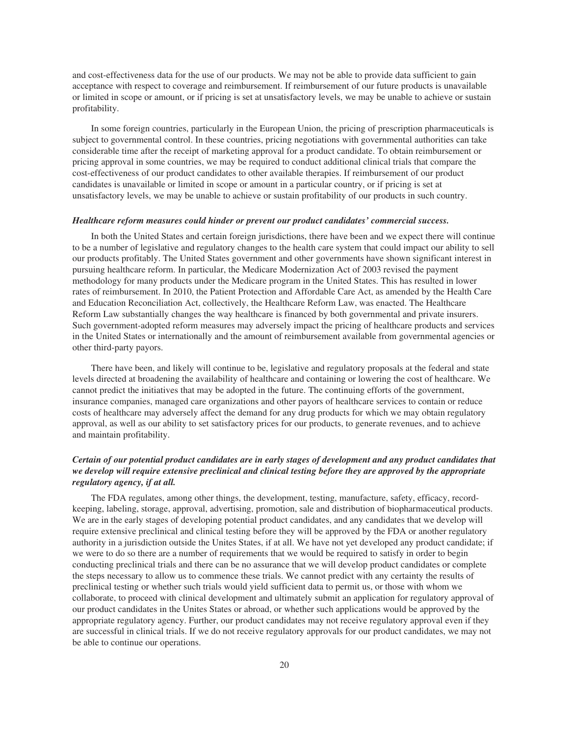and cost-effectiveness data for the use of our products. We may not be able to provide data sufficient to gain acceptance with respect to coverage and reimbursement. If reimbursement of our future products is unavailable or limited in scope or amount, or if pricing is set at unsatisfactory levels, we may be unable to achieve or sustain profitability.

In some foreign countries, particularly in the European Union, the pricing of prescription pharmaceuticals is subject to governmental control. In these countries, pricing negotiations with governmental authorities can take considerable time after the receipt of marketing approval for a product candidate. To obtain reimbursement or pricing approval in some countries, we may be required to conduct additional clinical trials that compare the cost-effectiveness of our product candidates to other available therapies. If reimbursement of our product candidates is unavailable or limited in scope or amount in a particular country, or if pricing is set at unsatisfactory levels, we may be unable to achieve or sustain profitability of our products in such country.

***Healthcare reform measures could hinder or prevent our product candidates' commercial success.***

In both the United States and certain foreign jurisdictions, there have been and we expect there will continue to be a number of legislative and regulatory changes to the health care system that could impact our ability to sell our products profitably. The United States government and other governments have shown significant interest in pursuing healthcare reform. In particular, the Medicare Modernization Act of 2003 revised the payment methodology for many products under the Medicare program in the United States. This has resulted in lower rates of reimbursement. In 2010, the Patient Protection and Affordable Care Act, as amended by the Health Care and Education Reconciliation Act, collectively, the Healthcare Reform Law, was enacted. The Healthcare Reform Law substantially changes the way healthcare is financed by both governmental and private insurers. Such government-adopted reform measures may adversely impact the pricing of healthcare products and services in the United States or internationally and the amount of reimbursement available from governmental agencies or other third-party payors.

There have been, and likely will continue to be, legislative and regulatory proposals at the federal and state levels directed at broadening the availability of healthcare and containing or lowering the cost of healthcare. We cannot predict the initiatives that may be adopted in the future. The continuing efforts of the government, insurance companies, managed care organizations and other payors of healthcare services to contain or reduce costs of healthcare may adversely affect the demand for any drug products for which we may obtain regulatory approval, as well as our ability to set satisfactory prices for our products, to generate revenues, and to achieve and maintain profitability.

***Certain of our potential product candidates are in early stages of development and any product candidates that we develop will require extensive preclinical and clinical testing before they are approved by the appropriate regulatory agency, if at all.***

The FDA regulates, among other things, the development, testing, manufacture, safety, efficacy, record-keeping, labeling, storage, approval, advertising, promotion, sale and distribution of biopharmaceutical products. We are in the early stages of developing potential product candidates, and any candidates that we develop will require extensive preclinical and clinical testing before they will be approved by the FDA or another regulatory authority in a jurisdiction outside the Unites States, if at all. We have not yet developed any product candidate; if we were to do so there are a number of requirements that we would be required to satisfy in order to begin conducting preclinical trials and there can be no assurance that we will develop product candidates or complete the steps necessary to allow us to commence these trials. We cannot predict with any certainty the results of preclinical testing or whether such trials would yield sufficient data to permit us, or those with whom we collaborate, to proceed with clinical development and ultimately submit an application for regulatory approval of our product candidates in the Unites States or abroad, or whether such applications would be approved by the appropriate regulatory agency. Further, our product candidates may not receive regulatory approval even if they are successful in clinical trials. If we do not receive regulatory approvals for our product candidates, we may not be able to continue our operations.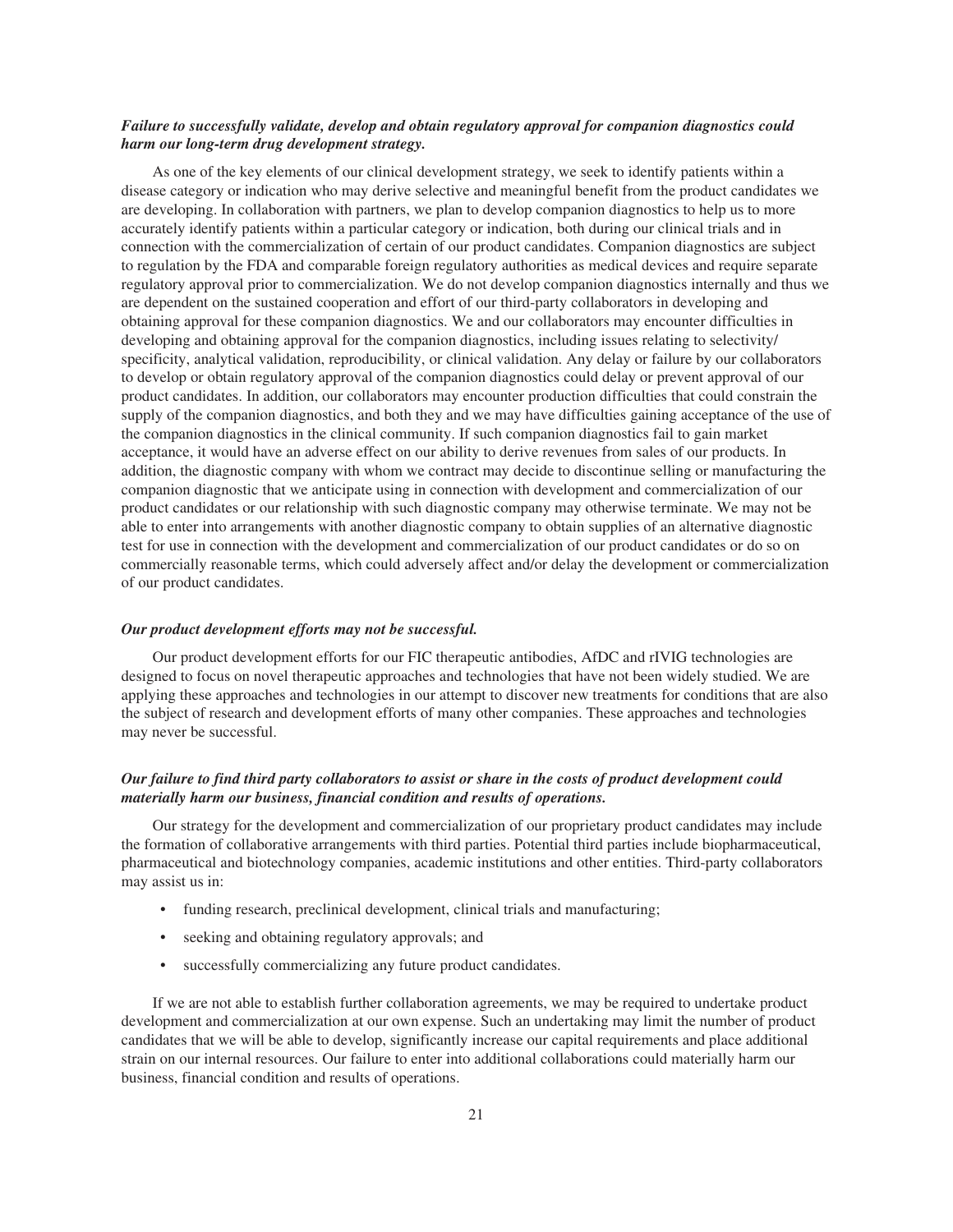***Failure to successfully validate, develop and obtain regulatory approval for companion diagnostics could harm our long-term drug development strategy.***

As one of the key elements of our clinical development strategy, we seek to identify patients within a disease category or indication who may derive selective and meaningful benefit from the product candidates we are developing. In collaboration with partners, we plan to develop companion diagnostics to help us to more accurately identify patients within a particular category or indication, both during our clinical trials and in connection with the commercialization of certain of our product candidates. Companion diagnostics are subject to regulation by the FDA and comparable foreign regulatory authorities as medical devices and require separate regulatory approval prior to commercialization. We do not develop companion diagnostics internally and thus we are dependent on the sustained cooperation and effort of our third-party collaborators in developing and obtaining approval for these companion diagnostics. We and our collaborators may encounter difficulties in developing and obtaining approval for the companion diagnostics, including issues relating to selectivity/specificity, analytical validation, reproducibility, or clinical validation. Any delay or failure by our collaborators to develop or obtain regulatory approval of the companion diagnostics could delay or prevent approval of our product candidates. In addition, our collaborators may encounter production difficulties that could constrain the supply of the companion diagnostics, and both they and we may have difficulties gaining acceptance of the use of the companion diagnostics in the clinical community. If such companion diagnostics fail to gain market acceptance, it would have an adverse effect on our ability to derive revenues from sales of our products. In addition, the diagnostic company with whom we contract may decide to discontinue selling or manufacturing the companion diagnostic that we anticipate using in connection with development and commercialization of our product candidates or our relationship with such diagnostic company may otherwise terminate. We may not be able to enter into arrangements with another diagnostic company to obtain supplies of an alternative diagnostic test for use in connection with the development and commercialization of our product candidates or do so on commercially reasonable terms, which could adversely affect and/or delay the development or commercialization of our product candidates.

***Our product development efforts may not be successful.***

Our product development efforts for our FIC therapeutic antibodies, AfDC and rIVIG technologies are designed to focus on novel therapeutic approaches and technologies that have not been widely studied. We are applying these approaches and technologies in our attempt to discover new treatments for conditions that are also the subject of research and development efforts of many other companies. These approaches and technologies may never be successful.

***Our failure to find third party collaborators to assist or share in the costs of product development could materially harm our business, financial condition and results of operations.***

Our strategy for the development and commercialization of our proprietary product candidates may include the formation of collaborative arrangements with third parties. Potential third parties include biopharmaceutical, pharmaceutical and biotechnology companies, academic institutions and other entities. Third-party collaborators may assist us in:

- funding research, preclinical development, clinical trials and manufacturing;
- seeking and obtaining regulatory approvals; and
- successfully commercializing any future product candidates.

If we are not able to establish further collaboration agreements, we may be required to undertake product development and commercialization at our own expense. Such an undertaking may limit the number of product candidates that we will be able to develop, significantly increase our capital requirements and place additional strain on our internal resources. Our failure to enter into additional collaborations could materially harm our business, financial condition and results of operations.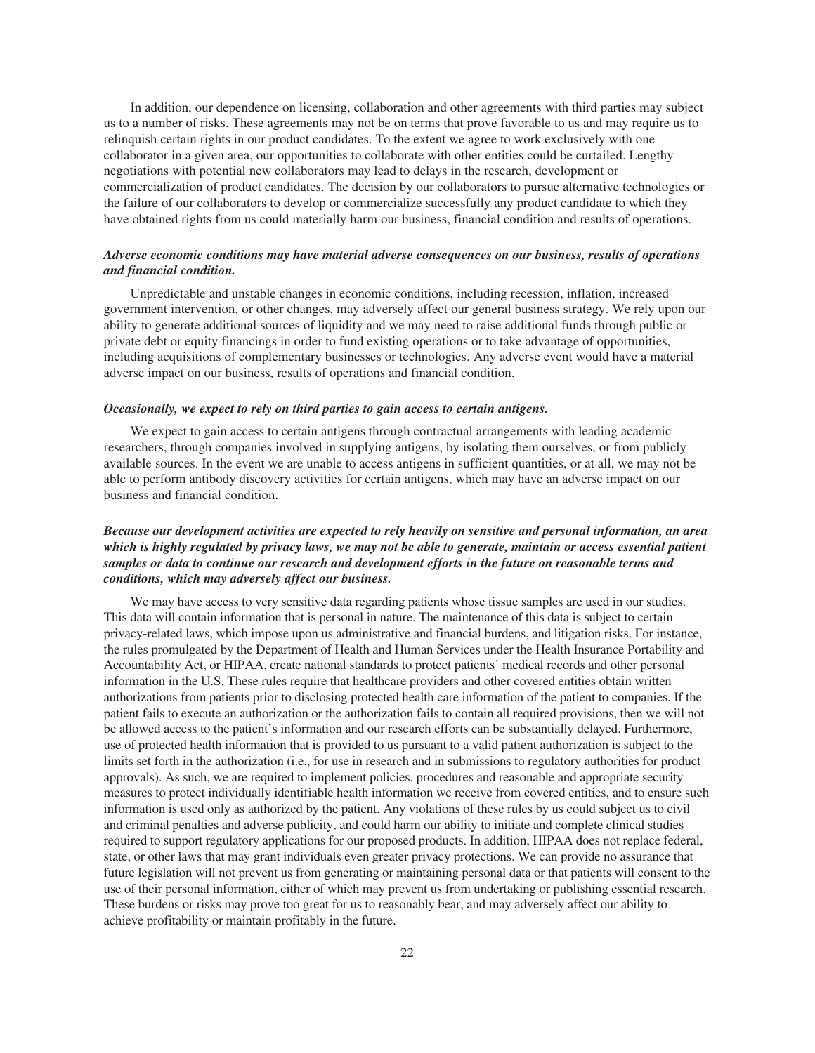In addition, our dependence on licensing, collaboration and other agreements with third parties may subject us to a number of risks. These agreements may not be on terms that prove favorable to us and may require us to relinquish certain rights in our product candidates. To the extent we agree to work exclusively with one collaborator in a given area, our opportunities to collaborate with other entities could be curtailed. Lengthy negotiations with potential new collaborators may lead to delays in the research, development or commercialization of product candidates. The decision by our collaborators to pursue alternative technologies or the failure of our collaborators to develop or commercialize successfully any product candidate to which they have obtained rights from us could materially harm our business, financial condition and results of operations.

***Adverse economic conditions may have material adverse consequences on our business, results of operations and financial condition.***

Unpredictable and unstable changes in economic conditions, including recession, inflation, increased government intervention, or other changes, may adversely affect our general business strategy. We rely upon our ability to generate additional sources of liquidity and we may need to raise additional funds through public or private debt or equity financings in order to fund existing operations or to take advantage of opportunities, including acquisitions of complementary businesses or technologies. Any adverse event would have a material adverse impact on our business, results of operations and financial condition.

***Occasionally, we expect to rely on third parties to gain access to certain antigens.***

We expect to gain access to certain antigens through contractual arrangements with leading academic researchers, through companies involved in supplying antigens, by isolating them ourselves, or from publicly available sources. In the event we are unable to access antigens in sufficient quantities, or at all, we may not be able to perform antibody discovery activities for certain antigens, which may have an adverse impact on our business and financial condition.

***Because our development activities are expected to rely heavily on sensitive and personal information, an area which is highly regulated by privacy laws, we may not be able to generate, maintain or access essential patient samples or data to continue our research and development efforts in the future on reasonable terms and conditions, which may adversely affect our business.***

We may have access to very sensitive data regarding patients whose tissue samples are used in our studies. This data will contain information that is personal in nature. The maintenance of this data is subject to certain privacy-related laws, which impose upon us administrative and financial burdens, and litigation risks. For instance, the rules promulgated by the Department of Health and Human Services under the Health Insurance Portability and Accountability Act, or HIPAA, create national standards to protect patients' medical records and other personal information in the U.S. These rules require that healthcare providers and other covered entities obtain written authorizations from patients prior to disclosing protected health care information of the patient to companies. If the patient fails to execute an authorization or the authorization fails to contain all required provisions, then we will not be allowed access to the patient's information and our research efforts can be substantially delayed. Furthermore, use of protected health information that is provided to us pursuant to a valid patient authorization is subject to the limits set forth in the authorization (i.e., for use in research and in submissions to regulatory authorities for product approvals). As such, we are required to implement policies, procedures and reasonable and appropriate security measures to protect individually identifiable health information we receive from covered entities, and to ensure such information is used only as authorized by the patient. Any violations of these rules by us could subject us to civil and criminal penalties and adverse publicity, and could harm our ability to initiate and complete clinical studies required to support regulatory applications for our proposed products. In addition, HIPAA does not replace federal, state, or other laws that may grant individuals even greater privacy protections. We can provide no assurance that future legislation will not prevent us from generating or maintaining personal data or that patients will consent to the use of their personal information, either of which may prevent us from undertaking or publishing essential research. These burdens or risks may prove too great for us to reasonably bear, and may adversely affect our ability to achieve profitability or maintain profitably in the future.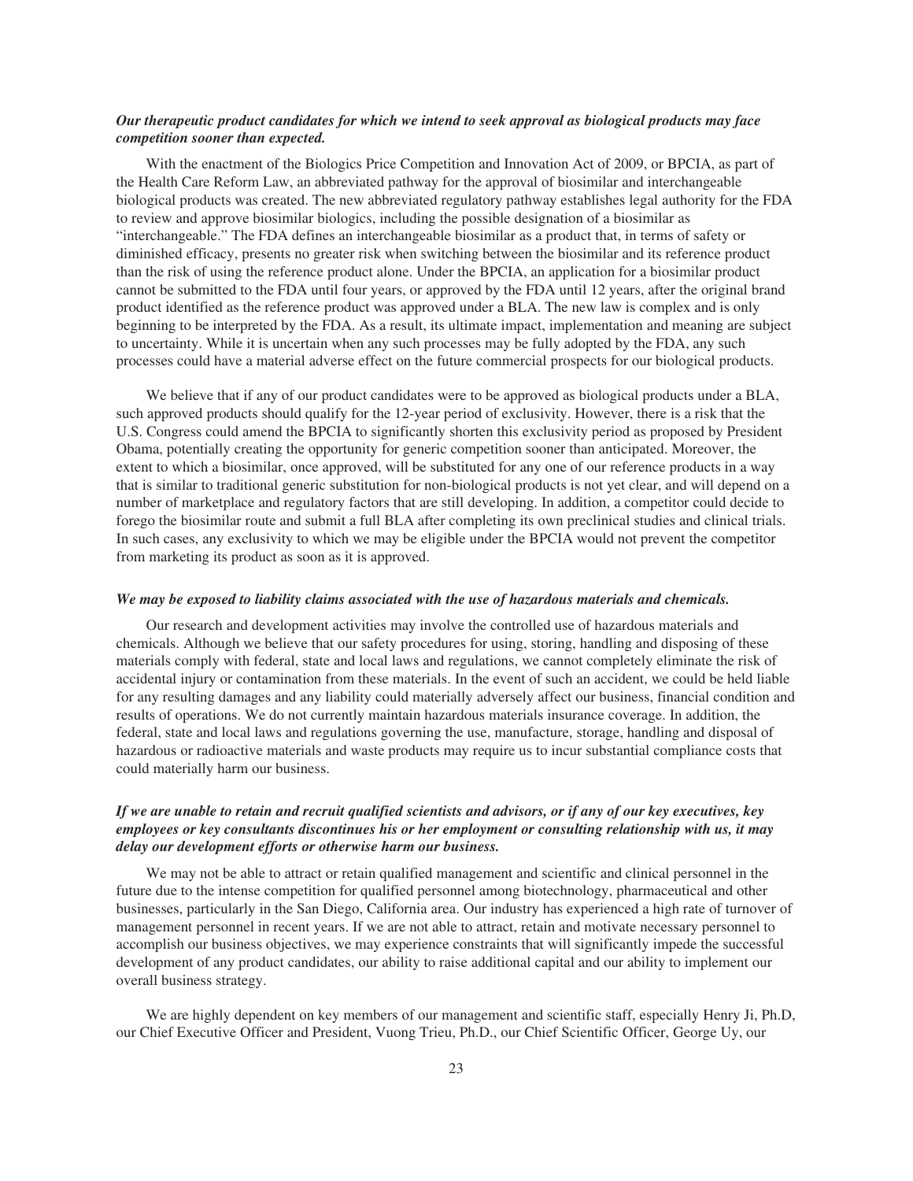***Our therapeutic product candidates for which we intend to seek approval as biological products may face competition sooner than expected.***

With the enactment of the Biologics Price Competition and Innovation Act of 2009, or BPCIA, as part of the Health Care Reform Law, an abbreviated pathway for the approval of biosimilar and interchangeable biological products was created. The new abbreviated regulatory pathway establishes legal authority for the FDA to review and approve biosimilar biologics, including the possible designation of a biosimilar as "interchangeable." The FDA defines an interchangeable biosimilar as a product that, in terms of safety or diminished efficacy, presents no greater risk when switching between the biosimilar and its reference product than the risk of using the reference product alone. Under the BPCIA, an application for a biosimilar product cannot be submitted to the FDA until four years, or approved by the FDA until 12 years, after the original brand product identified as the reference product was approved under a BLA. The new law is complex and is only beginning to be interpreted by the FDA. As a result, its ultimate impact, implementation and meaning are subject to uncertainty. While it is uncertain when any such processes may be fully adopted by the FDA, any such processes could have a material adverse effect on the future commercial prospects for our biological products.

We believe that if any of our product candidates were to be approved as biological products under a BLA, such approved products should qualify for the 12-year period of exclusivity. However, there is a risk that the U.S. Congress could amend the BPCIA to significantly shorten this exclusivity period as proposed by President Obama, potentially creating the opportunity for generic competition sooner than anticipated. Moreover, the extent to which a biosimilar, once approved, will be substituted for any one of our reference products in a way that is similar to traditional generic substitution for non-biological products is not yet clear, and will depend on a number of marketplace and regulatory factors that are still developing. In addition, a competitor could decide to forego the biosimilar route and submit a full BLA after completing its own preclinical studies and clinical trials. In such cases, any exclusivity to which we may be eligible under the BPCIA would not prevent the competitor from marketing its product as soon as it is approved.

***We may be exposed to liability claims associated with the use of hazardous materials and chemicals.***

Our research and development activities may involve the controlled use of hazardous materials and chemicals. Although we believe that our safety procedures for using, storing, handling and disposing of these materials comply with federal, state and local laws and regulations, we cannot completely eliminate the risk of accidental injury or contamination from these materials. In the event of such an accident, we could be held liable for any resulting damages and any liability could materially adversely affect our business, financial condition and results of operations. We do not currently maintain hazardous materials insurance coverage. In addition, the federal, state and local laws and regulations governing the use, manufacture, storage, handling and disposal of hazardous or radioactive materials and waste products may require us to incur substantial compliance costs that could materially harm our business.

***If we are unable to retain and recruit qualified scientists and advisors, or if any of our key executives, key employees or key consultants discontinues his or her employment or consulting relationship with us, it may delay our development efforts or otherwise harm our business.***

We may not be able to attract or retain qualified management and scientific and clinical personnel in the future due to the intense competition for qualified personnel among biotechnology, pharmaceutical and other businesses, particularly in the San Diego, California area. Our industry has experienced a high rate of turnover of management personnel in recent years. If we are not able to attract, retain and motivate necessary personnel to accomplish our business objectives, we may experience constraints that will significantly impede the successful development of any product candidates, our ability to raise additional capital and our ability to implement our overall business strategy.

We are highly dependent on key members of our management and scientific staff, especially Henry Ji, Ph.D, our Chief Executive Officer and President, Vuong Trieu, Ph.D., our Chief Scientific Officer, George Uy, our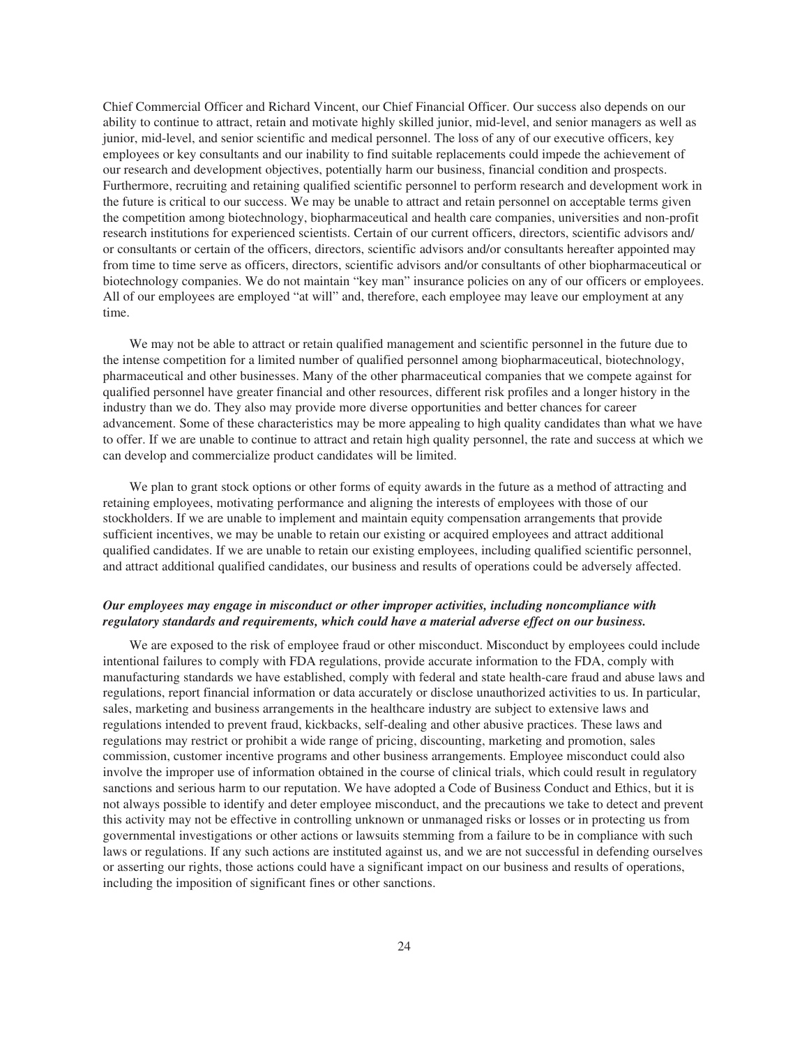Chief Commercial Officer and Richard Vincent, our Chief Financial Officer. Our success also depends on our ability to continue to attract, retain and motivate highly skilled junior, mid-level, and senior managers as well as junior, mid-level, and senior scientific and medical personnel. The loss of any of our executive officers, key employees or key consultants and our inability to find suitable replacements could impede the achievement of our research and development objectives, potentially harm our business, financial condition and prospects. Furthermore, recruiting and retaining qualified scientific personnel to perform research and development work in the future is critical to our success. We may be unable to attract and retain personnel on acceptable terms given the competition among biotechnology, biopharmaceutical and health care companies, universities and non-profit research institutions for experienced scientists. Certain of our current officers, directors, scientific advisors and/or consultants or certain of the officers, directors, scientific advisors and/or consultants hereafter appointed may from time to time serve as officers, directors, scientific advisors and/or consultants of other biopharmaceutical or biotechnology companies. We do not maintain "key man" insurance policies on any of our officers or employees. All of our employees are employed "at will" and, therefore, each employee may leave our employment at any time.

We may not be able to attract or retain qualified management and scientific personnel in the future due to the intense competition for a limited number of qualified personnel among biopharmaceutical, biotechnology, pharmaceutical and other businesses. Many of the other pharmaceutical companies that we compete against for qualified personnel have greater financial and other resources, different risk profiles and a longer history in the industry than we do. They also may provide more diverse opportunities and better chances for career advancement. Some of these characteristics may be more appealing to high quality candidates than what we have to offer. If we are unable to continue to attract and retain high quality personnel, the rate and success at which we can develop and commercialize product candidates will be limited.

We plan to grant stock options or other forms of equity awards in the future as a method of attracting and retaining employees, motivating performance and aligning the interests of employees with those of our stockholders. If we are unable to implement and maintain equity compensation arrangements that provide sufficient incentives, we may be unable to retain our existing or acquired employees and attract additional qualified candidates. If we are unable to retain our existing employees, including qualified scientific personnel, and attract additional qualified candidates, our business and results of operations could be adversely affected.

***Our employees may engage in misconduct or other improper activities, including noncompliance with regulatory standards and requirements, which could have a material adverse effect on our business.***

We are exposed to the risk of employee fraud or other misconduct. Misconduct by employees could include intentional failures to comply with FDA regulations, provide accurate information to the FDA, comply with manufacturing standards we have established, comply with federal and state health-care fraud and abuse laws and regulations, report financial information or data accurately or disclose unauthorized activities to us. In particular, sales, marketing and business arrangements in the healthcare industry are subject to extensive laws and regulations intended to prevent fraud, kickbacks, self-dealing and other abusive practices. These laws and regulations may restrict or prohibit a wide range of pricing, discounting, marketing and promotion, sales commission, customer incentive programs and other business arrangements. Employee misconduct could also involve the improper use of information obtained in the course of clinical trials, which could result in regulatory sanctions and serious harm to our reputation. We have adopted a Code of Business Conduct and Ethics, but it is not always possible to identify and deter employee misconduct, and the precautions we take to detect and prevent this activity may not be effective in controlling unknown or unmanaged risks or losses or in protecting us from governmental investigations or other actions or lawsuits stemming from a failure to be in compliance with such laws or regulations. If any such actions are instituted against us, and we are not successful in defending ourselves or asserting our rights, those actions could have a significant impact on our business and results of operations, including the imposition of significant fines or other sanctions.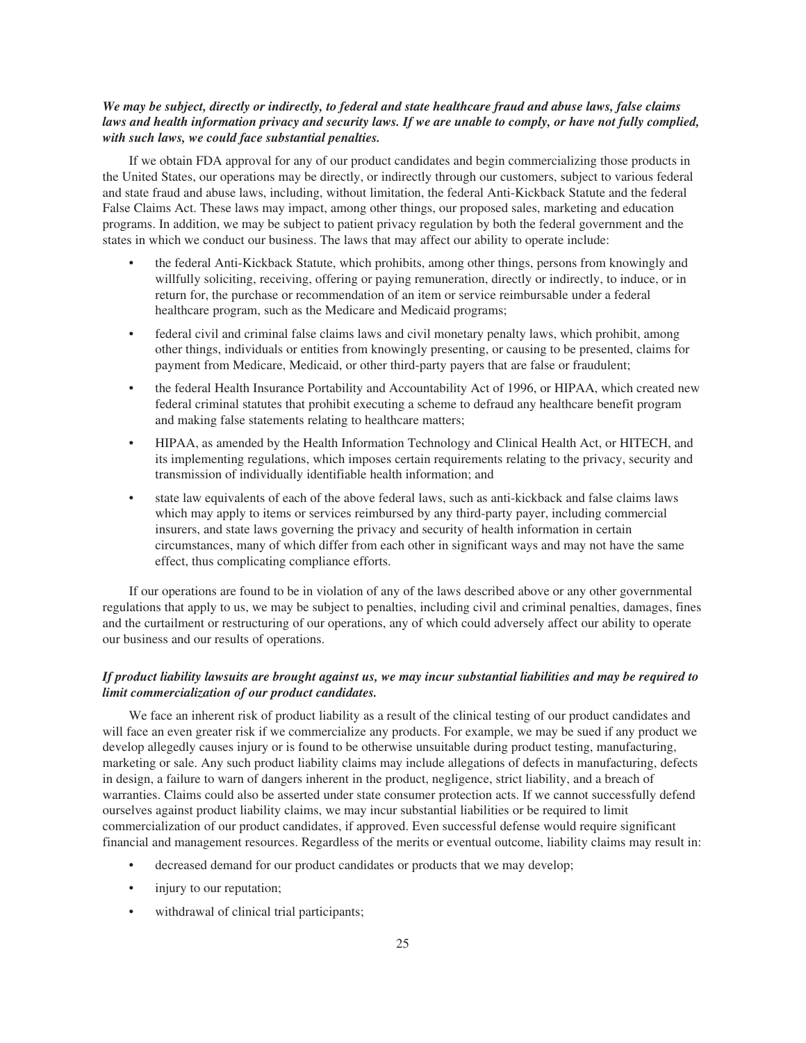***We may be subject, directly or indirectly, to federal and state healthcare fraud and abuse laws, false claims laws and health information privacy and security laws. If we are unable to comply, or have not fully complied, with such laws, we could face substantial penalties.***

If we obtain FDA approval for any of our product candidates and begin commercializing those products in the United States, our operations may be directly, or indirectly through our customers, subject to various federal and state fraud and abuse laws, including, without limitation, the federal Anti-Kickback Statute and the federal False Claims Act. These laws may impact, among other things, our proposed sales, marketing and education programs. In addition, we may be subject to patient privacy regulation by both the federal government and the states in which we conduct our business. The laws that may affect our ability to operate include:

- the federal Anti-Kickback Statute, which prohibits, among other things, persons from knowingly and willfully soliciting, receiving, offering or paying remuneration, directly or indirectly, to induce, or in return for, the purchase or recommendation of an item or service reimbursable under a federal healthcare program, such as the Medicare and Medicaid programs;
- federal civil and criminal false claims laws and civil monetary penalty laws, which prohibit, among other things, individuals or entities from knowingly presenting, or causing to be presented, claims for payment from Medicare, Medicaid, or other third-party payers that are false or fraudulent;
- the federal Health Insurance Portability and Accountability Act of 1996, or HIPAA, which created new federal criminal statutes that prohibit executing a scheme to defraud any healthcare benefit program and making false statements relating to healthcare matters;
- HIPAA, as amended by the Health Information Technology and Clinical Health Act, or HITECH, and its implementing regulations, which imposes certain requirements relating to the privacy, security and transmission of individually identifiable health information; and
- state law equivalents of each of the above federal laws, such as anti-kickback and false claims laws which may apply to items or services reimbursed by any third-party payer, including commercial insurers, and state laws governing the privacy and security of health information in certain circumstances, many of which differ from each other in significant ways and may not have the same effect, thus complicating compliance efforts.

If our operations are found to be in violation of any of the laws described above or any other governmental regulations that apply to us, we may be subject to penalties, including civil and criminal penalties, damages, fines and the curtailment or restructuring of our operations, any of which could adversely affect our ability to operate our business and our results of operations.

***If product liability lawsuits are brought against us, we may incur substantial liabilities and may be required to limit commercialization of our product candidates.***

We face an inherent risk of product liability as a result of the clinical testing of our product candidates and will face an even greater risk if we commercialize any products. For example, we may be sued if any product we develop allegedly causes injury or is found to be otherwise unsuitable during product testing, manufacturing, marketing or sale. Any such product liability claims may include allegations of defects in manufacturing, defects in design, a failure to warn of dangers inherent in the product, negligence, strict liability, and a breach of warranties. Claims could also be asserted under state consumer protection acts. If we cannot successfully defend ourselves against product liability claims, we may incur substantial liabilities or be required to limit commercialization of our product candidates, if approved. Even successful defense would require significant financial and management resources. Regardless of the merits or eventual outcome, liability claims may result in:

- decreased demand for our product candidates or products that we may develop;
- injury to our reputation;
- withdrawal of clinical trial participants;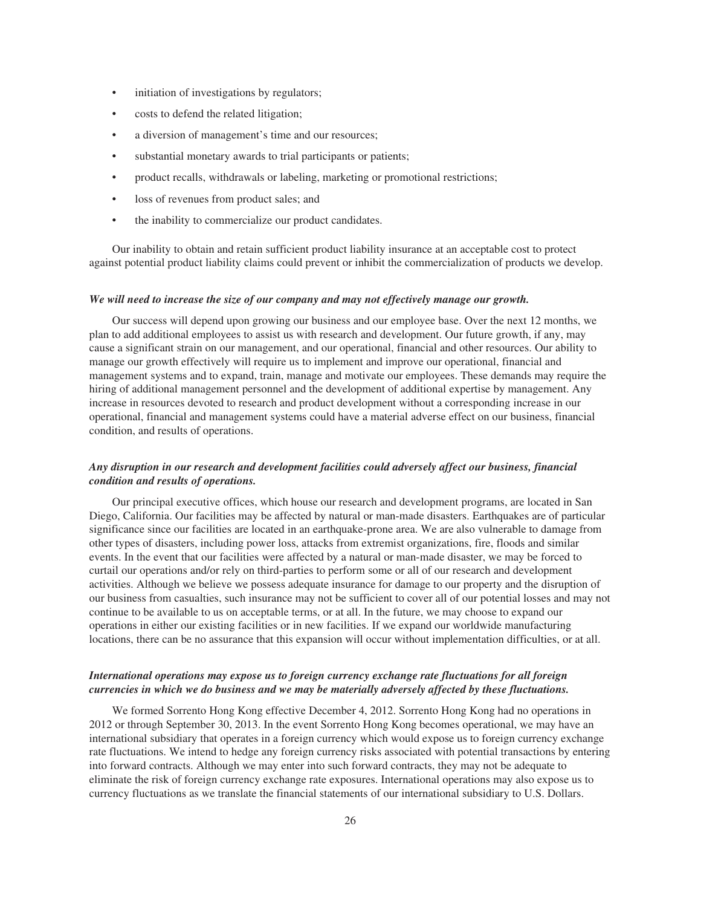- initiation of investigations by regulators;
- costs to defend the related litigation;
- a diversion of management's time and our resources;
- substantial monetary awards to trial participants or patients;
- product recalls, withdrawals or labeling, marketing or promotional restrictions;
- loss of revenues from product sales; and
- the inability to commercialize our product candidates.

Our inability to obtain and retain sufficient product liability insurance at an acceptable cost to protect against potential product liability claims could prevent or inhibit the commercialization of products we develop.

***We will need to increase the size of our company and may not effectively manage our growth.***

Our success will depend upon growing our business and our employee base. Over the next 12 months, we plan to add additional employees to assist us with research and development. Our future growth, if any, may cause a significant strain on our management, and our operational, financial and other resources. Our ability to manage our growth effectively will require us to implement and improve our operational, financial and management systems and to expand, train, manage and motivate our employees. These demands may require the hiring of additional management personnel and the development of additional expertise by management. Any increase in resources devoted to research and product development without a corresponding increase in our operational, financial and management systems could have a material adverse effect on our business, financial condition, and results of operations.

***Any disruption in our research and development facilities could adversely affect our business, financial condition and results of operations.***

Our principal executive offices, which house our research and development programs, are located in San Diego, California. Our facilities may be affected by natural or man-made disasters. Earthquakes are of particular significance since our facilities are located in an earthquake-prone area. We are also vulnerable to damage from other types of disasters, including power loss, attacks from extremist organizations, fire, floods and similar events. In the event that our facilities were affected by a natural or man-made disaster, we may be forced to curtail our operations and/or rely on third-parties to perform some or all of our research and development activities. Although we believe we possess adequate insurance for damage to our property and the disruption of our business from casualties, such insurance may not be sufficient to cover all of our potential losses and may not continue to be available to us on acceptable terms, or at all. In the future, we may choose to expand our operations in either our existing facilities or in new facilities. If we expand our worldwide manufacturing locations, there can be no assurance that this expansion will occur without implementation difficulties, or at all.

***International operations may expose us to foreign currency exchange rate fluctuations for all foreign currencies in which we do business and we may be materially adversely affected by these fluctuations.***

We formed Sorrento Hong Kong effective December 4, 2012. Sorrento Hong Kong had no operations in 2012 or through September 30, 2013. In the event Sorrento Hong Kong becomes operational, we may have an international subsidiary that operates in a foreign currency which would expose us to foreign currency exchange rate fluctuations. We intend to hedge any foreign currency risks associated with potential transactions by entering into forward contracts. Although we may enter into such forward contracts, they may not be adequate to eliminate the risk of foreign currency exchange rate exposures. International operations may also expose us to currency fluctuations as we translate the financial statements of our international subsidiary to U.S. Dollars.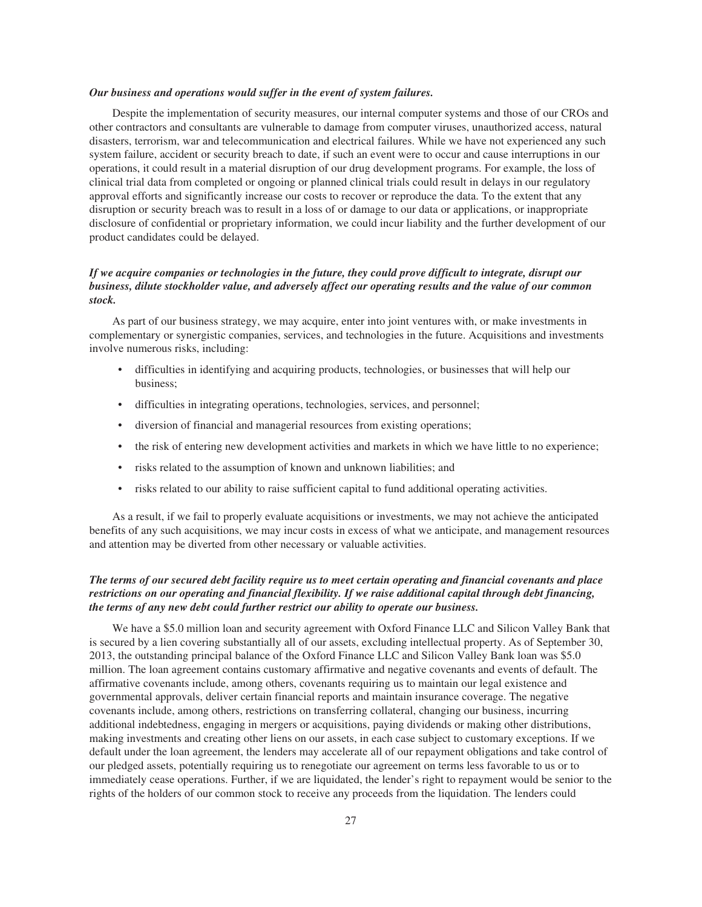***Our business and operations would suffer in the event of system failures.***

Despite the implementation of security measures, our internal computer systems and those of our CROs and other contractors and consultants are vulnerable to damage from computer viruses, unauthorized access, natural disasters, terrorism, war and telecommunication and electrical failures. While we have not experienced any such system failure, accident or security breach to date, if such an event were to occur and cause interruptions in our operations, it could result in a material disruption of our drug development programs. For example, the loss of clinical trial data from completed or ongoing or planned clinical trials could result in delays in our regulatory approval efforts and significantly increase our costs to recover or reproduce the data. To the extent that any disruption or security breach was to result in a loss of or damage to our data or applications, or inappropriate disclosure of confidential or proprietary information, we could incur liability and the further development of our product candidates could be delayed.

***If we acquire companies or technologies in the future, they could prove difficult to integrate, disrupt our business, dilute stockholder value, and adversely affect our operating results and the value of our common stock.***

As part of our business strategy, we may acquire, enter into joint ventures with, or make investments in complementary or synergistic companies, services, and technologies in the future. Acquisitions and investments involve numerous risks, including:

- difficulties in identifying and acquiring products, technologies, or businesses that will help our business;
- difficulties in integrating operations, technologies, services, and personnel;
- diversion of financial and managerial resources from existing operations;
- the risk of entering new development activities and markets in which we have little to no experience;
- risks related to the assumption of known and unknown liabilities; and
- risks related to our ability to raise sufficient capital to fund additional operating activities.

As a result, if we fail to properly evaluate acquisitions or investments, we may not achieve the anticipated benefits of any such acquisitions, we may incur costs in excess of what we anticipate, and management resources and attention may be diverted from other necessary or valuable activities.

***The terms of our secured debt facility require us to meet certain operating and financial covenants and place restrictions on our operating and financial flexibility. If we raise additional capital through debt financing, the terms of any new debt could further restrict our ability to operate our business.***

We have a $5.0 million loan and security agreement with Oxford Finance LLC and Silicon Valley Bank that is secured by a lien covering substantially all of our assets, excluding intellectual property. As of September 30, 2013, the outstanding principal balance of the Oxford Finance LLC and Silicon Valley Bank loan was $5.0 million. The loan agreement contains customary affirmative and negative covenants and events of default. The affirmative covenants include, among others, covenants requiring us to maintain our legal existence and governmental approvals, deliver certain financial reports and maintain insurance coverage. The negative covenants include, among others, restrictions on transferring collateral, changing our business, incurring additional indebtedness, engaging in mergers or acquisitions, paying dividends or making other distributions, making investments and creating other liens on our assets, in each case subject to customary exceptions. If we default under the loan agreement, the lenders may accelerate all of our repayment obligations and take control of our pledged assets, potentially requiring us to renegotiate our agreement on terms less favorable to us or to immediately cease operations. Further, if we are liquidated, the lender's right to repayment would be senior to the rights of the holders of our common stock to receive any proceeds from the liquidation. The lenders could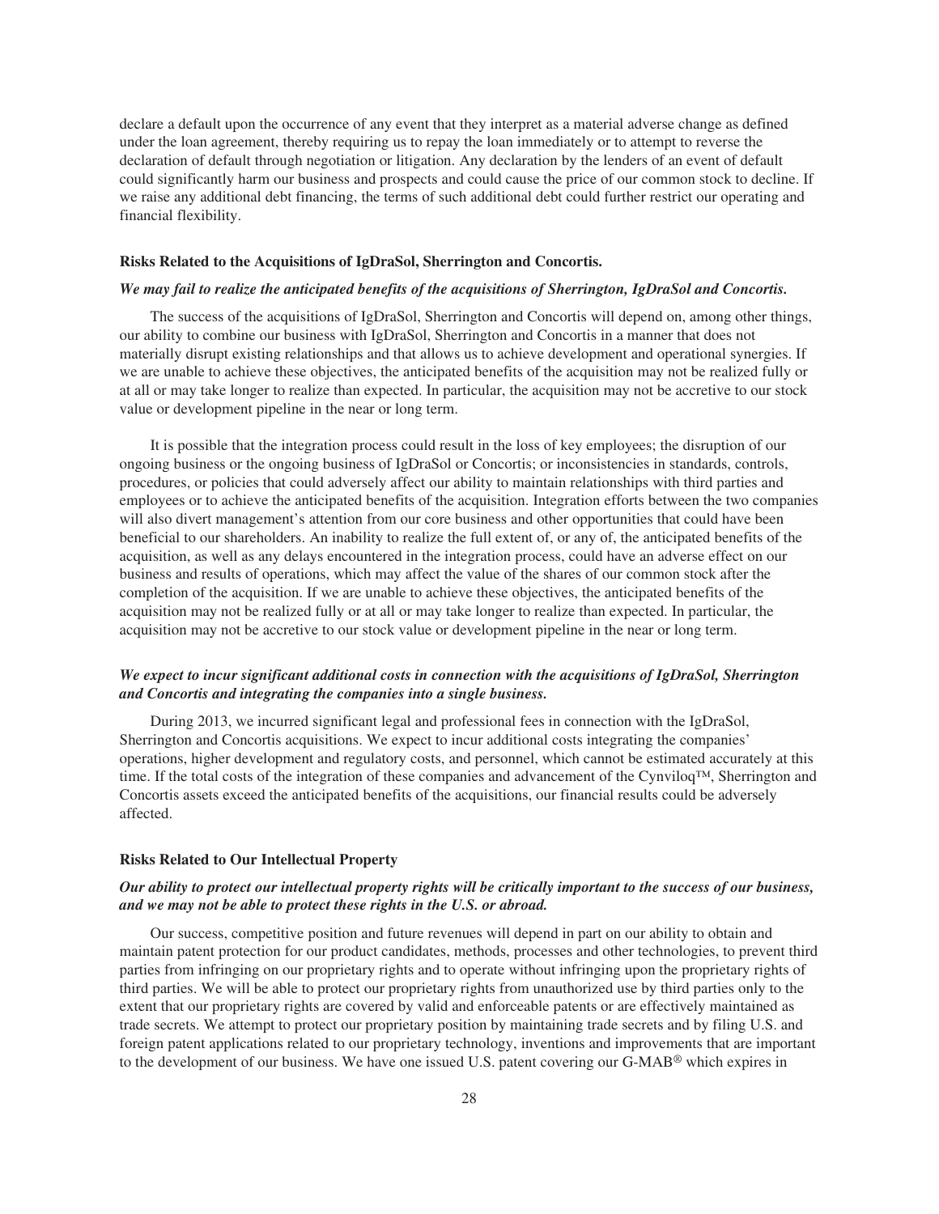declare a default upon the occurrence of any event that they interpret as a material adverse change as defined under the loan agreement, thereby requiring us to repay the loan immediately or to attempt to reverse the declaration of default through negotiation or litigation. Any declaration by the lenders of an event of default could significantly harm our business and prospects and could cause the price of our common stock to decline. If we raise any additional debt financing, the terms of such additional debt could further restrict our operating and financial flexibility.

**Risks Related to the Acquisitions of IgDraSol, Sherrington and Concortis.**

***We may fail to realize the anticipated benefits of the acquisitions of Sherrington, IgDraSol and Concortis.***

The success of the acquisitions of IgDraSol, Sherrington and Concortis will depend on, among other things, our ability to combine our business with IgDraSol, Sherrington and Concortis in a manner that does not materially disrupt existing relationships and that allows us to achieve development and operational synergies. If we are unable to achieve these objectives, the anticipated benefits of the acquisition may not be realized fully or at all or may take longer to realize than expected. In particular, the acquisition may not be accretive to our stock value or development pipeline in the near or long term.

It is possible that the integration process could result in the loss of key employees; the disruption of our ongoing business or the ongoing business of IgDraSol or Concortis; or inconsistencies in standards, controls, procedures, or policies that could adversely affect our ability to maintain relationships with third parties and employees or to achieve the anticipated benefits of the acquisition. Integration efforts between the two companies will also divert management's attention from our core business and other opportunities that could have been beneficial to our shareholders. An inability to realize the full extent of, or any of, the anticipated benefits of the acquisition, as well as any delays encountered in the integration process, could have an adverse effect on our business and results of operations, which may affect the value of the shares of our common stock after the completion of the acquisition. If we are unable to achieve these objectives, the anticipated benefits of the acquisition may not be realized fully or at all or may take longer to realize than expected. In particular, the acquisition may not be accretive to our stock value or development pipeline in the near or long term.

***We expect to incur significant additional costs in connection with the acquisitions of IgDraSol, Sherrington and Concortis and integrating the companies into a single business.***

During 2013, we incurred significant legal and professional fees in connection with the IgDraSol, Sherrington and Concortis acquisitions. We expect to incur additional costs integrating the companies' operations, higher development and regulatory costs, and personnel, which cannot be estimated accurately at this time. If the total costs of the integration of these companies and advancement of the Cynviloq™, Sherrington and Concortis assets exceed the anticipated benefits of the acquisitions, our financial results could be adversely affected.

**Risks Related to Our Intellectual Property**

***Our ability to protect our intellectual property rights will be critically important to the success of our business, and we may not be able to protect these rights in the U.S. or abroad.***

Our success, competitive position and future revenues will depend in part on our ability to obtain and maintain patent protection for our product candidates, methods, processes and other technologies, to prevent third parties from infringing on our proprietary rights and to operate without infringing upon the proprietary rights of third parties. We will be able to protect our proprietary rights from unauthorized use by third parties only to the extent that our proprietary rights are covered by valid and enforceable patents or are effectively maintained as trade secrets. We attempt to protect our proprietary position by maintaining trade secrets and by filing U.S. and foreign patent applications related to our proprietary technology, inventions and improvements that are important to the development of our business. We have one issued U.S. patent covering our G-MAB® which expires in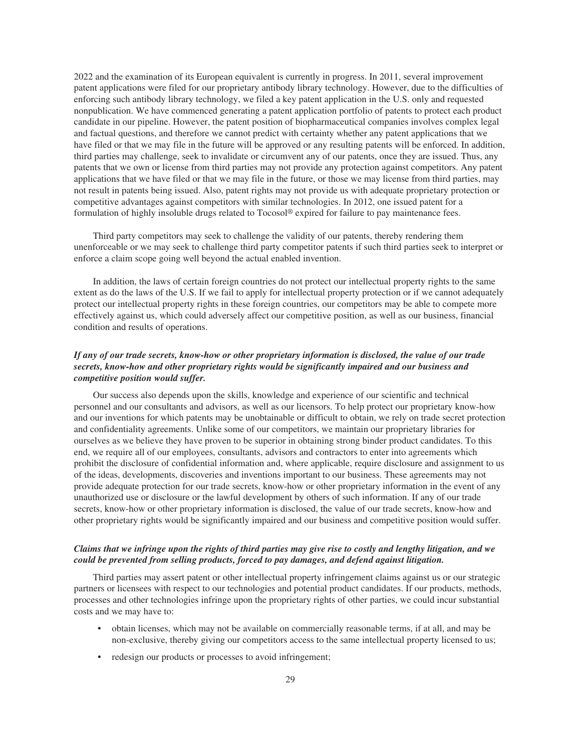2022 and the examination of its European equivalent is currently in progress. In 2011, several improvement patent applications were filed for our proprietary antibody library technology. However, due to the difficulties of enforcing such antibody library technology, we filed a key patent application in the U.S. only and requested nonpublication. We have commenced generating a patent application portfolio of patents to protect each product candidate in our pipeline. However, the patent position of biopharmaceutical companies involves complex legal and factual questions, and therefore we cannot predict with certainty whether any patent applications that we have filed or that we may file in the future will be approved or any resulting patents will be enforced. In addition, third parties may challenge, seek to invalidate or circumvent any of our patents, once they are issued. Thus, any patents that we own or license from third parties may not provide any protection against competitors. Any patent applications that we have filed or that we may file in the future, or those we may license from third parties, may not result in patents being issued. Also, patent rights may not provide us with adequate proprietary protection or competitive advantages against competitors with similar technologies. In 2012, one issued patent for a formulation of highly insoluble drugs related to Tocosol® expired for failure to pay maintenance fees.

Third party competitors may seek to challenge the validity of our patents, thereby rendering them unenforceable or we may seek to challenge third party competitor patents if such third parties seek to interpret or enforce a claim scope going well beyond the actual enabled invention.

In addition, the laws of certain foreign countries do not protect our intellectual property rights to the same extent as do the laws of the U.S. If we fail to apply for intellectual property protection or if we cannot adequately protect our intellectual property rights in these foreign countries, our competitors may be able to compete more effectively against us, which could adversely affect our competitive position, as well as our business, financial condition and results of operations.

***If any of our trade secrets, know-how or other proprietary information is disclosed, the value of our trade secrets, know-how and other proprietary rights would be significantly impaired and our business and competitive position would suffer.***

Our success also depends upon the skills, knowledge and experience of our scientific and technical personnel and our consultants and advisors, as well as our licensors. To help protect our proprietary know-how and our inventions for which patents may be unobtainable or difficult to obtain, we rely on trade secret protection and confidentiality agreements. Unlike some of our competitors, we maintain our proprietary libraries for ourselves as we believe they have proven to be superior in obtaining strong binder product candidates. To this end, we require all of our employees, consultants, advisors and contractors to enter into agreements which prohibit the disclosure of confidential information and, where applicable, require disclosure and assignment to us of the ideas, developments, discoveries and inventions important to our business. These agreements may not provide adequate protection for our trade secrets, know-how or other proprietary information in the event of any unauthorized use or disclosure or the lawful development by others of such information. If any of our trade secrets, know-how or other proprietary information is disclosed, the value of our trade secrets, know-how and other proprietary rights would be significantly impaired and our business and competitive position would suffer.

***Claims that we infringe upon the rights of third parties may give rise to costly and lengthy litigation, and we could be prevented from selling products, forced to pay damages, and defend against litigation.***

Third parties may assert patent or other intellectual property infringement claims against us or our strategic partners or licensees with respect to our technologies and potential product candidates. If our products, methods, processes and other technologies infringe upon the proprietary rights of other parties, we could incur substantial costs and we may have to:

- obtain licenses, which may not be available on commercially reasonable terms, if at all, and may be non-exclusive, thereby giving our competitors access to the same intellectual property licensed to us;
- redesign our products or processes to avoid infringement;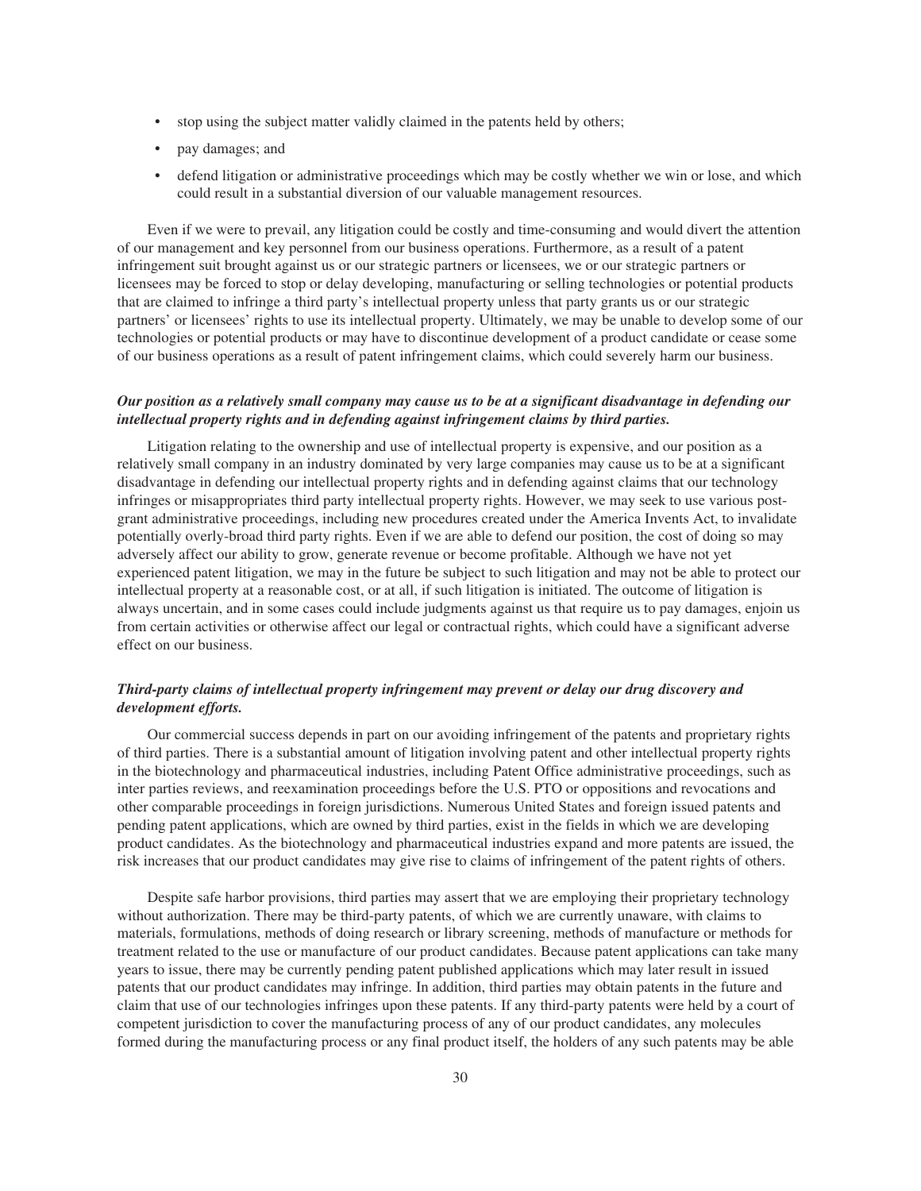- stop using the subject matter validly claimed in the patents held by others;
- pay damages; and
- defend litigation or administrative proceedings which may be costly whether we win or lose, and which could result in a substantial diversion of our valuable management resources.

Even if we were to prevail, any litigation could be costly and time-consuming and would divert the attention of our management and key personnel from our business operations. Furthermore, as a result of a patent infringement suit brought against us or our strategic partners or licensees, we or our strategic partners or licensees may be forced to stop or delay developing, manufacturing or selling technologies or potential products that are claimed to infringe a third party's intellectual property unless that party grants us or our strategic partners' or licensees' rights to use its intellectual property. Ultimately, we may be unable to develop some of our technologies or potential products or may have to discontinue development of a product candidate or cease some of our business operations as a result of patent infringement claims, which could severely harm our business.

***Our position as a relatively small company may cause us to be at a significant disadvantage in defending our intellectual property rights and in defending against infringement claims by third parties.***

Litigation relating to the ownership and use of intellectual property is expensive, and our position as a relatively small company in an industry dominated by very large companies may cause us to be at a significant disadvantage in defending our intellectual property rights and in defending against claims that our technology infringes or misappropriates third party intellectual property rights. However, we may seek to use various post-grant administrative proceedings, including new procedures created under the America Invents Act, to invalidate potentially overly-broad third party rights. Even if we are able to defend our position, the cost of doing so may adversely affect our ability to grow, generate revenue or become profitable. Although we have not yet experienced patent litigation, we may in the future be subject to such litigation and may not be able to protect our intellectual property at a reasonable cost, or at all, if such litigation is initiated. The outcome of litigation is always uncertain, and in some cases could include judgments against us that require us to pay damages, enjoin us from certain activities or otherwise affect our legal or contractual rights, which could have a significant adverse effect on our business.

***Third-party claims of intellectual property infringement may prevent or delay our drug discovery and development efforts.***

Our commercial success depends in part on our avoiding infringement of the patents and proprietary rights of third parties. There is a substantial amount of litigation involving patent and other intellectual property rights in the biotechnology and pharmaceutical industries, including Patent Office administrative proceedings, such as inter parties reviews, and reexamination proceedings before the U.S. PTO or oppositions and revocations and other comparable proceedings in foreign jurisdictions. Numerous United States and foreign issued patents and pending patent applications, which are owned by third parties, exist in the fields in which we are developing product candidates. As the biotechnology and pharmaceutical industries expand and more patents are issued, the risk increases that our product candidates may give rise to claims of infringement of the patent rights of others.

Despite safe harbor provisions, third parties may assert that we are employing their proprietary technology without authorization. There may be third-party patents, of which we are currently unaware, with claims to materials, formulations, methods of doing research or library screening, methods of manufacture or methods for treatment related to the use or manufacture of our product candidates. Because patent applications can take many years to issue, there may be currently pending patent published applications which may later result in issued patents that our product candidates may infringe. In addition, third parties may obtain patents in the future and claim that use of our technologies infringes upon these patents. If any third-party patents were held by a court of competent jurisdiction to cover the manufacturing process of any of our product candidates, any molecules formed during the manufacturing process or any final product itself, the holders of any such patents may be able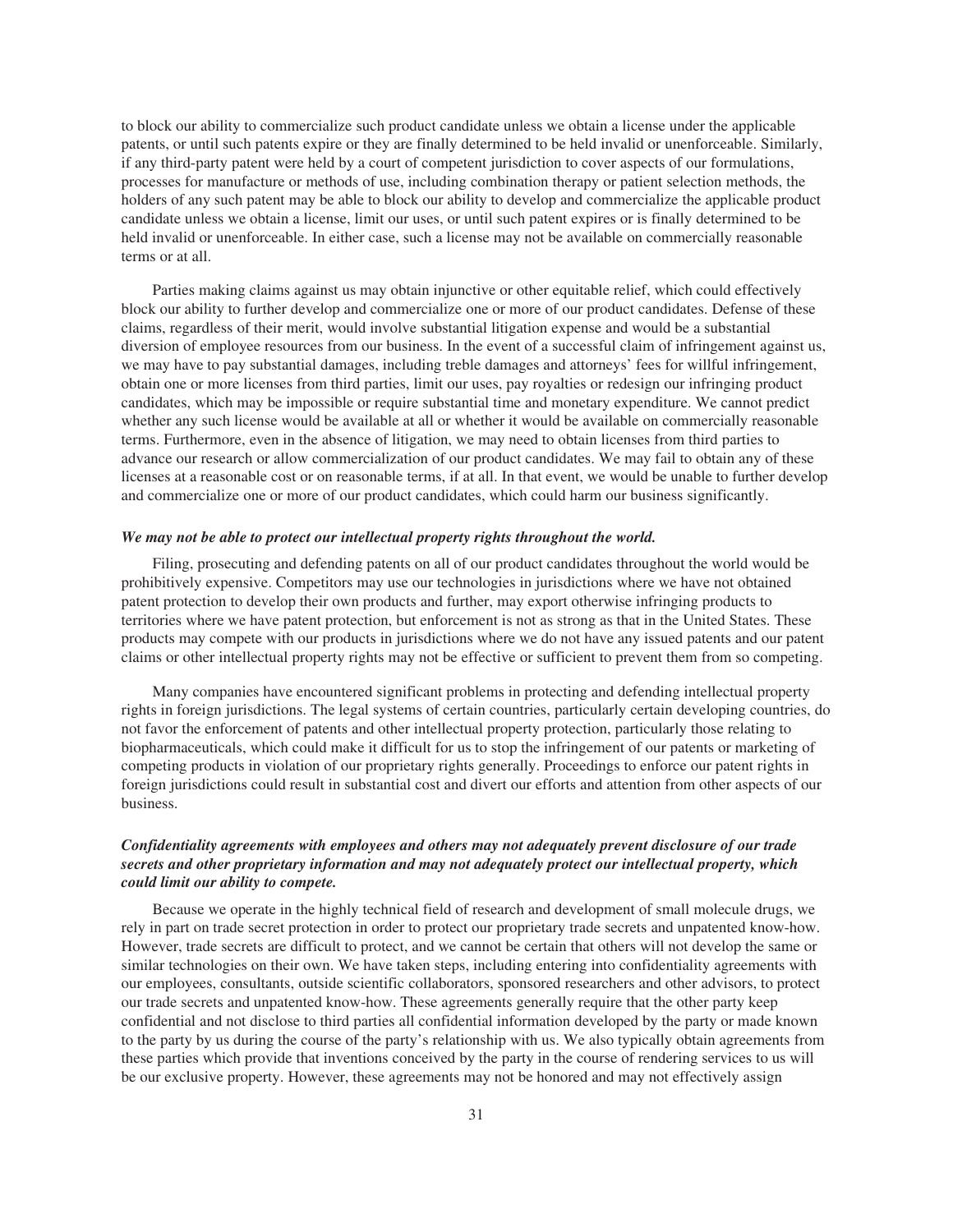to block our ability to commercialize such product candidate unless we obtain a license under the applicable patents, or until such patents expire or they are finally determined to be held invalid or unenforceable. Similarly, if any third-party patent were held by a court of competent jurisdiction to cover aspects of our formulations, processes for manufacture or methods of use, including combination therapy or patient selection methods, the holders of any such patent may be able to block our ability to develop and commercialize the applicable product candidate unless we obtain a license, limit our uses, or until such patent expires or is finally determined to be held invalid or unenforceable. In either case, such a license may not be available on commercially reasonable terms or at all.

Parties making claims against us may obtain injunctive or other equitable relief, which could effectively block our ability to further develop and commercialize one or more of our product candidates. Defense of these claims, regardless of their merit, would involve substantial litigation expense and would be a substantial diversion of employee resources from our business. In the event of a successful claim of infringement against us, we may have to pay substantial damages, including treble damages and attorneys' fees for willful infringement, obtain one or more licenses from third parties, limit our uses, pay royalties or redesign our infringing product candidates, which may be impossible or require substantial time and monetary expenditure. We cannot predict whether any such license would be available at all or whether it would be available on commercially reasonable terms. Furthermore, even in the absence of litigation, we may need to obtain licenses from third parties to advance our research or allow commercialization of our product candidates. We may fail to obtain any of these licenses at a reasonable cost or on reasonable terms, if at all. In that event, we would be unable to further develop and commercialize one or more of our product candidates, which could harm our business significantly.

***We may not be able to protect our intellectual property rights throughout the world.***

Filing, prosecuting and defending patents on all of our product candidates throughout the world would be prohibitively expensive. Competitors may use our technologies in jurisdictions where we have not obtained patent protection to develop their own products and further, may export otherwise infringing products to territories where we have patent protection, but enforcement is not as strong as that in the United States. These products may compete with our products in jurisdictions where we do not have any issued patents and our patent claims or other intellectual property rights may not be effective or sufficient to prevent them from so competing.

Many companies have encountered significant problems in protecting and defending intellectual property rights in foreign jurisdictions. The legal systems of certain countries, particularly certain developing countries, do not favor the enforcement of patents and other intellectual property protection, particularly those relating to biopharmaceuticals, which could make it difficult for us to stop the infringement of our patents or marketing of competing products in violation of our proprietary rights generally. Proceedings to enforce our patent rights in foreign jurisdictions could result in substantial cost and divert our efforts and attention from other aspects of our business.

***Confidentiality agreements with employees and others may not adequately prevent disclosure of our trade secrets and other proprietary information and may not adequately protect our intellectual property, which could limit our ability to compete.***

Because we operate in the highly technical field of research and development of small molecule drugs, we rely in part on trade secret protection in order to protect our proprietary trade secrets and unpatented know-how. However, trade secrets are difficult to protect, and we cannot be certain that others will not develop the same or similar technologies on their own. We have taken steps, including entering into confidentiality agreements with our employees, consultants, outside scientific collaborators, sponsored researchers and other advisors, to protect our trade secrets and unpatented know-how. These agreements generally require that the other party keep confidential and not disclose to third parties all confidential information developed by the party or made known to the party by us during the course of the party's relationship with us. We also typically obtain agreements from these parties which provide that inventions conceived by the party in the course of rendering services to us will be our exclusive property. However, these agreements may not be honored and may not effectively assign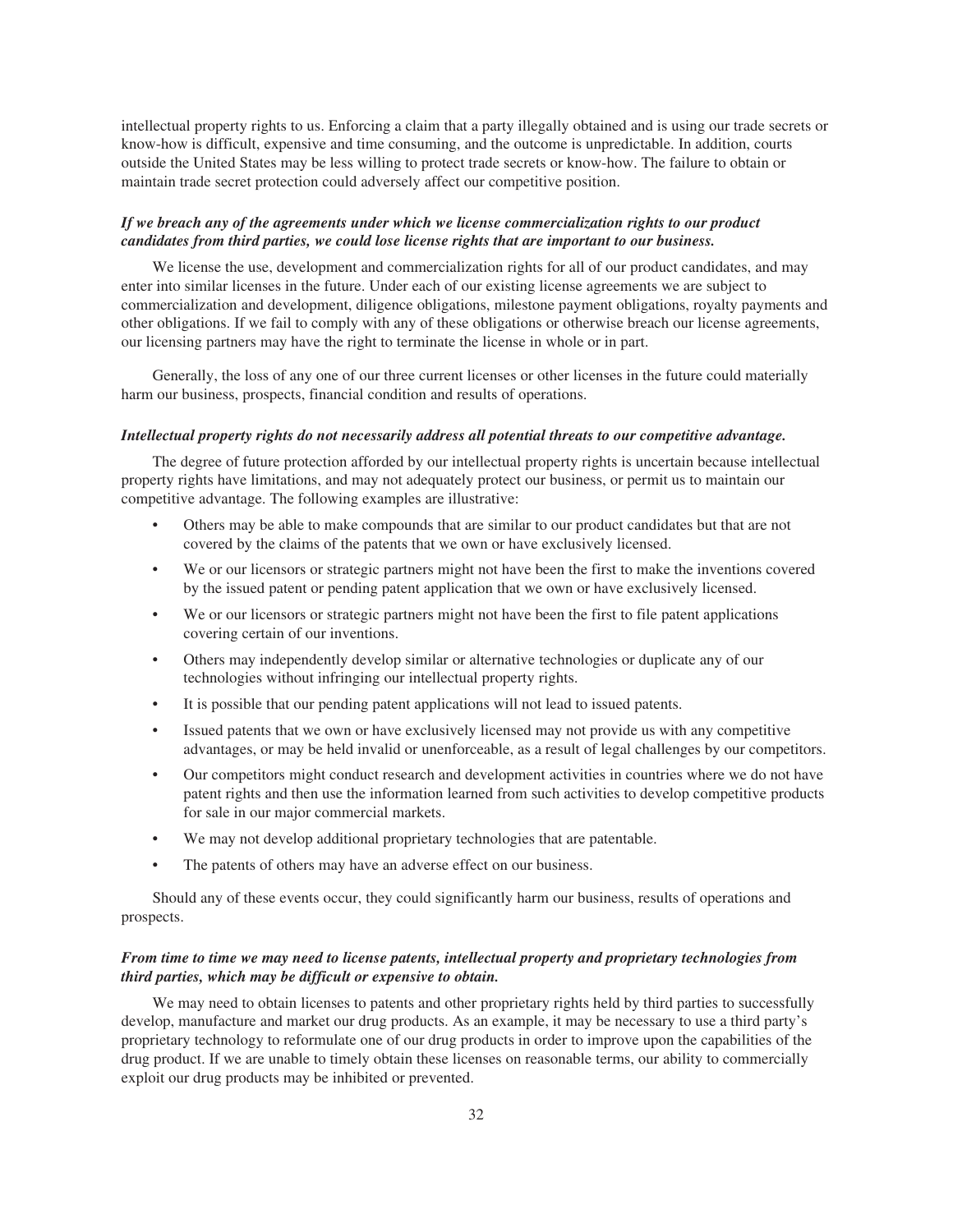intellectual property rights to us. Enforcing a claim that a party illegally obtained and is using our trade secrets or know-how is difficult, expensive and time consuming, and the outcome is unpredictable. In addition, courts outside the United States may be less willing to protect trade secrets or know-how. The failure to obtain or maintain trade secret protection could adversely affect our competitive position.

***If we breach any of the agreements under which we license commercialization rights to our product candidates from third parties, we could lose license rights that are important to our business.***

We license the use, development and commercialization rights for all of our product candidates, and may enter into similar licenses in the future. Under each of our existing license agreements we are subject to commercialization and development, diligence obligations, milestone payment obligations, royalty payments and other obligations. If we fail to comply with any of these obligations or otherwise breach our license agreements, our licensing partners may have the right to terminate the license in whole or in part.

Generally, the loss of any one of our three current licenses or other licenses in the future could materially harm our business, prospects, financial condition and results of operations.

***Intellectual property rights do not necessarily address all potential threats to our competitive advantage.***

The degree of future protection afforded by our intellectual property rights is uncertain because intellectual property rights have limitations, and may not adequately protect our business, or permit us to maintain our competitive advantage. The following examples are illustrative:

- Others may be able to make compounds that are similar to our product candidates but that are not covered by the claims of the patents that we own or have exclusively licensed.
- We or our licensors or strategic partners might not have been the first to make the inventions covered by the issued patent or pending patent application that we own or have exclusively licensed.
- We or our licensors or strategic partners might not have been the first to file patent applications covering certain of our inventions.
- Others may independently develop similar or alternative technologies or duplicate any of our technologies without infringing our intellectual property rights.
- It is possible that our pending patent applications will not lead to issued patents.
- Issued patents that we own or have exclusively licensed may not provide us with any competitive advantages, or may be held invalid or unenforceable, as a result of legal challenges by our competitors.
- Our competitors might conduct research and development activities in countries where we do not have patent rights and then use the information learned from such activities to develop competitive products for sale in our major commercial markets.
- We may not develop additional proprietary technologies that are patentable.
- The patents of others may have an adverse effect on our business.

Should any of these events occur, they could significantly harm our business, results of operations and prospects.

***From time to time we may need to license patents, intellectual property and proprietary technologies from third parties, which may be difficult or expensive to obtain.***

We may need to obtain licenses to patents and other proprietary rights held by third parties to successfully develop, manufacture and market our drug products. As an example, it may be necessary to use a third party's proprietary technology to reformulate one of our drug products in order to improve upon the capabilities of the drug product. If we are unable to timely obtain these licenses on reasonable terms, our ability to commercially exploit our drug products may be inhibited or prevented.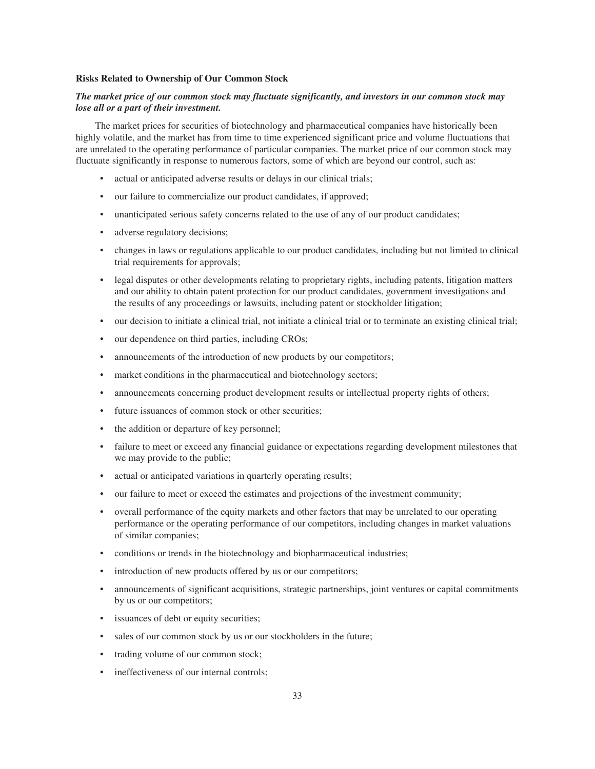### Risks Related to Ownership of Our Common Stock

***The market price of our common stock may fluctuate significantly, and investors in our common stock may lose all or a part of their investment.***

The market prices for securities of biotechnology and pharmaceutical companies have historically been highly volatile, and the market has from time to time experienced significant price and volume fluctuations that are unrelated to the operating performance of particular companies. The market price of our common stock may fluctuate significantly in response to numerous factors, some of which are beyond our control, such as:

- actual or anticipated adverse results or delays in our clinical trials;
- our failure to commercialize our product candidates, if approved;
- unanticipated serious safety concerns related to the use of any of our product candidates;
- adverse regulatory decisions;
- changes in laws or regulations applicable to our product candidates, including but not limited to clinical trial requirements for approvals;
- legal disputes or other developments relating to proprietary rights, including patents, litigation matters and our ability to obtain patent protection for our product candidates, government investigations and the results of any proceedings or lawsuits, including patent or stockholder litigation;
- our decision to initiate a clinical trial, not initiate a clinical trial or to terminate an existing clinical trial;
- our dependence on third parties, including CROs;
- announcements of the introduction of new products by our competitors;
- market conditions in the pharmaceutical and biotechnology sectors;
- announcements concerning product development results or intellectual property rights of others;
- future issuances of common stock or other securities;
- the addition or departure of key personnel;
- failure to meet or exceed any financial guidance or expectations regarding development milestones that we may provide to the public;
- actual or anticipated variations in quarterly operating results;
- our failure to meet or exceed the estimates and projections of the investment community;
- overall performance of the equity markets and other factors that may be unrelated to our operating performance or the operating performance of our competitors, including changes in market valuations of similar companies;
- conditions or trends in the biotechnology and biopharmaceutical industries;
- introduction of new products offered by us or our competitors;
- announcements of significant acquisitions, strategic partnerships, joint ventures or capital commitments by us or our competitors;
- issuances of debt or equity securities;
- sales of our common stock by us or our stockholders in the future;
- trading volume of our common stock;
- ineffectiveness of our internal controls;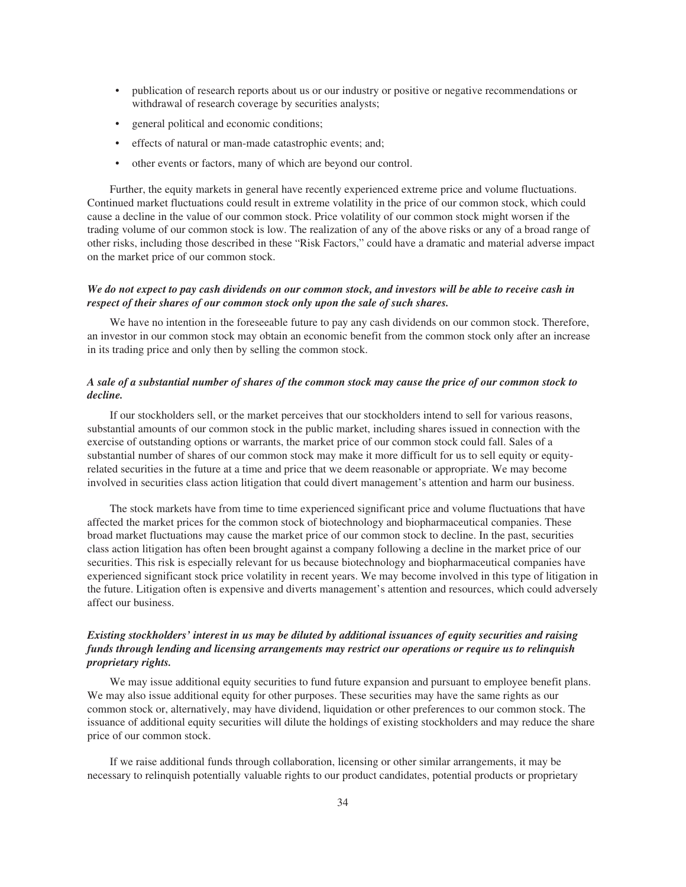- publication of research reports about us or our industry or positive or negative recommendations or withdrawal of research coverage by securities analysts;
- general political and economic conditions;
- effects of natural or man-made catastrophic events; and;
- other events or factors, many of which are beyond our control.

Further, the equity markets in general have recently experienced extreme price and volume fluctuations. Continued market fluctuations could result in extreme volatility in the price of our common stock, which could cause a decline in the value of our common stock. Price volatility of our common stock might worsen if the trading volume of our common stock is low. The realization of any of the above risks or any of a broad range of other risks, including those described in these "Risk Factors," could have a dramatic and material adverse impact on the market price of our common stock.

***We do not expect to pay cash dividends on our common stock, and investors will be able to receive cash in respect of their shares of our common stock only upon the sale of such shares.***

We have no intention in the foreseeable future to pay any cash dividends on our common stock. Therefore, an investor in our common stock may obtain an economic benefit from the common stock only after an increase in its trading price and only then by selling the common stock.

***A sale of a substantial number of shares of the common stock may cause the price of our common stock to decline.***

If our stockholders sell, or the market perceives that our stockholders intend to sell for various reasons, substantial amounts of our common stock in the public market, including shares issued in connection with the exercise of outstanding options or warrants, the market price of our common stock could fall. Sales of a substantial number of shares of our common stock may make it more difficult for us to sell equity or equity-related securities in the future at a time and price that we deem reasonable or appropriate. We may become involved in securities class action litigation that could divert management's attention and harm our business.

The stock markets have from time to time experienced significant price and volume fluctuations that have affected the market prices for the common stock of biotechnology and biopharmaceutical companies. These broad market fluctuations may cause the market price of our common stock to decline. In the past, securities class action litigation has often been brought against a company following a decline in the market price of our securities. This risk is especially relevant for us because biotechnology and biopharmaceutical companies have experienced significant stock price volatility in recent years. We may become involved in this type of litigation in the future. Litigation often is expensive and diverts management's attention and resources, which could adversely affect our business.

***Existing stockholders' interest in us may be diluted by additional issuances of equity securities and raising funds through lending and licensing arrangements may restrict our operations or require us to relinquish proprietary rights.***

We may issue additional equity securities to fund future expansion and pursuant to employee benefit plans. We may also issue additional equity for other purposes. These securities may have the same rights as our common stock or, alternatively, may have dividend, liquidation or other preferences to our common stock. The issuance of additional equity securities will dilute the holdings of existing stockholders and may reduce the share price of our common stock.

If we raise additional funds through collaboration, licensing or other similar arrangements, it may be necessary to relinquish potentially valuable rights to our product candidates, potential products or proprietary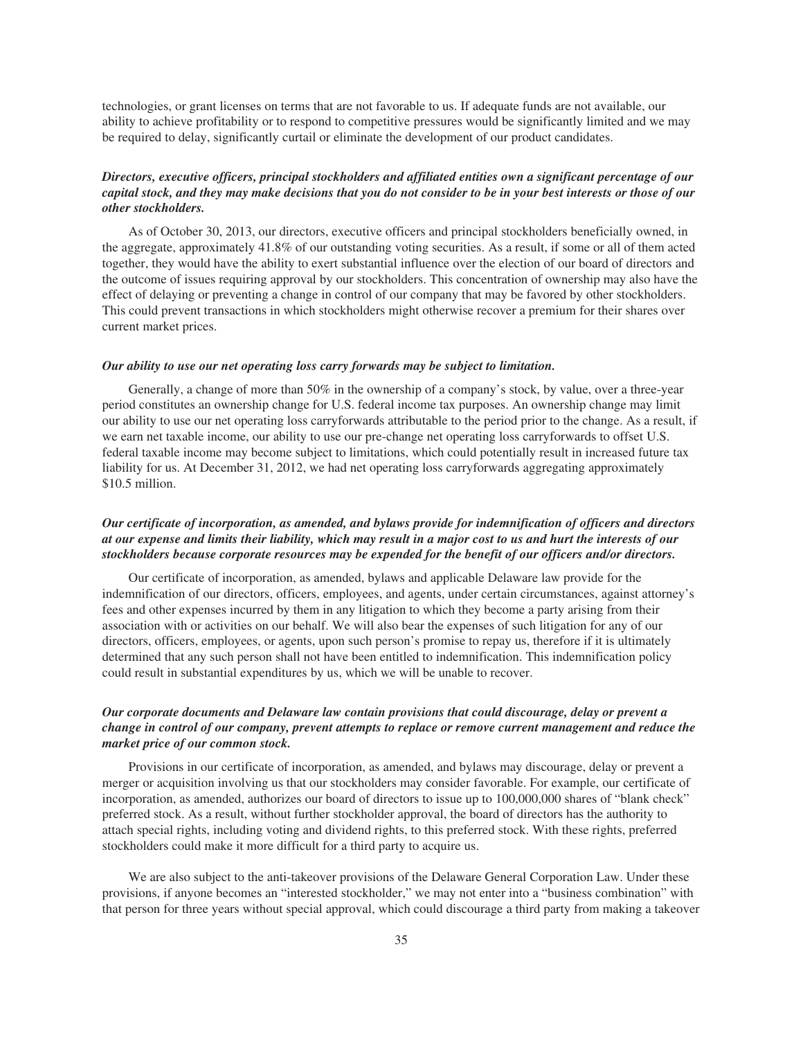technologies, or grant licenses on terms that are not favorable to us. If adequate funds are not available, our ability to achieve profitability or to respond to competitive pressures would be significantly limited and we may be required to delay, significantly curtail or eliminate the development of our product candidates.

***Directors, executive officers, principal stockholders and affiliated entities own a significant percentage of our capital stock, and they may make decisions that you do not consider to be in your best interests or those of our other stockholders.***

As of October 30, 2013, our directors, executive officers and principal stockholders beneficially owned, in the aggregate, approximately 41.8% of our outstanding voting securities. As a result, if some or all of them acted together, they would have the ability to exert substantial influence over the election of our board of directors and the outcome of issues requiring approval by our stockholders. This concentration of ownership may also have the effect of delaying or preventing a change in control of our company that may be favored by other stockholders. This could prevent transactions in which stockholders might otherwise recover a premium for their shares over current market prices.

***Our ability to use our net operating loss carry forwards may be subject to limitation.***

Generally, a change of more than 50% in the ownership of a company's stock, by value, over a three-year period constitutes an ownership change for U.S. federal income tax purposes. An ownership change may limit our ability to use our net operating loss carryforwards attributable to the period prior to the change. As a result, if we earn net taxable income, our ability to use our pre-change net operating loss carryforwards to offset U.S. federal taxable income may become subject to limitations, which could potentially result in increased future tax liability for us. At December 31, 2012, we had net operating loss carryforwards aggregating approximately $10.5 million.

***Our certificate of incorporation, as amended, and bylaws provide for indemnification of officers and directors at our expense and limits their liability, which may result in a major cost to us and hurt the interests of our stockholders because corporate resources may be expended for the benefit of our officers and/or directors.***

Our certificate of incorporation, as amended, bylaws and applicable Delaware law provide for the indemnification of our directors, officers, employees, and agents, under certain circumstances, against attorney's fees and other expenses incurred by them in any litigation to which they become a party arising from their association with or activities on our behalf. We will also bear the expenses of such litigation for any of our directors, officers, employees, or agents, upon such person's promise to repay us, therefore if it is ultimately determined that any such person shall not have been entitled to indemnification. This indemnification policy could result in substantial expenditures by us, which we will be unable to recover.

***Our corporate documents and Delaware law contain provisions that could discourage, delay or prevent a change in control of our company, prevent attempts to replace or remove current management and reduce the market price of our common stock.***

Provisions in our certificate of incorporation, as amended, and bylaws may discourage, delay or prevent a merger or acquisition involving us that our stockholders may consider favorable. For example, our certificate of incorporation, as amended, authorizes our board of directors to issue up to 100,000,000 shares of "blank check" preferred stock. As a result, without further stockholder approval, the board of directors has the authority to attach special rights, including voting and dividend rights, to this preferred stock. With these rights, preferred stockholders could make it more difficult for a third party to acquire us.

We are also subject to the anti-takeover provisions of the Delaware General Corporation Law. Under these provisions, if anyone becomes an "interested stockholder," we may not enter into a "business combination" with that person for three years without special approval, which could discourage a third party from making a takeover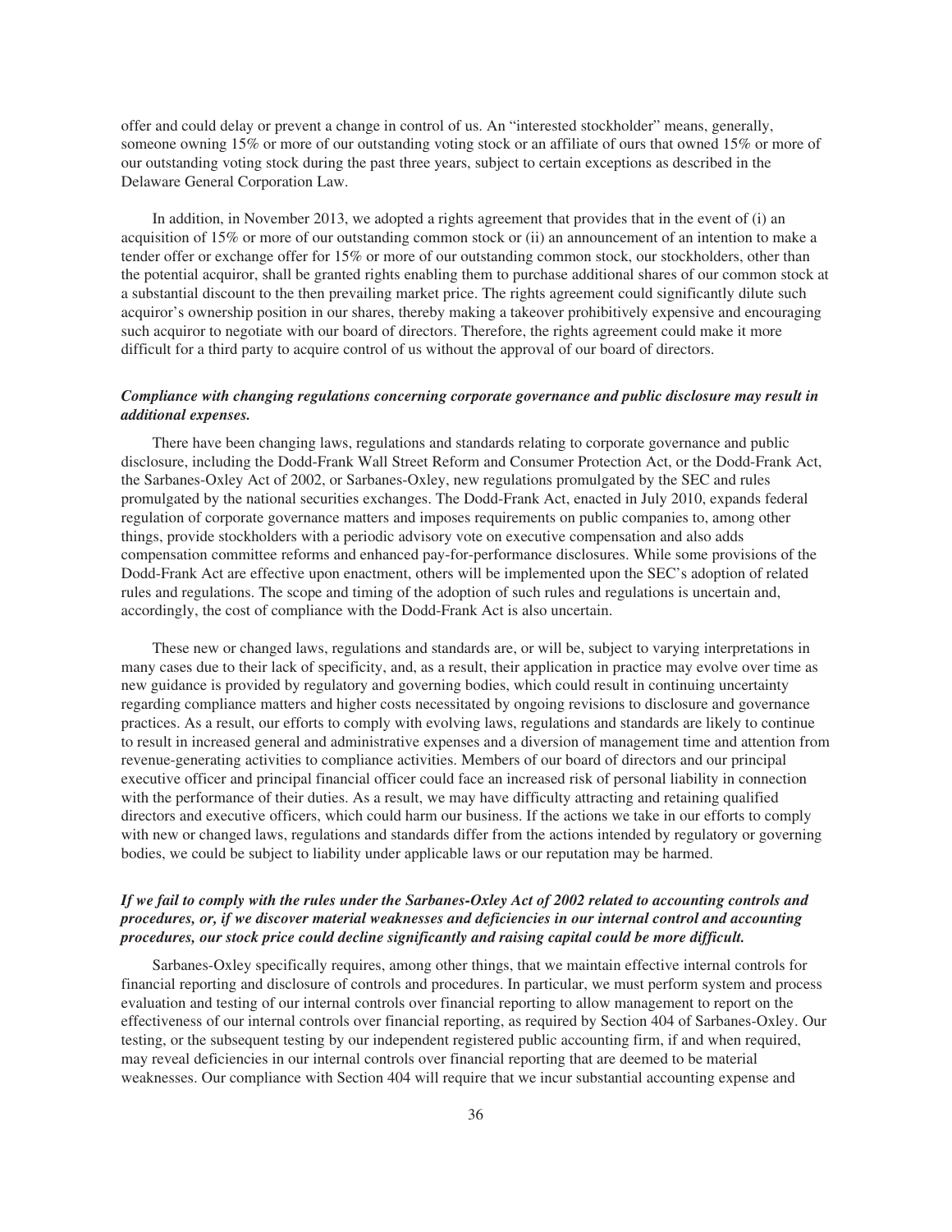offer and could delay or prevent a change in control of us. An "interested stockholder" means, generally, someone owning 15% or more of our outstanding voting stock or an affiliate of ours that owned 15% or more of our outstanding voting stock during the past three years, subject to certain exceptions as described in the Delaware General Corporation Law.

In addition, in November 2013, we adopted a rights agreement that provides that in the event of (i) an acquisition of 15% or more of our outstanding common stock or (ii) an announcement of an intention to make a tender offer or exchange offer for 15% or more of our outstanding common stock, our stockholders, other than the potential acquiror, shall be granted rights enabling them to purchase additional shares of our common stock at a substantial discount to the then prevailing market price. The rights agreement could significantly dilute such acquiror's ownership position in our shares, thereby making a takeover prohibitively expensive and encouraging such acquiror to negotiate with our board of directors. Therefore, the rights agreement could make it more difficult for a third party to acquire control of us without the approval of our board of directors.

***Compliance with changing regulations concerning corporate governance and public disclosure may result in additional expenses.***

There have been changing laws, regulations and standards relating to corporate governance and public disclosure, including the Dodd-Frank Wall Street Reform and Consumer Protection Act, or the Dodd-Frank Act, the Sarbanes-Oxley Act of 2002, or Sarbanes-Oxley, new regulations promulgated by the SEC and rules promulgated by the national securities exchanges. The Dodd-Frank Act, enacted in July 2010, expands federal regulation of corporate governance matters and imposes requirements on public companies to, among other things, provide stockholders with a periodic advisory vote on executive compensation and also adds compensation committee reforms and enhanced pay-for-performance disclosures. While some provisions of the Dodd-Frank Act are effective upon enactment, others will be implemented upon the SEC's adoption of related rules and regulations. The scope and timing of the adoption of such rules and regulations is uncertain and, accordingly, the cost of compliance with the Dodd-Frank Act is also uncertain.

These new or changed laws, regulations and standards are, or will be, subject to varying interpretations in many cases due to their lack of specificity, and, as a result, their application in practice may evolve over time as new guidance is provided by regulatory and governing bodies, which could result in continuing uncertainty regarding compliance matters and higher costs necessitated by ongoing revisions to disclosure and governance practices. As a result, our efforts to comply with evolving laws, regulations and standards are likely to continue to result in increased general and administrative expenses and a diversion of management time and attention from revenue-generating activities to compliance activities. Members of our board of directors and our principal executive officer and principal financial officer could face an increased risk of personal liability in connection with the performance of their duties. As a result, we may have difficulty attracting and retaining qualified directors and executive officers, which could harm our business. If the actions we take in our efforts to comply with new or changed laws, regulations and standards differ from the actions intended by regulatory or governing bodies, we could be subject to liability under applicable laws or our reputation may be harmed.

***If we fail to comply with the rules under the Sarbanes-Oxley Act of 2002 related to accounting controls and procedures, or, if we discover material weaknesses and deficiencies in our internal control and accounting procedures, our stock price could decline significantly and raising capital could be more difficult.***

Sarbanes-Oxley specifically requires, among other things, that we maintain effective internal controls for financial reporting and disclosure of controls and procedures. In particular, we must perform system and process evaluation and testing of our internal controls over financial reporting to allow management to report on the effectiveness of our internal controls over financial reporting, as required by Section 404 of Sarbanes-Oxley. Our testing, or the subsequent testing by our independent registered public accounting firm, if and when required, may reveal deficiencies in our internal controls over financial reporting that are deemed to be material weaknesses. Our compliance with Section 404 will require that we incur substantial accounting expense and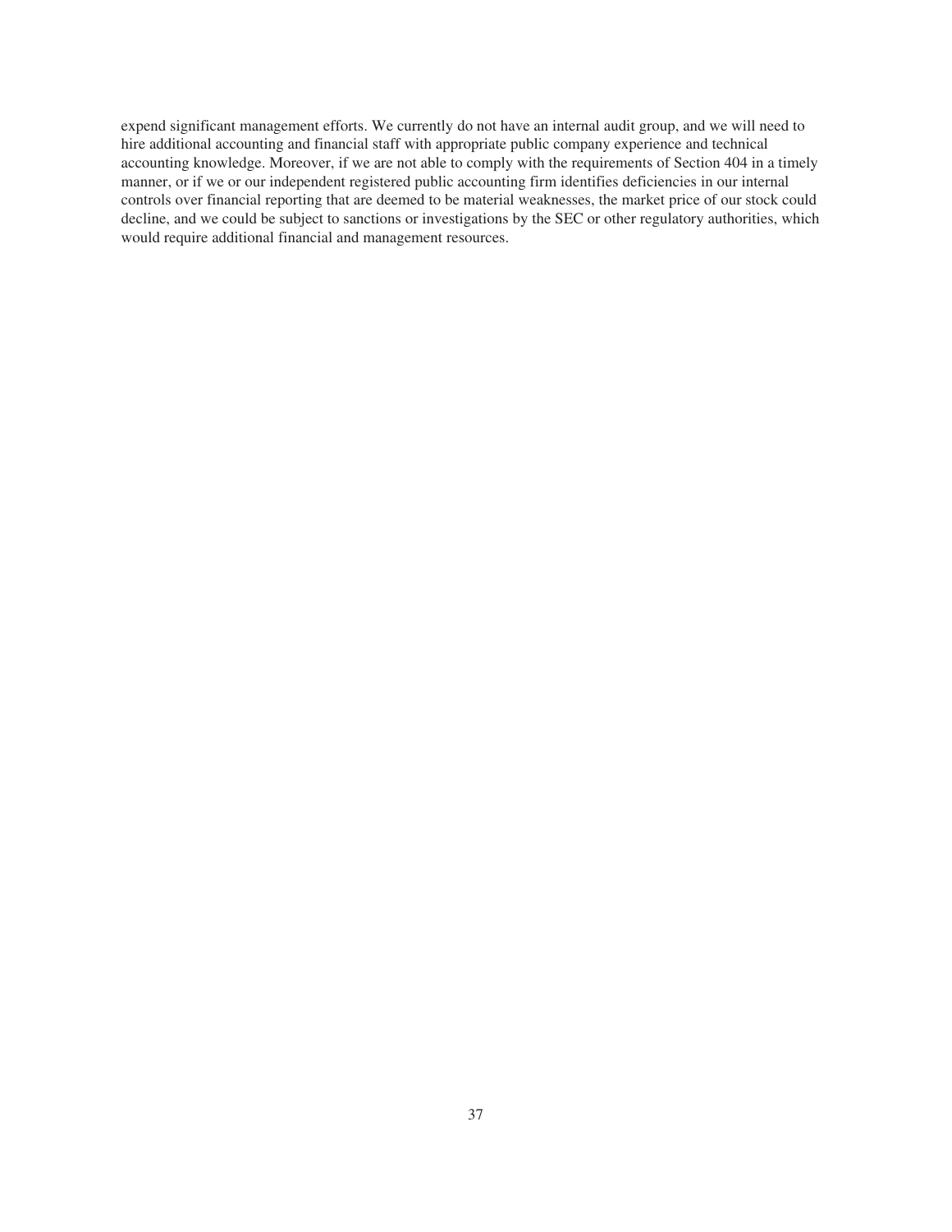expend significant management efforts. We currently do not have an internal audit group, and we will need to hire additional accounting and financial staff with appropriate public company experience and technical accounting knowledge. Moreover, if we are not able to comply with the requirements of Section 404 in a timely manner, or if we or our independent registered public accounting firm identifies deficiencies in our internal controls over financial reporting that are deemed to be material weaknesses, the market price of our stock could decline, and we could be subject to sanctions or investigations by the SEC or other regulatory authorities, which would require additional financial and management resources.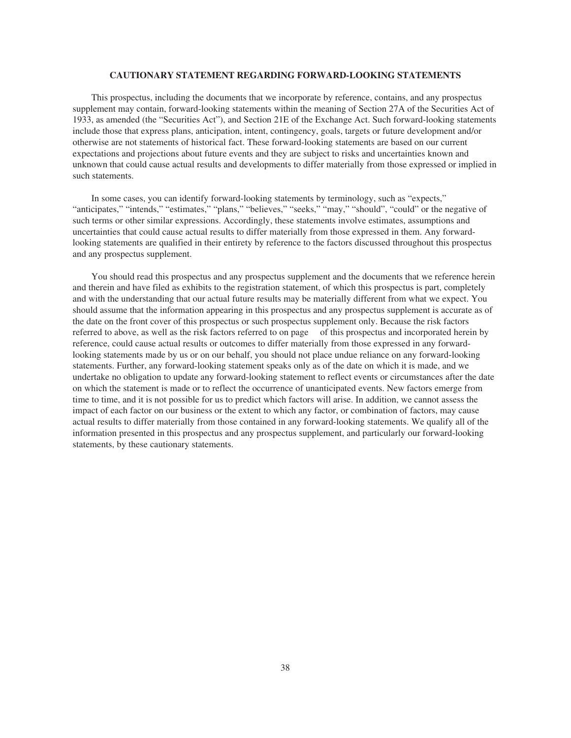## CAUTIONARY STATEMENT REGARDING FORWARD-LOOKING STATEMENTS

This prospectus, including the documents that we incorporate by reference, contains, and any prospectus supplement may contain, forward-looking statements within the meaning of Section 27A of the Securities Act of 1933, as amended (the "Securities Act"), and Section 21E of the Exchange Act. Such forward-looking statements include those that express plans, anticipation, intent, contingency, goals, targets or future development and/or otherwise are not statements of historical fact. These forward-looking statements are based on our current expectations and projections about future events and they are subject to risks and uncertainties known and unknown that could cause actual results and developments to differ materially from those expressed or implied in such statements.

In some cases, you can identify forward-looking statements by terminology, such as "expects," "anticipates," "intends," "estimates," "plans," "believes," "seeks," "may," "should", "could" or the negative of such terms or other similar expressions. Accordingly, these statements involve estimates, assumptions and uncertainties that could cause actual results to differ materially from those expressed in them. Any forward-looking statements are qualified in their entirety by reference to the factors discussed throughout this prospectus and any prospectus supplement.

You should read this prospectus and any prospectus supplement and the documents that we reference herein and therein and have filed as exhibits to the registration statement, of which this prospectus is part, completely and with the understanding that our actual future results may be materially different from what we expect. You should assume that the information appearing in this prospectus and any prospectus supplement is accurate as of the date on the front cover of this prospectus or such prospectus supplement only. Because the risk factors referred to above, as well as the risk factors referred to on page of this prospectus and incorporated herein by reference, could cause actual results or outcomes to differ materially from those expressed in any forward-looking statements made by us or on our behalf, you should not place undue reliance on any forward-looking statements. Further, any forward-looking statement speaks only as of the date on which it is made, and we undertake no obligation to update any forward-looking statement to reflect events or circumstances after the date on which the statement is made or to reflect the occurrence of unanticipated events. New factors emerge from time to time, and it is not possible for us to predict which factors will arise. In addition, we cannot assess the impact of each factor on our business or the extent to which any factor, or combination of factors, may cause actual results to differ materially from those contained in any forward-looking statements. We qualify all of the information presented in this prospectus and any prospectus supplement, and particularly our forward-looking statements, by these cautionary statements.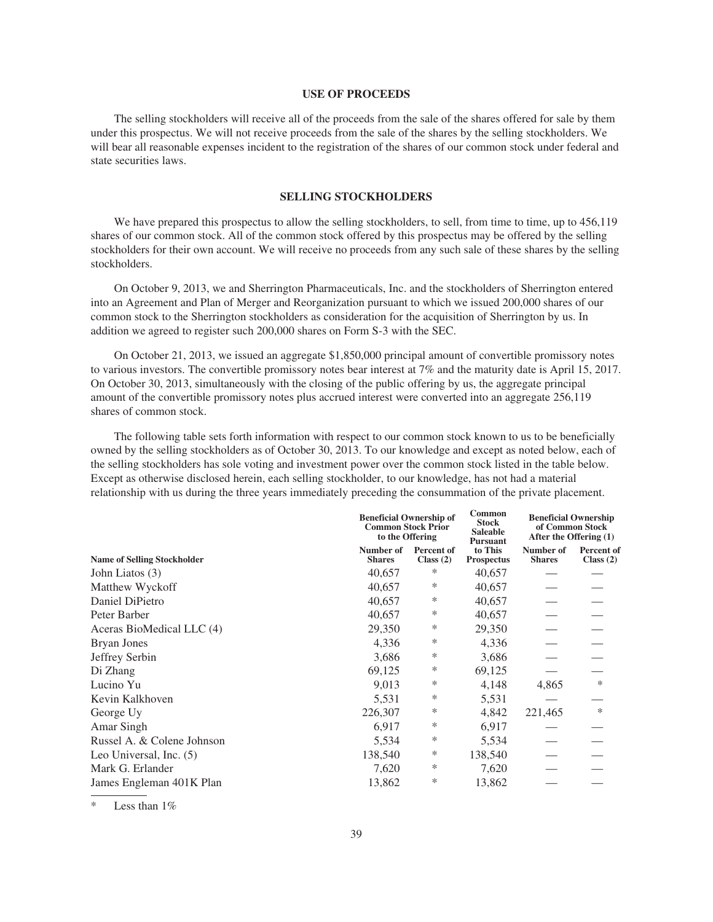## USE OF PROCEEDS

The selling stockholders will receive all of the proceeds from the sale of the shares offered for sale by them under this prospectus. We will not receive proceeds from the sale of the shares by the selling stockholders. We will bear all reasonable expenses incident to the registration of the shares of our common stock under federal and state securities laws.

## SELLING STOCKHOLDERS

We have prepared this prospectus to allow the selling stockholders, to sell, from time to time, up to 456,119 shares of our common stock. All of the common stock offered by this prospectus may be offered by the selling stockholders for their own account. We will receive no proceeds from any such sale of these shares by the selling stockholders.

On October 9, 2013, we and Sherrington Pharmaceuticals, Inc. and the stockholders of Sherrington entered into an Agreement and Plan of Merger and Reorganization pursuant to which we issued 200,000 shares of our common stock to the Sherrington stockholders as consideration for the acquisition of Sherrington by us. In addition we agreed to register such 200,000 shares on Form S-3 with the SEC.

On October 21, 2013, we issued an aggregate $1,850,000 principal amount of convertible promissory notes to various investors. The convertible promissory notes bear interest at 7% and the maturity date is April 15, 2017. On October 30, 2013, simultaneously with the closing of the public offering by us, the aggregate principal amount of the convertible promissory notes plus accrued interest were converted into an aggregate 256,119 shares of common stock.

The following table sets forth information with respect to our common stock known to us to be beneficially owned by the selling stockholders as of October 30, 2013. To our knowledge and except as noted below, each of the selling stockholders has sole voting and investment power over the common stock listed in the table below. Except as otherwise disclosed herein, each selling stockholder, to our knowledge, has not had a material relationship with us during the three years immediately preceding the consummation of the private placement.

| | Beneficial Ownership of Common Stock Prior to the Offering | | Common Stock Saleable Pursuant to This Prospectus | Beneficial Ownership of Common Stock After the Offering (1) | |
|---|---|---|---|---|---|
| Name of Selling Stockholder | Number of Shares | Percent of Class (2) | | Number of Shares | Percent of Class (2) |
| John Liatos (3) | 40,657 | * | 40,657 | — | — |
| Matthew Wyckoff | 40,657 | * | 40,657 | — | — |
| Daniel DiPietro | 40,657 | * | 40,657 | — | — |
| Peter Barber | 40,657 | * | 40,657 | — | — |
| Aceras BioMedical LLC (4) | 29,350 | * | 29,350 | — | — |
| Bryan Jones | 4,336 | * | 4,336 | — | — |
| Jeffrey Serbin | 3,686 | * | 3,686 | — | — |
| Di Zhang | 69,125 | * | 69,125 | — | — |
| Lucino Yu | 9,013 | * | 4,148 | 4,865 | * |
| Kevin Kalkhoven | 5,531 | * | 5,531 | — | — |
| George Uy | 226,307 | * | 4,842 | 221,465 | * |
| Amar Singh | 6,917 | * | 6,917 | — | — |
| Russel A. & Colene Johnson | 5,534 | * | 5,534 | — | — |
| Leo Universal, Inc. (5) | 138,540 | * | 138,540 | — | — |
| Mark G. Erlander | 7,620 | * | 7,620 | — | — |
| James Engleman 401K Plan | 13,862 | * | 13,862 | — | — |

\* Less than 1%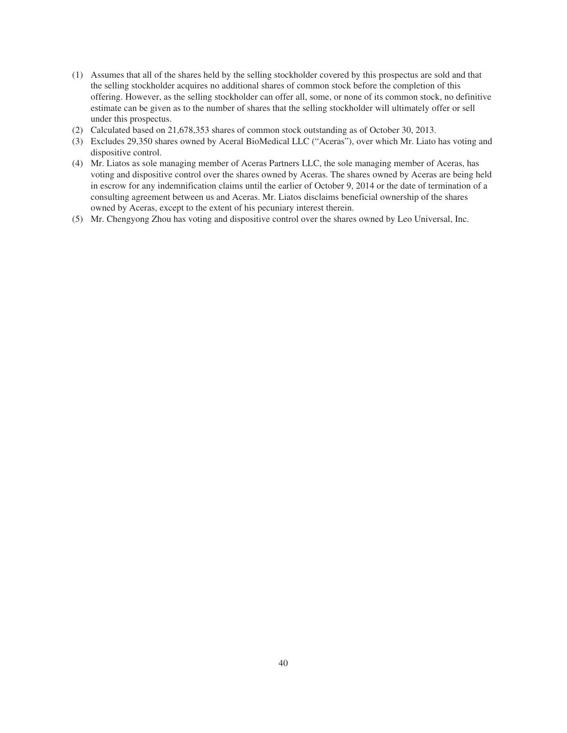(1) Assumes that all of the shares held by the selling stockholder covered by this prospectus are sold and that the selling stockholder acquires no additional shares of common stock before the completion of this offering. However, as the selling stockholder can offer all, some, or none of its common stock, no definitive estimate can be given as to the number of shares that the selling stockholder will ultimately offer or sell under this prospectus.

(2) Calculated based on 21,678,353 shares of common stock outstanding as of October 30, 2013.

(3) Excludes 29,350 shares owned by Aceral BioMedical LLC ("Aceras"), over which Mr. Liato has voting and dispositive control.

(4) Mr. Liatos as sole managing member of Aceras Partners LLC, the sole managing member of Aceras, has voting and dispositive control over the shares owned by Aceras. The shares owned by Aceras are being held in escrow for any indemnification claims until the earlier of October 9, 2014 or the date of termination of a consulting agreement between us and Aceras. Mr. Liatos disclaims beneficial ownership of the shares owned by Aceras, except to the extent of his pecuniary interest therein.

(5) Mr. Chengyong Zhou has voting and dispositive control over the shares owned by Leo Universal, Inc.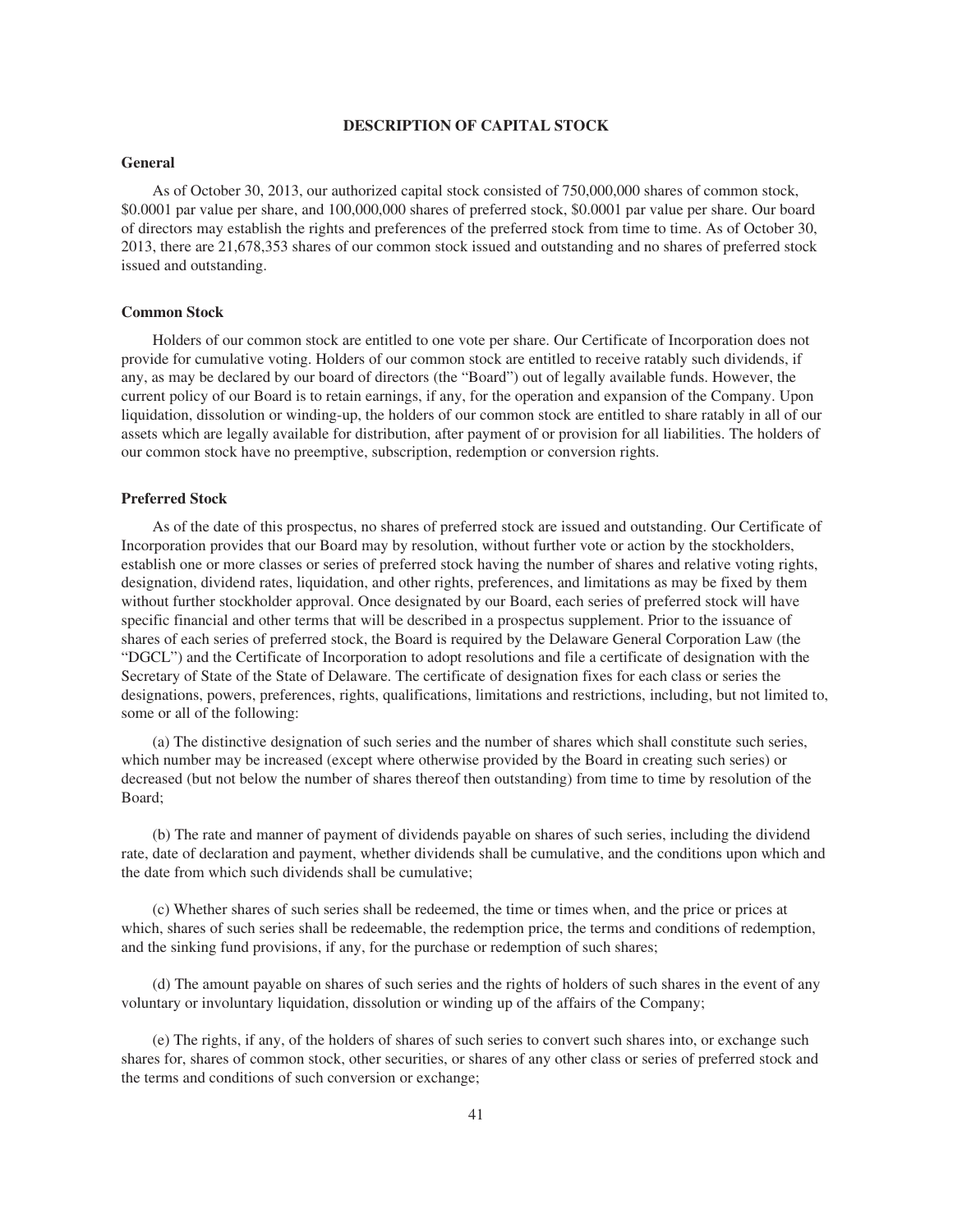# DESCRIPTION OF CAPITAL STOCK

## General

As of October 30, 2013, our authorized capital stock consisted of 750,000,000 shares of common stock, \$0.0001 par value per share, and 100,000,000 shares of preferred stock, \$0.0001 par value per share. Our board of directors may establish the rights and preferences of the preferred stock from time to time. As of October 30, 2013, there are 21,678,353 shares of our common stock issued and outstanding and no shares of preferred stock issued and outstanding.

## Common Stock

Holders of our common stock are entitled to one vote per share. Our Certificate of Incorporation does not provide for cumulative voting. Holders of our common stock are entitled to receive ratably such dividends, if any, as may be declared by our board of directors (the "Board") out of legally available funds. However, the current policy of our Board is to retain earnings, if any, for the operation and expansion of the Company. Upon liquidation, dissolution or winding-up, the holders of our common stock are entitled to share ratably in all of our assets which are legally available for distribution, after payment of or provision for all liabilities. The holders of our common stock have no preemptive, subscription, redemption or conversion rights.

## Preferred Stock

As of the date of this prospectus, no shares of preferred stock are issued and outstanding. Our Certificate of Incorporation provides that our Board may by resolution, without further vote or action by the stockholders, establish one or more classes or series of preferred stock having the number of shares and relative voting rights, designation, dividend rates, liquidation, and other rights, preferences, and limitations as may be fixed by them without further stockholder approval. Once designated by our Board, each series of preferred stock will have specific financial and other terms that will be described in a prospectus supplement. Prior to the issuance of shares of each series of preferred stock, the Board is required by the Delaware General Corporation Law (the "DGCL") and the Certificate of Incorporation to adopt resolutions and file a certificate of designation with the Secretary of State of the State of Delaware. The certificate of designation fixes for each class or series the designations, powers, preferences, rights, qualifications, limitations and restrictions, including, but not limited to, some or all of the following:

(a) The distinctive designation of such series and the number of shares which shall constitute such series, which number may be increased (except where otherwise provided by the Board in creating such series) or decreased (but not below the number of shares thereof then outstanding) from time to time by resolution of the Board;

(b) The rate and manner of payment of dividends payable on shares of such series, including the dividend rate, date of declaration and payment, whether dividends shall be cumulative, and the conditions upon which and the date from which such dividends shall be cumulative;

(c) Whether shares of such series shall be redeemed, the time or times when, and the price or prices at which, shares of such series shall be redeemable, the redemption price, the terms and conditions of redemption, and the sinking fund provisions, if any, for the purchase or redemption of such shares;

(d) The amount payable on shares of such series and the rights of holders of such shares in the event of any voluntary or involuntary liquidation, dissolution or winding up of the affairs of the Company;

(e) The rights, if any, of the holders of shares of such series to convert such shares into, or exchange such shares for, shares of common stock, other securities, or shares of any other class or series of preferred stock and the terms and conditions of such conversion or exchange;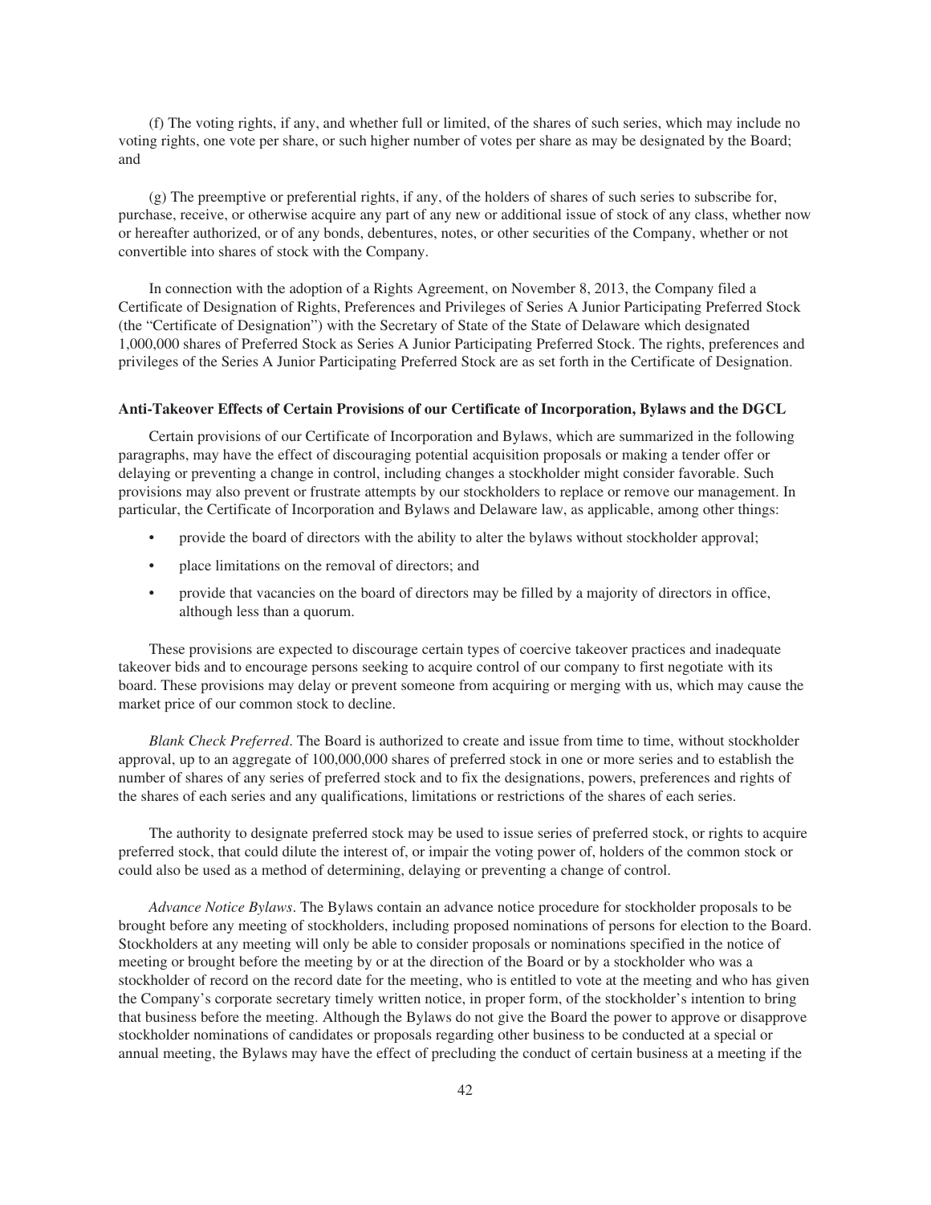(f) The voting rights, if any, and whether full or limited, of the shares of such series, which may include no voting rights, one vote per share, or such higher number of votes per share as may be designated by the Board; and

(g) The preemptive or preferential rights, if any, of the holders of shares of such series to subscribe for, purchase, receive, or otherwise acquire any part of any new or additional issue of stock of any class, whether now or hereafter authorized, or of any bonds, debentures, notes, or other securities of the Company, whether or not convertible into shares of stock with the Company.

In connection with the adoption of a Rights Agreement, on November 8, 2013, the Company filed a Certificate of Designation of Rights, Preferences and Privileges of Series A Junior Participating Preferred Stock (the "Certificate of Designation") with the Secretary of State of the State of Delaware which designated 1,000,000 shares of Preferred Stock as Series A Junior Participating Preferred Stock. The rights, preferences and privileges of the Series A Junior Participating Preferred Stock are as set forth in the Certificate of Designation.

**Anti-Takeover Effects of Certain Provisions of our Certificate of Incorporation, Bylaws and the DGCL**

Certain provisions of our Certificate of Incorporation and Bylaws, which are summarized in the following paragraphs, may have the effect of discouraging potential acquisition proposals or making a tender offer or delaying or preventing a change in control, including changes a stockholder might consider favorable. Such provisions may also prevent or frustrate attempts by our stockholders to replace or remove our management. In particular, the Certificate of Incorporation and Bylaws and Delaware law, as applicable, among other things:

- provide the board of directors with the ability to alter the bylaws without stockholder approval;
- place limitations on the removal of directors; and
- provide that vacancies on the board of directors may be filled by a majority of directors in office, although less than a quorum.

These provisions are expected to discourage certain types of coercive takeover practices and inadequate takeover bids and to encourage persons seeking to acquire control of our company to first negotiate with its board. These provisions may delay or prevent someone from acquiring or merging with us, which may cause the market price of our common stock to decline.

*Blank Check Preferred*. The Board is authorized to create and issue from time to time, without stockholder approval, up to an aggregate of 100,000,000 shares of preferred stock in one or more series and to establish the number of shares of any series of preferred stock and to fix the designations, powers, preferences and rights of the shares of each series and any qualifications, limitations or restrictions of the shares of each series.

The authority to designate preferred stock may be used to issue series of preferred stock, or rights to acquire preferred stock, that could dilute the interest of, or impair the voting power of, holders of the common stock or could also be used as a method of determining, delaying or preventing a change of control.

*Advance Notice Bylaws*. The Bylaws contain an advance notice procedure for stockholder proposals to be brought before any meeting of stockholders, including proposed nominations of persons for election to the Board. Stockholders at any meeting will only be able to consider proposals or nominations specified in the notice of meeting or brought before the meeting by or at the direction of the Board or by a stockholder who was a stockholder of record on the record date for the meeting, who is entitled to vote at the meeting and who has given the Company's corporate secretary timely written notice, in proper form, of the stockholder's intention to bring that business before the meeting. Although the Bylaws do not give the Board the power to approve or disapprove stockholder nominations of candidates or proposals regarding other business to be conducted at a special or annual meeting, the Bylaws may have the effect of precluding the conduct of certain business at a meeting if the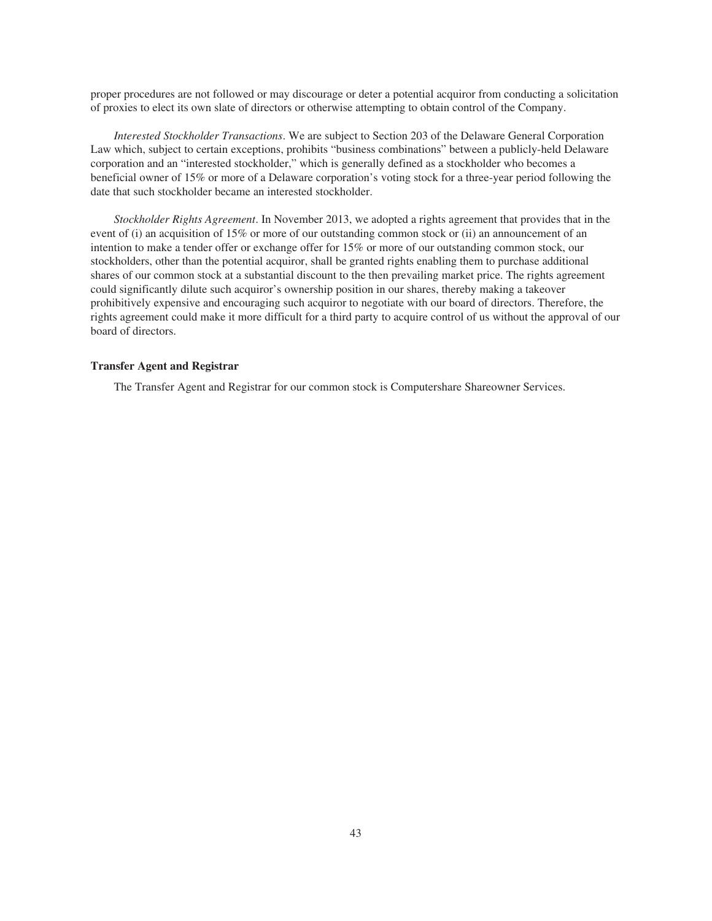proper procedures are not followed or may discourage or deter a potential acquiror from conducting a solicitation of proxies to elect its own slate of directors or otherwise attempting to obtain control of the Company.

*Interested Stockholder Transactions*. We are subject to Section 203 of the Delaware General Corporation Law which, subject to certain exceptions, prohibits "business combinations" between a publicly-held Delaware corporation and an "interested stockholder," which is generally defined as a stockholder who becomes a beneficial owner of 15% or more of a Delaware corporation's voting stock for a three-year period following the date that such stockholder became an interested stockholder.

*Stockholder Rights Agreement*. In November 2013, we adopted a rights agreement that provides that in the event of (i) an acquisition of 15% or more of our outstanding common stock or (ii) an announcement of an intention to make a tender offer or exchange offer for 15% or more of our outstanding common stock, our stockholders, other than the potential acquiror, shall be granted rights enabling them to purchase additional shares of our common stock at a substantial discount to the then prevailing market price. The rights agreement could significantly dilute such acquiror's ownership position in our shares, thereby making a takeover prohibitively expensive and encouraging such acquiror to negotiate with our board of directors. Therefore, the rights agreement could make it more difficult for a third party to acquire control of us without the approval of our board of directors.

**Transfer Agent and Registrar**

The Transfer Agent and Registrar for our common stock is Computershare Shareowner Services.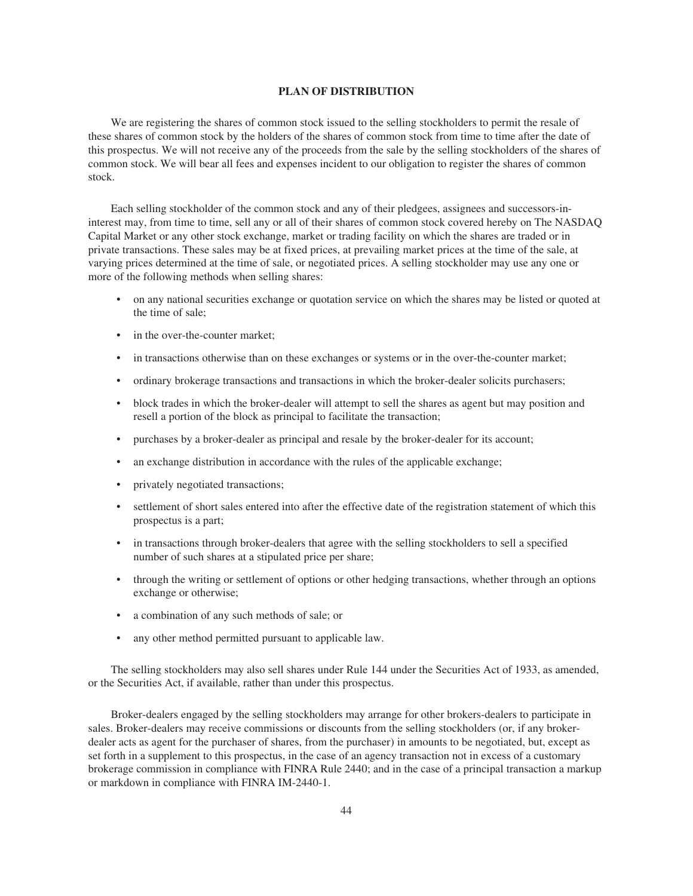## PLAN OF DISTRIBUTION

We are registering the shares of common stock issued to the selling stockholders to permit the resale of these shares of common stock by the holders of the shares of common stock from time to time after the date of this prospectus. We will not receive any of the proceeds from the sale by the selling stockholders of the shares of common stock. We will bear all fees and expenses incident to our obligation to register the shares of common stock.

Each selling stockholder of the common stock and any of their pledgees, assignees and successors-in-interest may, from time to time, sell any or all of their shares of common stock covered hereby on The NASDAQ Capital Market or any other stock exchange, market or trading facility on which the shares are traded or in private transactions. These sales may be at fixed prices, at prevailing market prices at the time of the sale, at varying prices determined at the time of sale, or negotiated prices. A selling stockholder may use any one or more of the following methods when selling shares:

- on any national securities exchange or quotation service on which the shares may be listed or quoted at the time of sale;
- in the over-the-counter market;
- in transactions otherwise than on these exchanges or systems or in the over-the-counter market;
- ordinary brokerage transactions and transactions in which the broker-dealer solicits purchasers;
- block trades in which the broker-dealer will attempt to sell the shares as agent but may position and resell a portion of the block as principal to facilitate the transaction;
- purchases by a broker-dealer as principal and resale by the broker-dealer for its account;
- an exchange distribution in accordance with the rules of the applicable exchange;
- privately negotiated transactions;
- settlement of short sales entered into after the effective date of the registration statement of which this prospectus is a part;
- in transactions through broker-dealers that agree with the selling stockholders to sell a specified number of such shares at a stipulated price per share;
- through the writing or settlement of options or other hedging transactions, whether through an options exchange or otherwise;
- a combination of any such methods of sale; or
- any other method permitted pursuant to applicable law.

The selling stockholders may also sell shares under Rule 144 under the Securities Act of 1933, as amended, or the Securities Act, if available, rather than under this prospectus.

Broker-dealers engaged by the selling stockholders may arrange for other brokers-dealers to participate in sales. Broker-dealers may receive commissions or discounts from the selling stockholders (or, if any broker-dealer acts as agent for the purchaser of shares, from the purchaser) in amounts to be negotiated, but, except as set forth in a supplement to this prospectus, in the case of an agency transaction not in excess of a customary brokerage commission in compliance with FINRA Rule 2440; and in the case of a principal transaction a markup or markdown in compliance with FINRA IM-2440-1.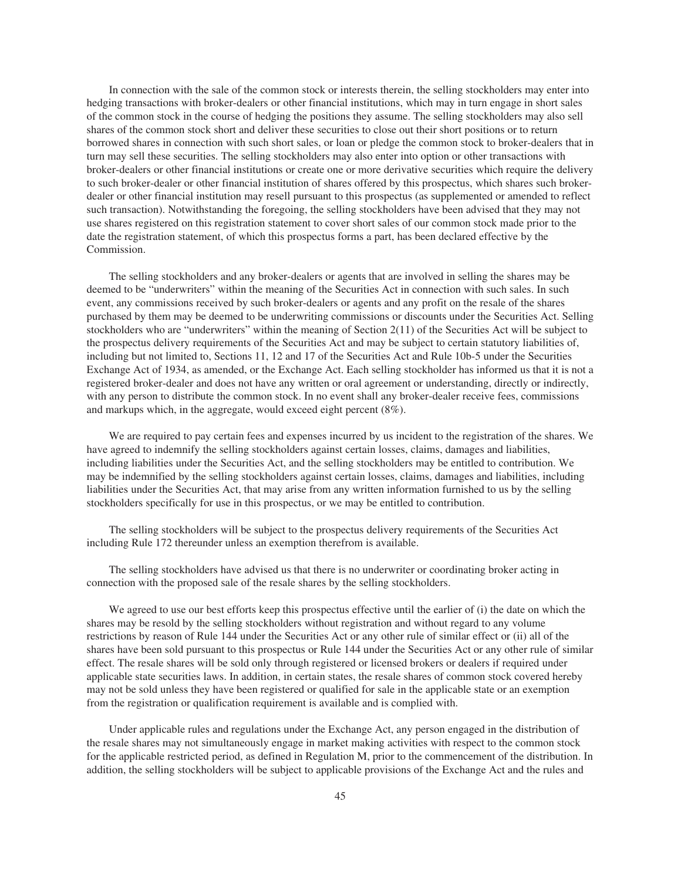In connection with the sale of the common stock or interests therein, the selling stockholders may enter into hedging transactions with broker-dealers or other financial institutions, which may in turn engage in short sales of the common stock in the course of hedging the positions they assume. The selling stockholders may also sell shares of the common stock short and deliver these securities to close out their short positions or to return borrowed shares in connection with such short sales, or loan or pledge the common stock to broker-dealers that in turn may sell these securities. The selling stockholders may also enter into option or other transactions with broker-dealers or other financial institutions or create one or more derivative securities which require the delivery to such broker-dealer or other financial institution of shares offered by this prospectus, which shares such broker-dealer or other financial institution may resell pursuant to this prospectus (as supplemented or amended to reflect such transaction). Notwithstanding the foregoing, the selling stockholders have been advised that they may not use shares registered on this registration statement to cover short sales of our common stock made prior to the date the registration statement, of which this prospectus forms a part, has been declared effective by the Commission.

The selling stockholders and any broker-dealers or agents that are involved in selling the shares may be deemed to be "underwriters" within the meaning of the Securities Act in connection with such sales. In such event, any commissions received by such broker-dealers or agents and any profit on the resale of the shares purchased by them may be deemed to be underwriting commissions or discounts under the Securities Act. Selling stockholders who are "underwriters" within the meaning of Section 2(11) of the Securities Act will be subject to the prospectus delivery requirements of the Securities Act and may be subject to certain statutory liabilities of, including but not limited to, Sections 11, 12 and 17 of the Securities Act and Rule 10b-5 under the Securities Exchange Act of 1934, as amended, or the Exchange Act. Each selling stockholder has informed us that it is not a registered broker-dealer and does not have any written or oral agreement or understanding, directly or indirectly, with any person to distribute the common stock. In no event shall any broker-dealer receive fees, commissions and markups which, in the aggregate, would exceed eight percent (8%).

We are required to pay certain fees and expenses incurred by us incident to the registration of the shares. We have agreed to indemnify the selling stockholders against certain losses, claims, damages and liabilities, including liabilities under the Securities Act, and the selling stockholders may be entitled to contribution. We may be indemnified by the selling stockholders against certain losses, claims, damages and liabilities, including liabilities under the Securities Act, that may arise from any written information furnished to us by the selling stockholders specifically for use in this prospectus, or we may be entitled to contribution.

The selling stockholders will be subject to the prospectus delivery requirements of the Securities Act including Rule 172 thereunder unless an exemption therefrom is available.

The selling stockholders have advised us that there is no underwriter or coordinating broker acting in connection with the proposed sale of the resale shares by the selling stockholders.

We agreed to use our best efforts keep this prospectus effective until the earlier of (i) the date on which the shares may be resold by the selling stockholders without registration and without regard to any volume restrictions by reason of Rule 144 under the Securities Act or any other rule of similar effect or (ii) all of the shares have been sold pursuant to this prospectus or Rule 144 under the Securities Act or any other rule of similar effect. The resale shares will be sold only through registered or licensed brokers or dealers if required under applicable state securities laws. In addition, in certain states, the resale shares of common stock covered hereby may not be sold unless they have been registered or qualified for sale in the applicable state or an exemption from the registration or qualification requirement is available and is complied with.

Under applicable rules and regulations under the Exchange Act, any person engaged in the distribution of the resale shares may not simultaneously engage in market making activities with respect to the common stock for the applicable restricted period, as defined in Regulation M, prior to the commencement of the distribution. In addition, the selling stockholders will be subject to applicable provisions of the Exchange Act and the rules and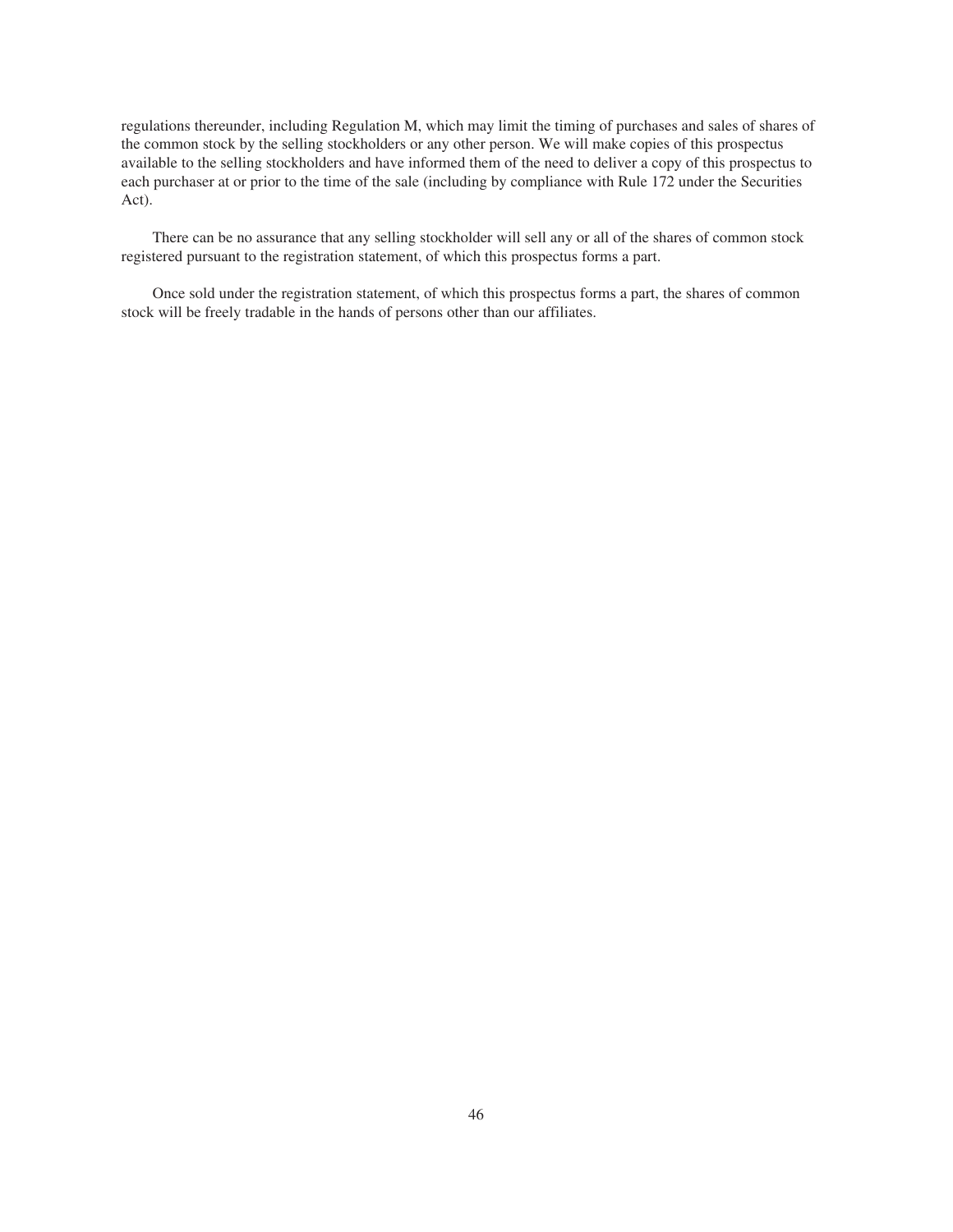regulations thereunder, including Regulation M, which may limit the timing of purchases and sales of shares of the common stock by the selling stockholders or any other person. We will make copies of this prospectus available to the selling stockholders and have informed them of the need to deliver a copy of this prospectus to each purchaser at or prior to the time of the sale (including by compliance with Rule 172 under the Securities Act).

There can be no assurance that any selling stockholder will sell any or all of the shares of common stock registered pursuant to the registration statement, of which this prospectus forms a part.

Once sold under the registration statement, of which this prospectus forms a part, the shares of common stock will be freely tradable in the hands of persons other than our affiliates.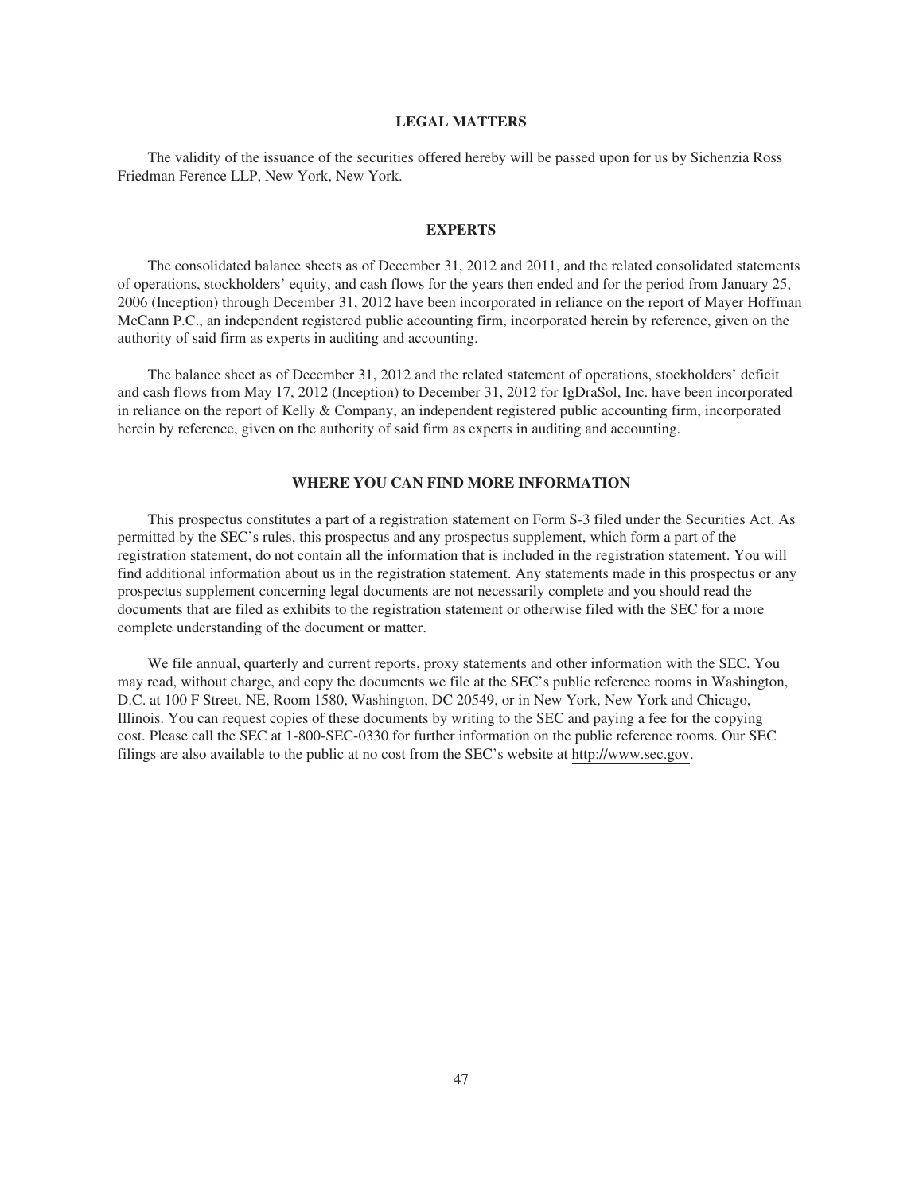## LEGAL MATTERS

The validity of the issuance of the securities offered hereby will be passed upon for us by Sichenzia Ross Friedman Ference LLP, New York, New York.

## EXPERTS

The consolidated balance sheets as of December 31, 2012 and 2011, and the related consolidated statements of operations, stockholders' equity, and cash flows for the years then ended and for the period from January 25, 2006 (Inception) through December 31, 2012 have been incorporated in reliance on the report of Mayer Hoffman McCann P.C., an independent registered public accounting firm, incorporated herein by reference, given on the authority of said firm as experts in auditing and accounting.

The balance sheet as of December 31, 2012 and the related statement of operations, stockholders' deficit and cash flows from May 17, 2012 (Inception) to December 31, 2012 for IgDraSol, Inc. have been incorporated in reliance on the report of Kelly & Company, an independent registered public accounting firm, incorporated herein by reference, given on the authority of said firm as experts in auditing and accounting.

## WHERE YOU CAN FIND MORE INFORMATION

This prospectus constitutes a part of a registration statement on Form S-3 filed under the Securities Act. As permitted by the SEC's rules, this prospectus and any prospectus supplement, which form a part of the registration statement, do not contain all the information that is included in the registration statement. You will find additional information about us in the registration statement. Any statements made in this prospectus or any prospectus supplement concerning legal documents are not necessarily complete and you should read the documents that are filed as exhibits to the registration statement or otherwise filed with the SEC for a more complete understanding of the document or matter.

We file annual, quarterly and current reports, proxy statements and other information with the SEC. You may read, without charge, and copy the documents we file at the SEC's public reference rooms in Washington, D.C. at 100 F Street, NE, Room 1580, Washington, DC 20549, or in New York, New York and Chicago, Illinois. You can request copies of these documents by writing to the SEC and paying a fee for the copying cost. Please call the SEC at 1-800-SEC-0330 for further information on the public reference rooms. Our SEC filings are also available to the public at no cost from the SEC's website at http://www.sec.gov.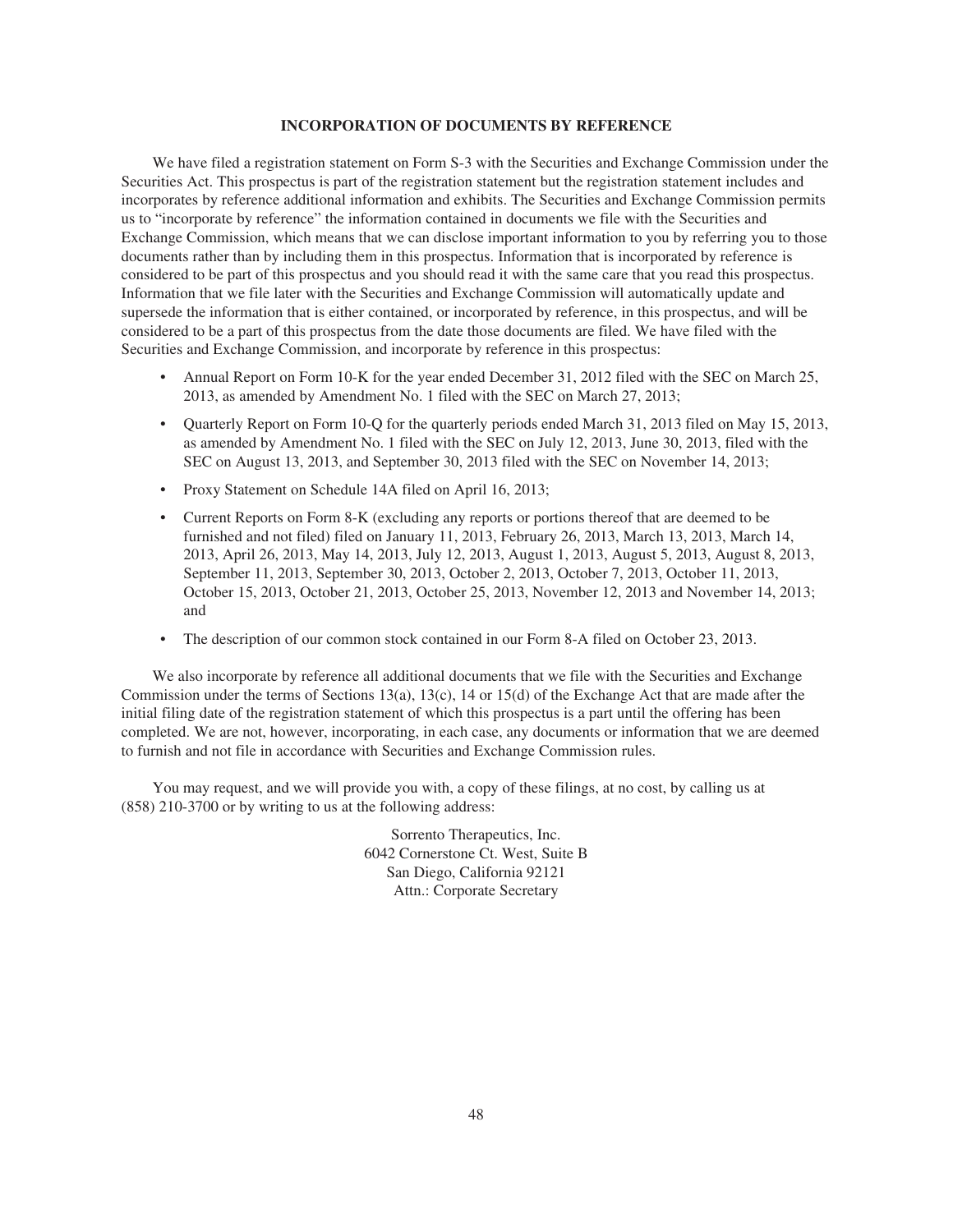## INCORPORATION OF DOCUMENTS BY REFERENCE

We have filed a registration statement on Form S-3 with the Securities and Exchange Commission under the Securities Act. This prospectus is part of the registration statement but the registration statement includes and incorporates by reference additional information and exhibits. The Securities and Exchange Commission permits us to "incorporate by reference" the information contained in documents we file with the Securities and Exchange Commission, which means that we can disclose important information to you by referring you to those documents rather than by including them in this prospectus. Information that is incorporated by reference is considered to be part of this prospectus and you should read it with the same care that you read this prospectus. Information that we file later with the Securities and Exchange Commission will automatically update and supersede the information that is either contained, or incorporated by reference, in this prospectus, and will be considered to be a part of this prospectus from the date those documents are filed. We have filed with the Securities and Exchange Commission, and incorporate by reference in this prospectus:

- Annual Report on Form 10-K for the year ended December 31, 2012 filed with the SEC on March 25, 2013, as amended by Amendment No. 1 filed with the SEC on March 27, 2013;
- Quarterly Report on Form 10-Q for the quarterly periods ended March 31, 2013 filed on May 15, 2013, as amended by Amendment No. 1 filed with the SEC on July 12, 2013, June 30, 2013, filed with the SEC on August 13, 2013, and September 30, 2013 filed with the SEC on November 14, 2013;
- Proxy Statement on Schedule 14A filed on April 16, 2013;
- Current Reports on Form 8-K (excluding any reports or portions thereof that are deemed to be furnished and not filed) filed on January 11, 2013, February 26, 2013, March 13, 2013, March 14, 2013, April 26, 2013, May 14, 2013, July 12, 2013, August 1, 2013, August 5, 2013, August 8, 2013, September 11, 2013, September 30, 2013, October 2, 2013, October 7, 2013, October 11, 2013, October 15, 2013, October 21, 2013, October 25, 2013, November 12, 2013 and November 14, 2013; and
- The description of our common stock contained in our Form 8-A filed on October 23, 2013.

We also incorporate by reference all additional documents that we file with the Securities and Exchange Commission under the terms of Sections 13(a), 13(c), 14 or 15(d) of the Exchange Act that are made after the initial filing date of the registration statement of which this prospectus is a part until the offering has been completed. We are not, however, incorporating, in each case, any documents or information that we are deemed to furnish and not file in accordance with Securities and Exchange Commission rules.

You may request, and we will provide you with, a copy of these filings, at no cost, by calling us at (858) 210-3700 or by writing to us at the following address:

Sorrento Therapeutics, Inc.
6042 Cornerstone Ct. West, Suite B
San Diego, California 92121
Attn.: Corporate Secretary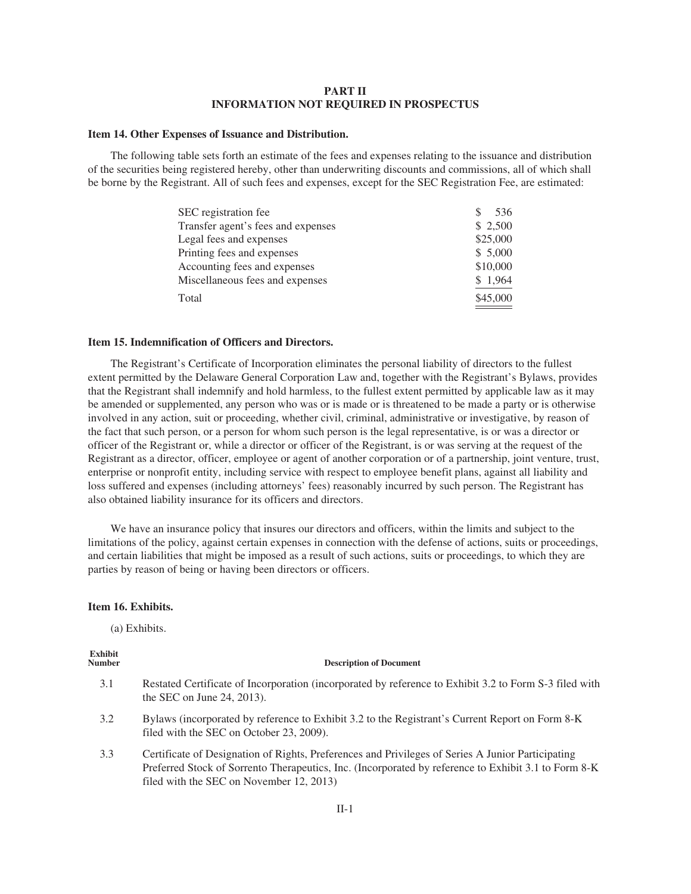# PART II
# INFORMATION NOT REQUIRED IN PROSPECTUS

### Item 14. Other Expenses of Issuance and Distribution.

The following table sets forth an estimate of the fees and expenses relating to the issuance and distribution of the securities being registered hereby, other than underwriting discounts and commissions, all of which shall be borne by the Registrant. All of such fees and expenses, except for the SEC Registration Fee, are estimated:

| | |
|---|---|
| SEC registration fee | $ 536 |
| Transfer agent's fees and expenses | $ 2,500 |
| Legal fees and expenses | $25,000 |
| Printing fees and expenses | $ 5,000 |
| Accounting fees and expenses | $10,000 |
| Miscellaneous fees and expenses | $ 1,964 |
| Total | $45,000 |

### Item 15. Indemnification of Officers and Directors.

The Registrant's Certificate of Incorporation eliminates the personal liability of directors to the fullest extent permitted by the Delaware General Corporation Law and, together with the Registrant's Bylaws, provides that the Registrant shall indemnify and hold harmless, to the fullest extent permitted by applicable law as it may be amended or supplemented, any person who was or is made or is threatened to be made a party or is otherwise involved in any action, suit or proceeding, whether civil, criminal, administrative or investigative, by reason of the fact that such person, or a person for whom such person is the legal representative, is or was a director or officer of the Registrant or, while a director or officer of the Registrant, is or was serving at the request of the Registrant as a director, officer, employee or agent of another corporation or of a partnership, joint venture, trust, enterprise or nonprofit entity, including service with respect to employee benefit plans, against all liability and loss suffered and expenses (including attorneys' fees) reasonably incurred by such person. The Registrant has also obtained liability insurance for its officers and directors.

We have an insurance policy that insures our directors and officers, within the limits and subject to the limitations of the policy, against certain expenses in connection with the defense of actions, suits or proceedings, and certain liabilities that might be imposed as a result of such actions, suits or proceedings, to which they are parties by reason of being or having been directors or officers.

### Item 16. Exhibits.

(a) Exhibits.

| Exhibit Number | Description of Document |
|---|---|
| 3.1 | Restated Certificate of Incorporation (incorporated by reference to Exhibit 3.2 to Form S-3 filed with the SEC on June 24, 2013). |
| 3.2 | Bylaws (incorporated by reference to Exhibit 3.2 to the Registrant's Current Report on Form 8-K filed with the SEC on October 23, 2009). |
| 3.3 | Certificate of Designation of Rights, Preferences and Privileges of Series A Junior Participating Preferred Stock of Sorrento Therapeutics, Inc. (Incorporated by reference to Exhibit 3.1 to Form 8-K filed with the SEC on November 12, 2013) |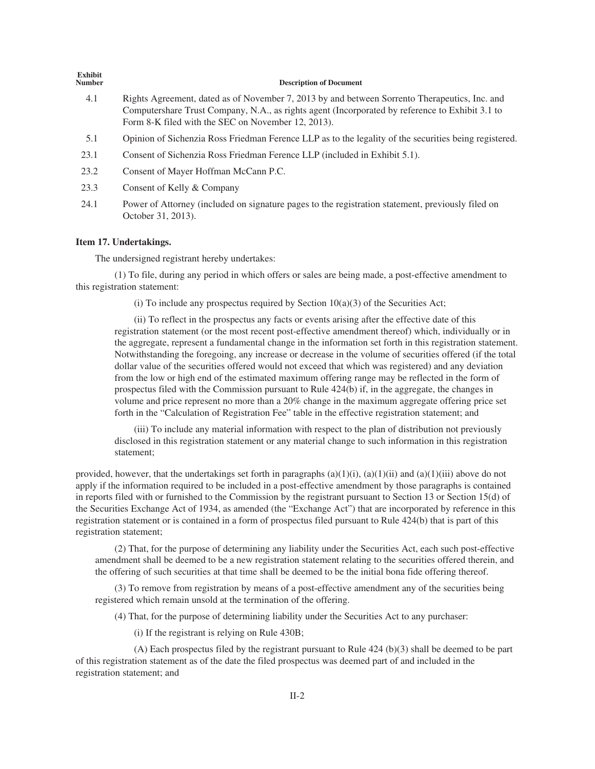| Exhibit Number | Description of Document |
| --- | --- |
| 4.1 | Rights Agreement, dated as of November 7, 2013 by and between Sorrento Therapeutics, Inc. and Computershare Trust Company, N.A., as rights agent (Incorporated by reference to Exhibit 3.1 to Form 8-K filed with the SEC on November 12, 2013). |
| 5.1 | Opinion of Sichenzia Ross Friedman Ference LLP as to the legality of the securities being registered. |
| 23.1 | Consent of Sichenzia Ross Friedman Ference LLP (included in Exhibit 5.1). |
| 23.2 | Consent of Mayer Hoffman McCann P.C. |
| 23.3 | Consent of Kelly & Company |
| 24.1 | Power of Attorney (included on signature pages to the registration statement, previously filed on October 31, 2013). |

**Item 17. Undertakings.**

The undersigned registrant hereby undertakes:

(1) To file, during any period in which offers or sales are being made, a post-effective amendment to this registration statement:

(i) To include any prospectus required by Section 10(a)(3) of the Securities Act;

(ii) To reflect in the prospectus any facts or events arising after the effective date of this registration statement (or the most recent post-effective amendment thereof) which, individually or in the aggregate, represent a fundamental change in the information set forth in this registration statement. Notwithstanding the foregoing, any increase or decrease in the volume of securities offered (if the total dollar value of the securities offered would not exceed that which was registered) and any deviation from the low or high end of the estimated maximum offering range may be reflected in the form of prospectus filed with the Commission pursuant to Rule 424(b) if, in the aggregate, the changes in volume and price represent no more than a 20% change in the maximum aggregate offering price set forth in the "Calculation of Registration Fee" table in the effective registration statement; and

(iii) To include any material information with respect to the plan of distribution not previously disclosed in this registration statement or any material change to such information in this registration statement;

provided, however, that the undertakings set forth in paragraphs (a)(1)(i), (a)(1)(ii) and (a)(1)(iii) above do not apply if the information required to be included in a post-effective amendment by those paragraphs is contained in reports filed with or furnished to the Commission by the registrant pursuant to Section 13 or Section 15(d) of the Securities Exchange Act of 1934, as amended (the "Exchange Act") that are incorporated by reference in this registration statement or is contained in a form of prospectus filed pursuant to Rule 424(b) that is part of this registration statement;

(2) That, for the purpose of determining any liability under the Securities Act, each such post-effective amendment shall be deemed to be a new registration statement relating to the securities offered therein, and the offering of such securities at that time shall be deemed to be the initial bona fide offering thereof.

(3) To remove from registration by means of a post-effective amendment any of the securities being registered which remain unsold at the termination of the offering.

(4) That, for the purpose of determining liability under the Securities Act to any purchaser:

(i) If the registrant is relying on Rule 430B;

(A) Each prospectus filed by the registrant pursuant to Rule 424 (b)(3) shall be deemed to be part of this registration statement as of the date the filed prospectus was deemed part of and included in the registration statement; and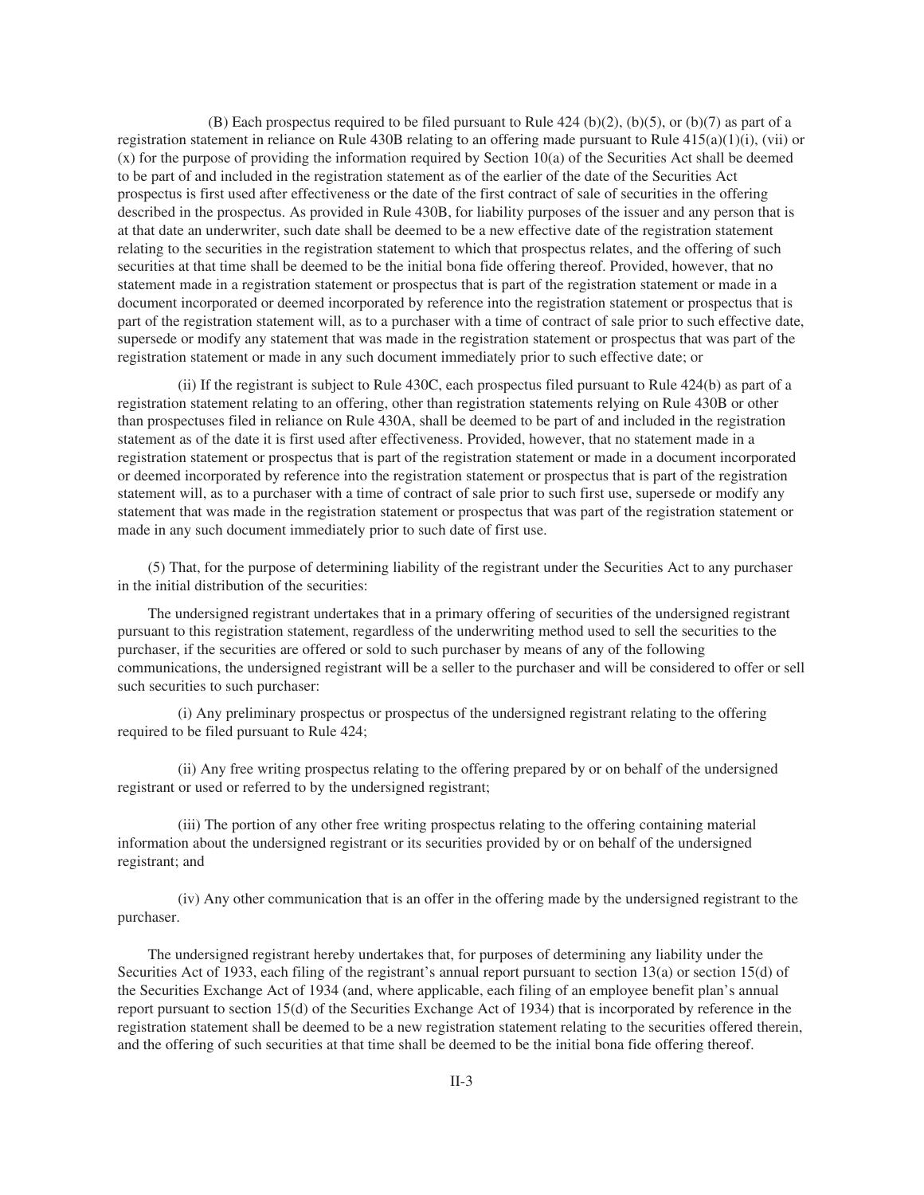(B) Each prospectus required to be filed pursuant to Rule 424 (b)(2), (b)(5), or (b)(7) as part of a registration statement in reliance on Rule 430B relating to an offering made pursuant to Rule 415(a)(1)(i), (vii) or (x) for the purpose of providing the information required by Section 10(a) of the Securities Act shall be deemed to be part of and included in the registration statement as of the earlier of the date of the Securities Act prospectus is first used after effectiveness or the date of the first contract of sale of securities in the offering described in the prospectus. As provided in Rule 430B, for liability purposes of the issuer and any person that is at that date an underwriter, such date shall be deemed to be a new effective date of the registration statement relating to the securities in the registration statement to which that prospectus relates, and the offering of such securities at that time shall be deemed to be the initial bona fide offering thereof. Provided, however, that no statement made in a registration statement or prospectus that is part of the registration statement or made in a document incorporated or deemed incorporated by reference into the registration statement or prospectus that is part of the registration statement will, as to a purchaser with a time of contract of sale prior to such effective date, supersede or modify any statement that was made in the registration statement or prospectus that was part of the registration statement or made in any such document immediately prior to such effective date; or

(ii) If the registrant is subject to Rule 430C, each prospectus filed pursuant to Rule 424(b) as part of a registration statement relating to an offering, other than registration statements relying on Rule 430B or other than prospectuses filed in reliance on Rule 430A, shall be deemed to be part of and included in the registration statement as of the date it is first used after effectiveness. Provided, however, that no statement made in a registration statement or prospectus that is part of the registration statement or made in a document incorporated or deemed incorporated by reference into the registration statement or prospectus that is part of the registration statement will, as to a purchaser with a time of contract of sale prior to such first use, supersede or modify any statement that was made in the registration statement or prospectus that was part of the registration statement or made in any such document immediately prior to such date of first use.

(5) That, for the purpose of determining liability of the registrant under the Securities Act to any purchaser in the initial distribution of the securities:

The undersigned registrant undertakes that in a primary offering of securities of the undersigned registrant pursuant to this registration statement, regardless of the underwriting method used to sell the securities to the purchaser, if the securities are offered or sold to such purchaser by means of any of the following communications, the undersigned registrant will be a seller to the purchaser and will be considered to offer or sell such securities to such purchaser:

(i) Any preliminary prospectus or prospectus of the undersigned registrant relating to the offering required to be filed pursuant to Rule 424;

(ii) Any free writing prospectus relating to the offering prepared by or on behalf of the undersigned registrant or used or referred to by the undersigned registrant;

(iii) The portion of any other free writing prospectus relating to the offering containing material information about the undersigned registrant or its securities provided by or on behalf of the undersigned registrant; and

(iv) Any other communication that is an offer in the offering made by the undersigned registrant to the purchaser.

The undersigned registrant hereby undertakes that, for purposes of determining any liability under the Securities Act of 1933, each filing of the registrant's annual report pursuant to section 13(a) or section 15(d) of the Securities Exchange Act of 1934 (and, where applicable, each filing of an employee benefit plan's annual report pursuant to section 15(d) of the Securities Exchange Act of 1934) that is incorporated by reference in the registration statement shall be deemed to be a new registration statement relating to the securities offered therein, and the offering of such securities at that time shall be deemed to be the initial bona fide offering thereof.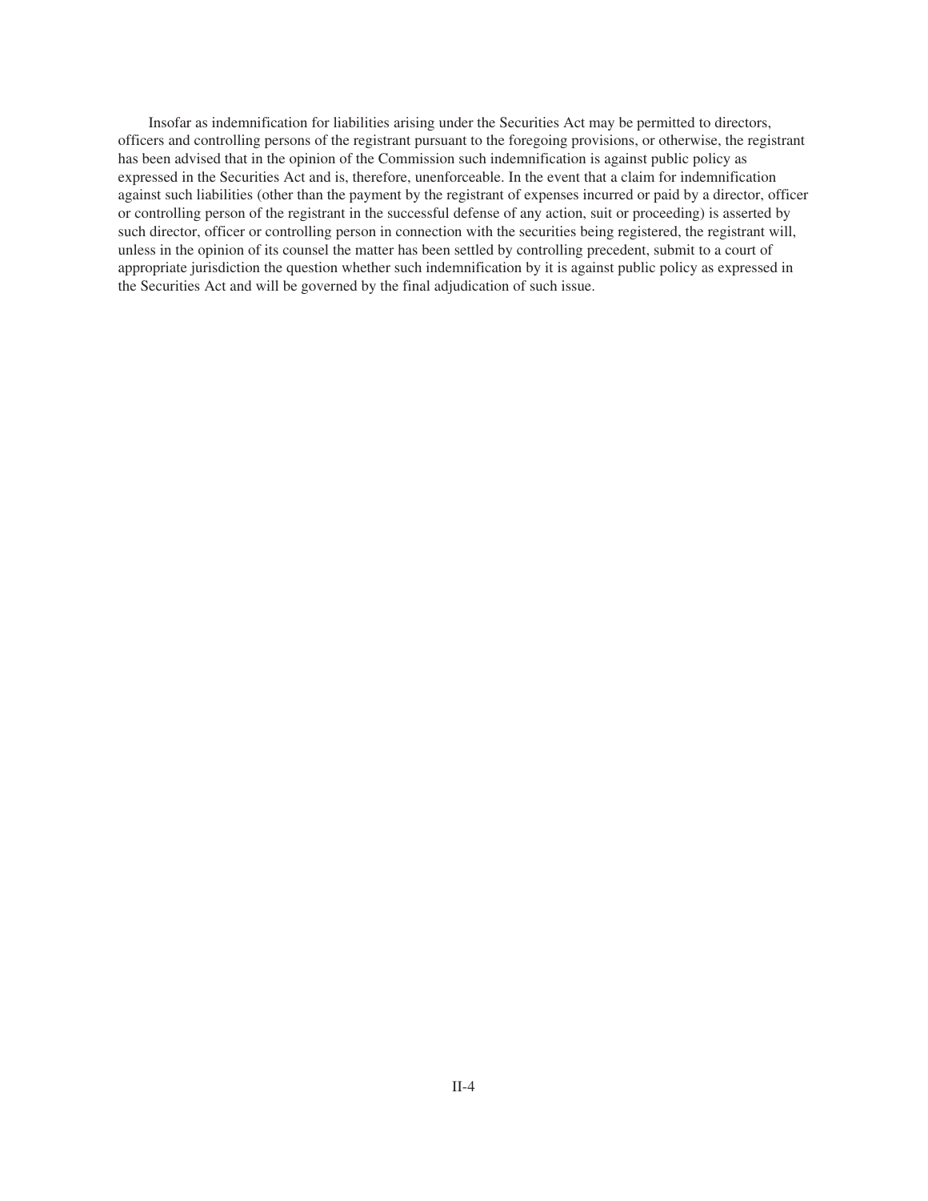Insofar as indemnification for liabilities arising under the Securities Act may be permitted to directors, officers and controlling persons of the registrant pursuant to the foregoing provisions, or otherwise, the registrant has been advised that in the opinion of the Commission such indemnification is against public policy as expressed in the Securities Act and is, therefore, unenforceable. In the event that a claim for indemnification against such liabilities (other than the payment by the registrant of expenses incurred or paid by a director, officer or controlling person of the registrant in the successful defense of any action, suit or proceeding) is asserted by such director, officer or controlling person in connection with the securities being registered, the registrant will, unless in the opinion of its counsel the matter has been settled by controlling precedent, submit to a court of appropriate jurisdiction the question whether such indemnification by it is against public policy as expressed in the Securities Act and will be governed by the final adjudication of such issue.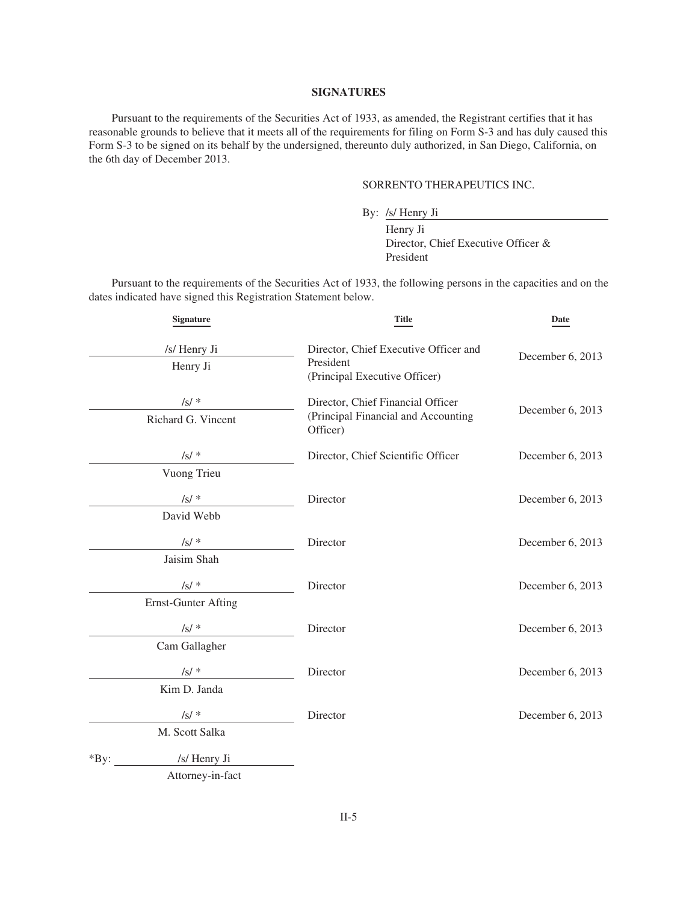## SIGNATURES

Pursuant to the requirements of the Securities Act of 1933, as amended, the Registrant certifies that it has reasonable grounds to believe that it meets all of the requirements for filing on Form S-3 and has duly caused this Form S-3 to be signed on its behalf by the undersigned, thereunto duly authorized, in San Diego, California, on the 6th day of December 2013.

SORRENTO THERAPEUTICS INC.

By: /s/ Henry Ji
Henry Ji
Director, Chief Executive Officer & President

Pursuant to the requirements of the Securities Act of 1933, the following persons in the capacities and on the dates indicated have signed this Registration Statement below.

| Signature | Title | Date |
|---|---|---|
| /s/ Henry Ji<br>Henry Ji | Director, Chief Executive Officer and President<br>(Principal Executive Officer) | December 6, 2013 |
| /s/ *<br>Richard G. Vincent | Director, Chief Financial Officer<br>(Principal Financial and Accounting Officer) | December 6, 2013 |
| /s/ *<br>Vuong Trieu | Director, Chief Scientific Officer | December 6, 2013 |
| /s/ *<br>David Webb | Director | December 6, 2013 |
| /s/ *<br>Jaisim Shah | Director | December 6, 2013 |
| /s/ *<br>Ernst-Gunter Afting | Director | December 6, 2013 |
| /s/ *<br>Cam Gallagher | Director | December 6, 2013 |
| /s/ *<br>Kim D. Janda | Director | December 6, 2013 |
| /s/ *<br>M. Scott Salka | Director | December 6, 2013 |

*By: /s/ Henry Ji
Attorney-in-fact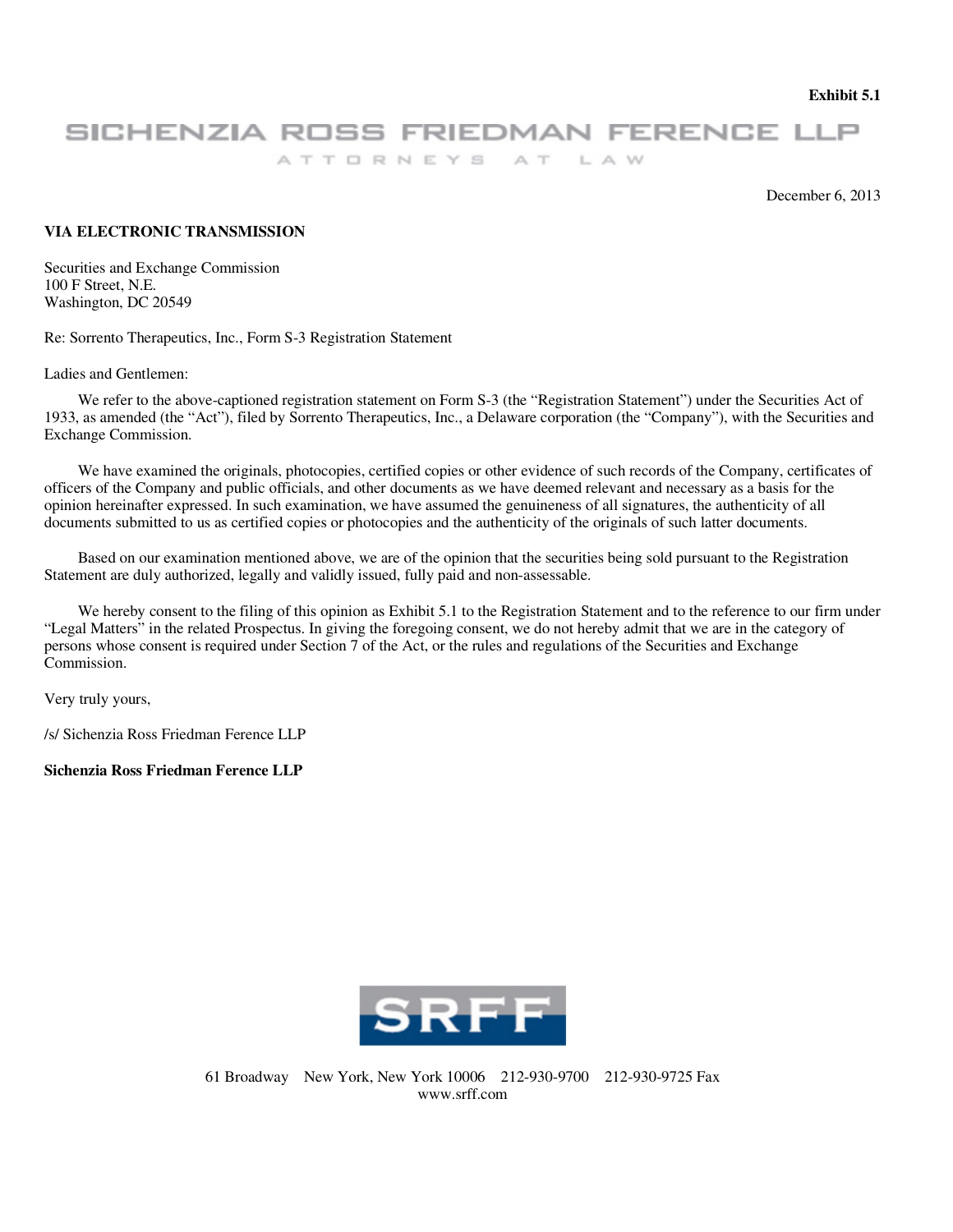**Exhibit 5.1**

SICHENZIA ROSS FRIEDMAN FERENCE LLP

ATTORNEYS AT LAW

December 6, 2013

**VIA ELECTRONIC TRANSMISSION**

Securities and Exchange Commission
100 F Street, N.E.
Washington, DC 20549

Re: Sorrento Therapeutics, Inc., Form S-3 Registration Statement

Ladies and Gentlemen:

We refer to the above-captioned registration statement on Form S-3 (the "Registration Statement") under the Securities Act of 1933, as amended (the "Act"), filed by Sorrento Therapeutics, Inc., a Delaware corporation (the "Company"), with the Securities and Exchange Commission.

We have examined the originals, photocopies, certified copies or other evidence of such records of the Company, certificates of officers of the Company and public officials, and other documents as we have deemed relevant and necessary as a basis for the opinion hereinafter expressed. In such examination, we have assumed the genuineness of all signatures, the authenticity of all documents submitted to us as certified copies or photocopies and the authenticity of the originals of such latter documents.

Based on our examination mentioned above, we are of the opinion that the securities being sold pursuant to the Registration Statement are duly authorized, legally and validly issued, fully paid and non-assessable.

We hereby consent to the filing of this opinion as Exhibit 5.1 to the Registration Statement and to the reference to our firm under "Legal Matters" in the related Prospectus. In giving the foregoing consent, we do not hereby admit that we are in the category of persons whose consent is required under Section 7 of the Act, or the rules and regulations of the Securities and Exchange Commission.

Very truly yours,

/s/ Sichenzia Ross Friedman Ference LLP

**Sichenzia Ross Friedman Ference LLP**

SRFF

61 Broadway New York, New York 10006 212-930-9700 212-930-9725 Fax
www.srff.com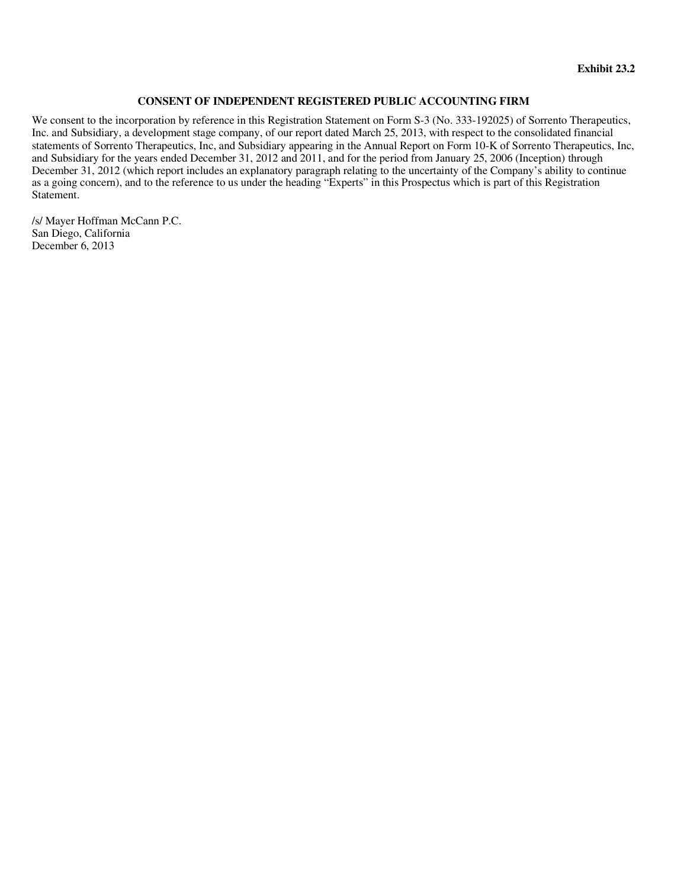**Exhibit 23.2**

# CONSENT OF INDEPENDENT REGISTERED PUBLIC ACCOUNTING FIRM

We consent to the incorporation by reference in this Registration Statement on Form S-3 (No. 333-192025) of Sorrento Therapeutics, Inc. and Subsidiary, a development stage company, of our report dated March 25, 2013, with respect to the consolidated financial statements of Sorrento Therapeutics, Inc, and Subsidiary appearing in the Annual Report on Form 10-K of Sorrento Therapeutics, Inc, and Subsidiary for the years ended December 31, 2012 and 2011, and for the period from January 25, 2006 (Inception) through December 31, 2012 (which report includes an explanatory paragraph relating to the uncertainty of the Company's ability to continue as a going concern), and to the reference to us under the heading "Experts" in this Prospectus which is part of this Registration Statement.

/s/ Mayer Hoffman McCann P.C.
San Diego, California
December 6, 2013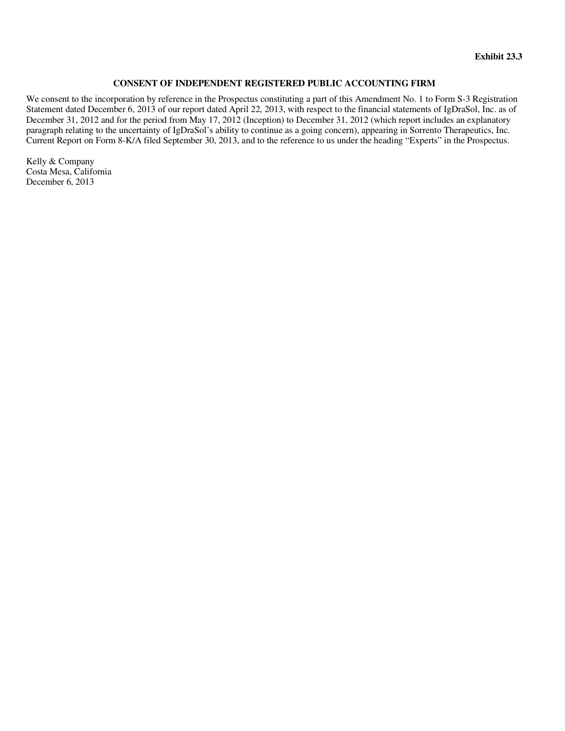**Exhibit 23.3**

**CONSENT OF INDEPENDENT REGISTERED PUBLIC ACCOUNTING FIRM**

We consent to the incorporation by reference in the Prospectus constituting a part of this Amendment No. 1 to Form S-3 Registration Statement dated December 6, 2013 of our report dated April 22, 2013, with respect to the financial statements of IgDraSol, Inc. as of December 31, 2012 and for the period from May 17, 2012 (Inception) to December 31, 2012 (which report includes an explanatory paragraph relating to the uncertainty of IgDraSol's ability to continue as a going concern), appearing in Sorrento Therapeutics, Inc. Current Report on Form 8-K/A filed September 30, 2013, and to the reference to us under the heading "Experts" in the Prospectus.

Kelly & Company
Costa Mesa, California
December 6, 2013